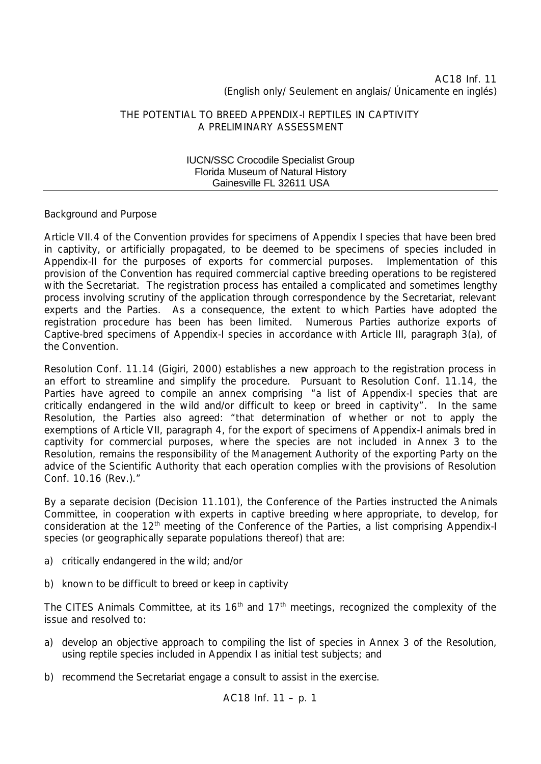AC18 Inf. 11
(English only/ Seulement en anglais/ Únicamente en inglés)

# THE POTENTIAL TO BREED APPENDIX-I REPTILES IN CAPTIVITY
# A PRELIMINARY ASSESSMENT

IUCN/SSC Crocodile Specialist Group
Florida Museum of Natural History
Gainesville FL 32611 USA

---

## Background and Purpose

Article VII.4 of the Convention provides for specimens of Appendix I species that have been bred in captivity, or artificially propagated, to be deemed to be specimens of species included in Appendix-II for the purposes of exports for commercial purposes. Implementation of this provision of the Convention has required commercial captive breeding operations to be registered with the Secretariat. The registration process has entailed a complicated and sometimes lengthy process involving scrutiny of the application through correspondence by the Secretariat, relevant experts and the Parties. As a consequence, the extent to which Parties have adopted the registration procedure has been has been limited. Numerous Parties authorize exports of Captive-bred specimens of Appendix-I species in accordance with Article III, paragraph 3(a), of the Convention.

Resolution Conf. 11.14 (Gigiri, 2000) establishes a new approach to the registration process in an effort to streamline and simplify the procedure. Pursuant to Resolution Conf. 11.14, the Parties have agreed to compile an annex comprising "a list of Appendix-I species that are critically endangered in the wild and/or difficult to keep or breed in captivity". In the same Resolution, the Parties also agreed: "that determination of whether or not to apply the exemptions of Article VII, paragraph 4, for the export of specimens of Appendix-I animals bred in captivity for commercial purposes, where the species are not included in Annex 3 to the Resolution, remains the responsibility of the Management Authority of the exporting Party on the advice of the Scientific Authority that each operation complies with the provisions of Resolution Conf. 10.16 (Rev.)."

By a separate decision (Decision 11.101), the Conference of the Parties instructed the Animals Committee, in cooperation with experts in captive breeding where appropriate, to develop, for consideration at the 12th meeting of the Conference of the Parties, a list comprising Appendix-I species (or geographically separate populations thereof) that are:

a) critically endangered in the wild; and/or

b) known to be difficult to breed or keep in captivity

The CITES Animals Committee, at its 16th and 17th meetings, recognized the complexity of the issue and resolved to:

a) develop an objective approach to compiling the list of species in Annex 3 of the Resolution, using reptile species included in Appendix I as initial test subjects; and

b) recommend the Secretariat engage a consult to assist in the exercise.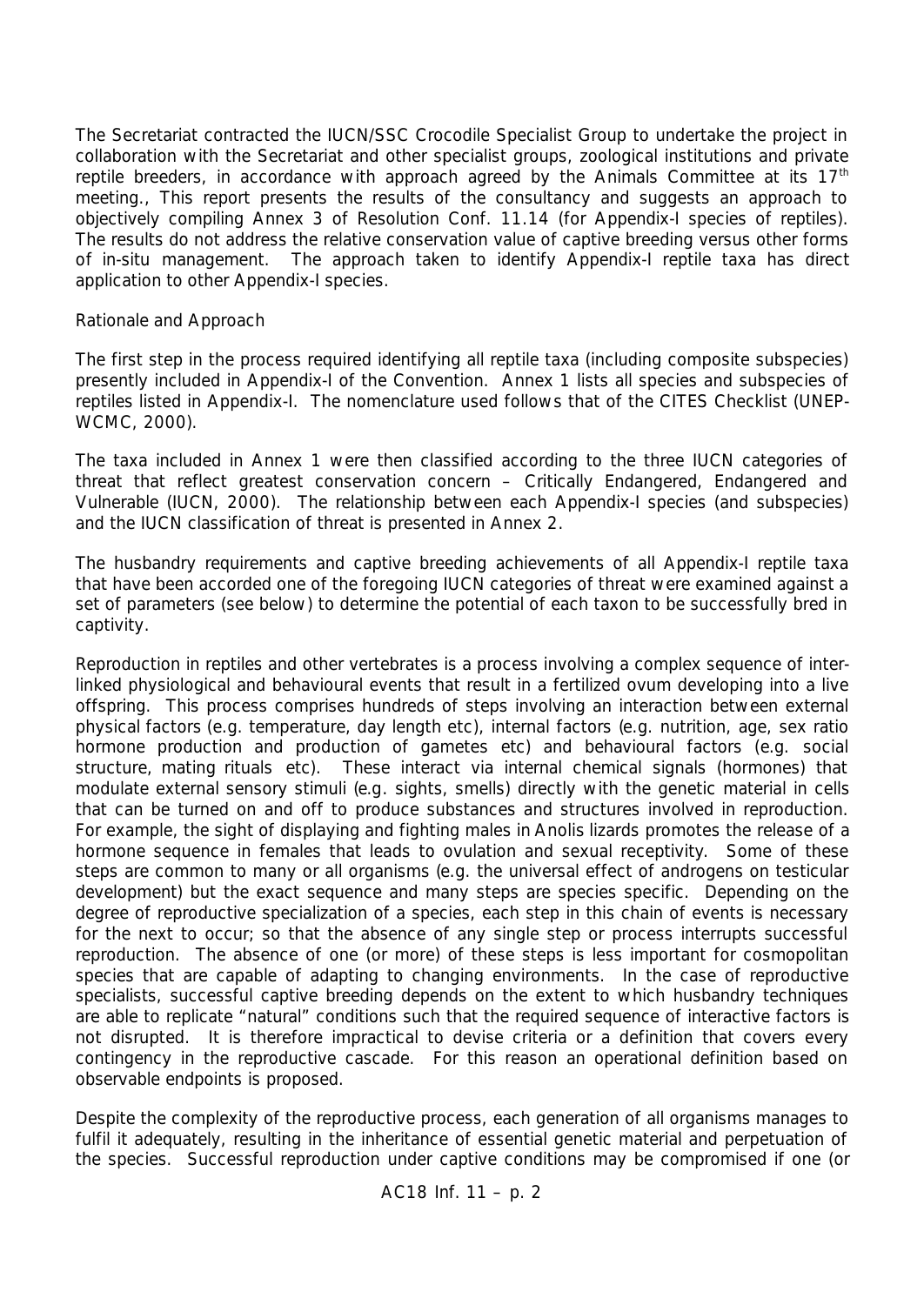The Secretariat contracted the IUCN/SSC Crocodile Specialist Group to undertake the project in collaboration with the Secretariat and other specialist groups, zoological institutions and private reptile breeders, in accordance with approach agreed by the Animals Committee at its $17^{th}$ meeting., This report presents the results of the consultancy and suggests an approach to objectively compiling Annex 3 of Resolution Conf. 11.14 (for Appendix-I species of reptiles). The results do not address the relative conservation value of captive breeding versus other forms of in-situ management. The approach taken to identify Appendix-I reptile taxa has direct application to other Appendix-I species.

## Rationale and Approach

The first step in the process required identifying all reptile taxa (including composite subspecies) presently included in Appendix-I of the Convention. Annex 1 lists all species and subspecies of reptiles listed in Appendix-I. The nomenclature used follows that of the CITES Checklist (UNEP-WCMC, 2000).

The taxa included in Annex 1 were then classified according to the three IUCN categories of threat that reflect greatest conservation concern – Critically Endangered, Endangered and Vulnerable (IUCN, 2000). The relationship between each Appendix-I species (and subspecies) and the IUCN classification of threat is presented in Annex 2.

The husbandry requirements and captive breeding achievements of all Appendix-I reptile taxa that have been accorded one of the foregoing IUCN categories of threat were examined against a set of parameters (see below) to determine the potential of each taxon to be successfully bred in captivity.

Reproduction in reptiles and other vertebrates is a process involving a complex sequence of inter-linked physiological and behavioural events that result in a fertilized ovum developing into a live offspring. This process comprises hundreds of steps involving an interaction between external physical factors (e.g. temperature, day length etc), internal factors (e.g. nutrition, age, sex ratio hormone production and production of gametes etc) and behavioural factors (e.g. social structure, mating rituals etc). These interact via internal chemical signals (hormones) that modulate external sensory stimuli (e.g. sights, smells) directly with the genetic material in cells that can be turned on and off to produce substances and structures involved in reproduction. For example, the sight of displaying and fighting males in *Anolis* lizards promotes the release of a hormone sequence in females that leads to ovulation and sexual receptivity. Some of these steps are common to many or all organisms (e.g. the universal effect of androgens on testicular development) but the exact sequence and many steps are species specific. Depending on the degree of reproductive specialization of a species, each step in this chain of events is necessary for the next to occur; so that the absence of any single step or process interrupts successful reproduction. The absence of one (or more) of these steps is less important for cosmopolitan species that are capable of adapting to changing environments. In the case of reproductive specialists, successful captive breeding depends on the extent to which husbandry techniques are able to replicate "natural" conditions such that the required sequence of interactive factors is not disrupted. It is therefore impractical to devise criteria or a definition that covers every contingency in the reproductive cascade. For this reason an operational definition based on observable endpoints is proposed.

Despite the complexity of the reproductive process, each generation of all organisms manages to fulfil it adequately, resulting in the inheritance of essential genetic material and perpetuation of the species. Successful reproduction under captive conditions may be compromised if one (or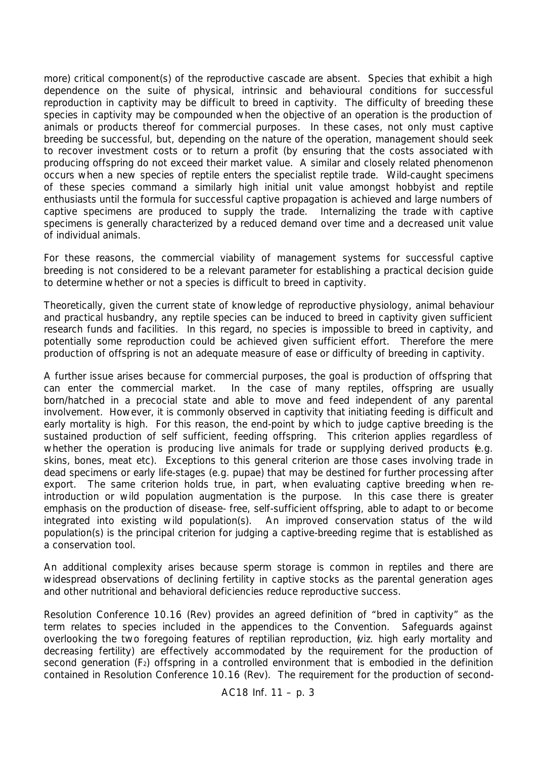more) critical component(s) of the reproductive cascade are absent. Species that exhibit a high dependence on the suite of physical, intrinsic and behavioural conditions for successful reproduction in captivity may be difficult to breed in captivity. The difficulty of breeding these species in captivity may be compounded when the objective of an operation is the production of animals or products thereof for commercial purposes. In these cases, not only must captive breeding be successful, but, depending on the nature of the operation, management should seek to recover investment costs or to return a profit (by ensuring that the costs associated with producing offspring do not exceed their market value. A similar and closely related phenomenon occurs when a new species of reptile enters the specialist reptile trade. Wild-caught specimens of these species command a similarly high initial unit value amongst hobbyist and reptile enthusiasts until the formula for successful captive propagation is achieved and large numbers of captive specimens are produced to supply the trade. Internalizing the trade with captive specimens is generally characterized by a reduced demand over time and a decreased unit value of individual animals.

For these reasons, the commercial viability of management systems for successful captive breeding is not considered to be a relevant parameter for establishing a practical decision guide to determine whether or not a species is difficult to breed in captivity.

Theoretically, given the current state of knowledge of reproductive physiology, animal behaviour and practical husbandry, any reptile species can be induced to breed in captivity given sufficient research funds and facilities. In this regard, no species is impossible to breed in captivity, and potentially some reproduction could be achieved given sufficient effort. Therefore the mere production of offspring is not an adequate measure of ease or difficulty of breeding in captivity.

A further issue arises because for commercial purposes, the goal is production of offspring that can enter the commercial market. In the case of many reptiles, offspring are usually born/hatched in a precocial state and able to move and feed independent of any parental involvement. However, it is commonly observed in captivity that initiating feeding is difficult and early mortality is high. For this reason, the end-point by which to judge captive breeding is the sustained production of self sufficient, feeding offspring. This criterion applies regardless of whether the operation is producing live animals for trade or supplying derived products (e.g. skins, bones, meat etc). Exceptions to this general criterion are those cases involving trade in dead specimens or early life-stages (e.g. pupae) that may be destined for further processing after export. The same criterion holds true, in part, when evaluating captive breeding when re-introduction or wild population augmentation is the purpose. In this case there is greater emphasis on the production of disease- free, self-sufficient offspring, able to adapt to or become integrated into existing wild population(s). An improved conservation status of the wild population(s) is the principal criterion for judging a captive-breeding regime that is established as a conservation tool.

An additional complexity arises because sperm storage is common in reptiles and there are widespread observations of declining fertility in captive stocks as the parental generation ages and other nutritional and behavioral deficiencies reduce reproductive success.

Resolution Conference 10.16 (Rev) provides an agreed definition of "bred in captivity" as the term relates to species included in the appendices to the Convention. Safeguards against overlooking the two foregoing features of reptilian reproduction, (viz. high early mortality and decreasing fertility) are effectively accommodated by the requirement for the production of second generation ($F_2$) offspring in a controlled environment that is embodied in the definition contained in Resolution Conference 10.16 (Rev). The requirement for the production of second-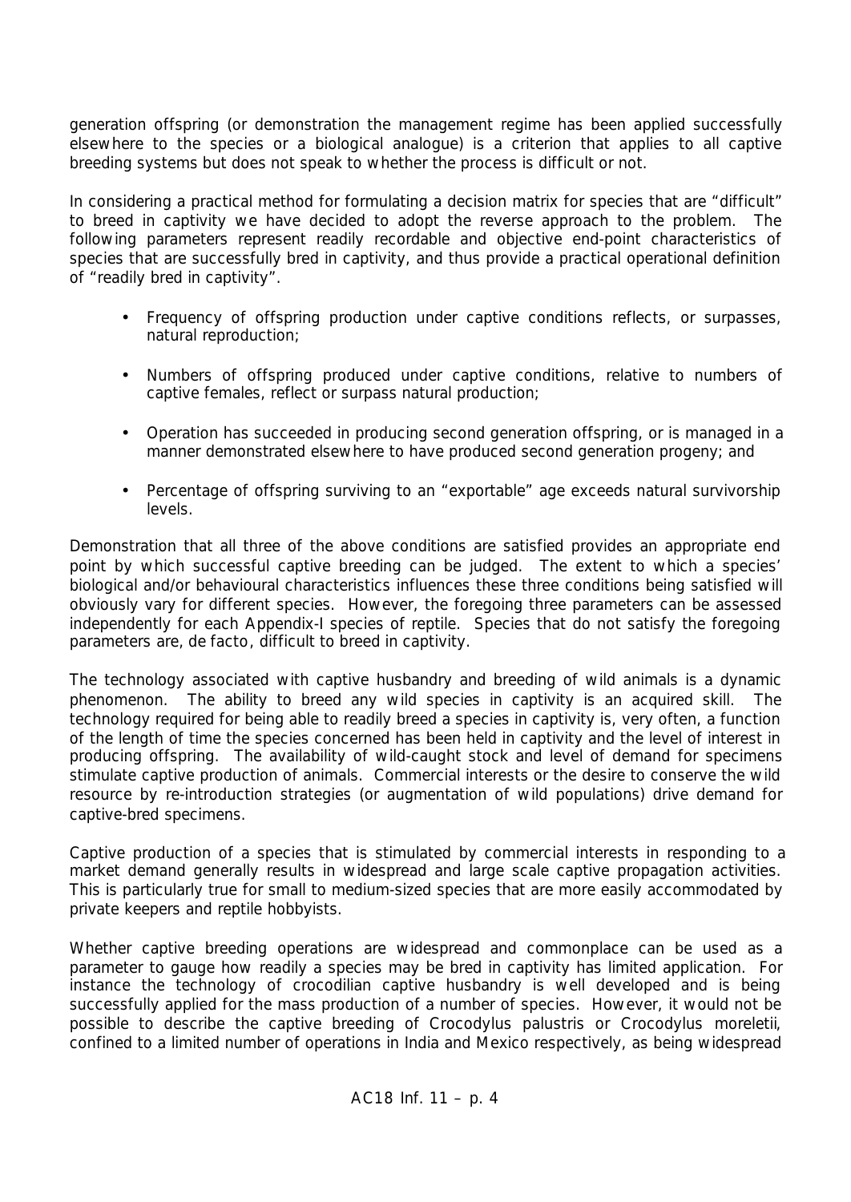generation offspring (or demonstration the management regime has been applied successfully elsewhere to the species or a biological analogue) is a criterion that applies to all captive breeding systems but does not speak to whether the process is difficult or not.

In considering a practical method for formulating a decision matrix for species that are "difficult" to breed in captivity we have decided to adopt the reverse approach to the problem. The following parameters represent readily recordable and objective end-point characteristics of species that are successfully bred in captivity, and thus provide a practical operational definition of "readily bred in captivity".

- Frequency of offspring production under captive conditions reflects, or surpasses, natural reproduction;
- Numbers of offspring produced under captive conditions, relative to numbers of captive females, reflect or surpass natural production;
- Operation has succeeded in producing second generation offspring, or is managed in a manner demonstrated elsewhere to have produced second generation progeny; and
- Percentage of offspring surviving to an "exportable" age exceeds natural survivorship levels.

Demonstration that all three of the above conditions are satisfied provides an appropriate end point by which successful captive breeding can be judged. The extent to which a species' biological and/or behavioural characteristics influences these three conditions being satisfied will obviously vary for different species. However, the foregoing three parameters can be assessed independently for each Appendix-I species of reptile. Species that do not satisfy the foregoing parameters are, *de facto*, difficult to breed in captivity.

The technology associated with captive husbandry and breeding of wild animals is a dynamic phenomenon. The ability to breed any wild species in captivity is an acquired skill. The technology required for being able to readily breed a species in captivity is, very often, a function of the length of time the species concerned has been held in captivity and the level of interest in producing offspring. The availability of wild-caught stock and level of demand for specimens stimulate captive production of animals. Commercial interests or the desire to conserve the wild resource by re-introduction strategies (or augmentation of wild populations) drive demand for captive-bred specimens.

Captive production of a species that is stimulated by commercial interests in responding to a market demand generally results in widespread and large scale captive propagation activities. This is particularly true for small to medium-sized species that are more easily accommodated by private keepers and reptile hobbyists.

Whether captive breeding operations are widespread and commonplace can be used as a parameter to gauge how readily a species may be bred in captivity has limited application. For instance the technology of crocodilian captive husbandry is well developed and is being successfully applied for the mass production of a number of species. However, it would not be possible to describe the captive breeding of *Crocodylus palustris* or *Crocodylus moreletii*, confined to a limited number of operations in India and Mexico respectively, as being widespread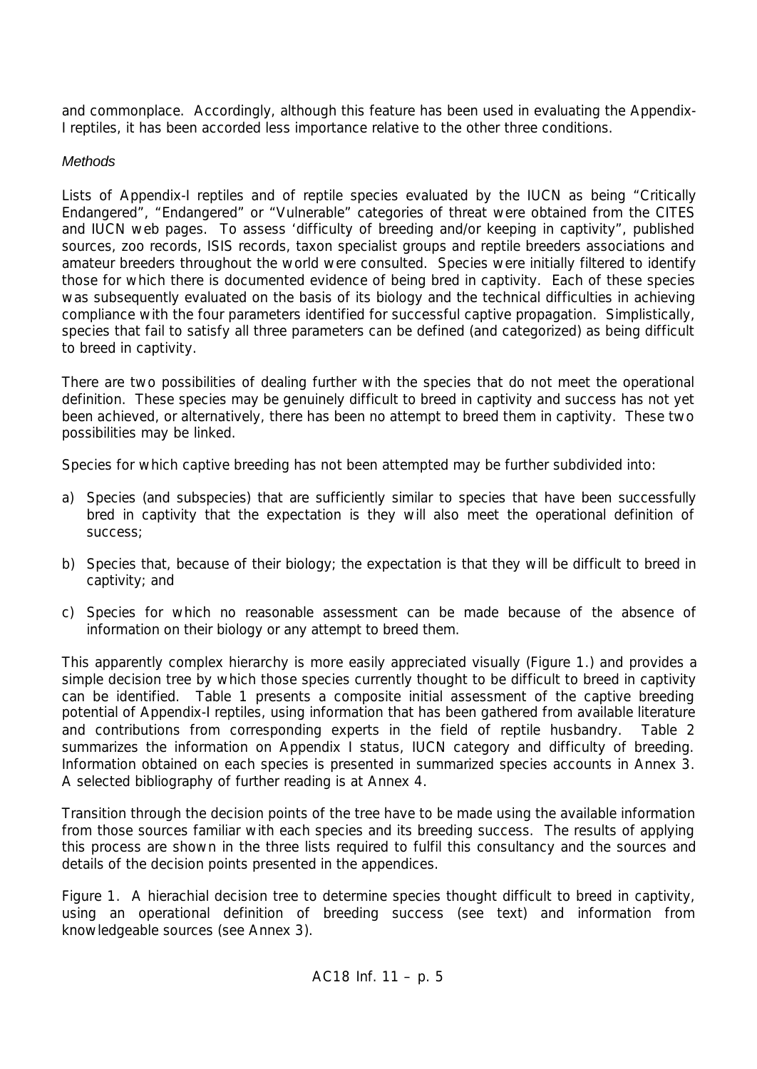and commonplace. Accordingly, although this feature has been used in evaluating the Appendix-I reptiles, it has been accorded less importance relative to the other three conditions.

*Methods*

Lists of Appendix-I reptiles and of reptile species evaluated by the IUCN as being "Critically Endangered", "Endangered" or "Vulnerable" categories of threat were obtained from the CITES and IUCN web pages. To assess 'difficulty of breeding and/or keeping in captivity", published sources, zoo records, ISIS records, taxon specialist groups and reptile breeders associations and amateur breeders throughout the world were consulted. Species were initially filtered to identify those for which there is documented evidence of being bred in captivity. Each of these species was subsequently evaluated on the basis of its biology and the technical difficulties in achieving compliance with the four parameters identified for successful captive propagation. Simplistically, species that fail to satisfy all three parameters can be defined (and categorized) as being difficult to breed in captivity.

There are two possibilities of dealing further with the species that do not meet the operational definition. These species may be genuinely difficult to breed in captivity and success has not yet been achieved, or alternatively, there has been no attempt to breed them in captivity. These two possibilities may be linked.

Species for which captive breeding has not been attempted may be further subdivided into:

a) Species (and subspecies) that are sufficiently similar to species that have been successfully bred in captivity that the expectation is they will also meet the operational definition of success;

b) Species that, because of their biology; the expectation is that they will be difficult to breed in captivity; and

c) Species for which no reasonable assessment can be made because of the absence of information on their biology or any attempt to breed them.

This apparently complex hierarchy is more easily appreciated visually (Figure 1.) and provides a simple decision tree by which those species currently thought to be difficult to breed in captivity can be identified. Table 1 presents a composite initial assessment of the captive breeding potential of Appendix-I reptiles, using information that has been gathered from available literature and contributions from corresponding experts in the field of reptile husbandry. Table 2 summarizes the information on Appendix I status, IUCN category and difficulty of breeding. Information obtained on each species is presented in summarized species accounts in Annex 3. A selected bibliography of further reading is at Annex 4.

Transition through the decision points of the tree have to be made using the available information from those sources familiar with each species and its breeding success. The results of applying this process are shown in the three lists required to fulfil this consultancy and the sources and details of the decision points presented in the appendices.

Figure 1. A hierachial decision tree to determine species thought difficult to breed in captivity, using an operational definition of breeding success (see text) and information from knowledgeable sources (see Annex 3).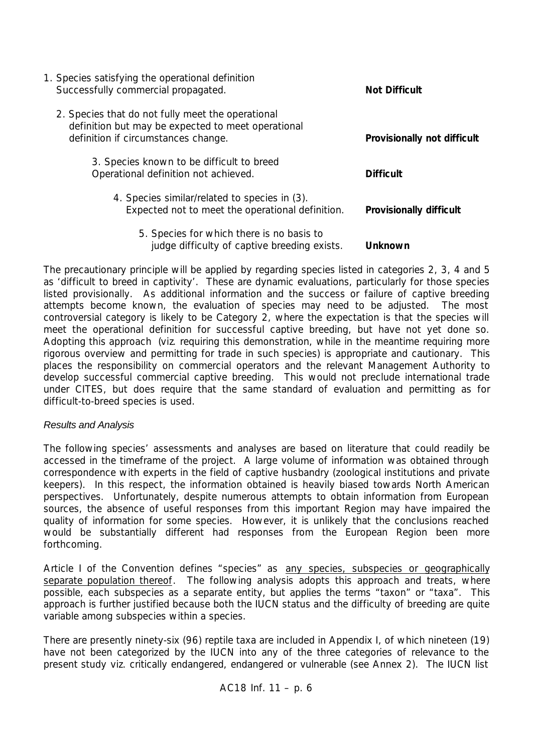1. Species satisfying the operational definition Successfully commercial propagated. **Not Difficult**

2. Species that do not fully meet the operational definition but may be expected to meet operational definition if circumstances change. **Provisionally not difficult**

3. Species known to be difficult to breed Operational definition not achieved. **Difficult**

4. Species similar/related to species in (3). Expected not to meet the operational definition. **Provisionally difficult**

5. Species for which there is no basis to judge difficulty of captive breeding exists. **Unknown**

The precautionary principle will be applied by regarding species listed in categories 2, 3, 4 and 5 as 'difficult to breed in captivity'. These are dynamic evaluations, particularly for those species listed provisionally. As additional information and the success or failure of captive breeding attempts become known, the evaluation of species may need to be adjusted. The most controversial category is likely to be Category 2, where the expectation is that the species will meet the operational definition for successful captive breeding, but have not yet done so. Adopting this approach (viz. requiring this demonstration, while in the meantime requiring more rigorous overview and permitting for trade in such species) is appropriate and cautionary. This places the responsibility on commercial operators and the relevant Management Authority to develop successful commercial captive breeding. This would not preclude international trade under CITES, but does require that the same standard of evaluation and permitting as for difficult-to-breed species is used.

*Results and Analysis*

The following species' assessments and analyses are based on literature that could readily be accessed in the timeframe of the project. A large volume of information was obtained through correspondence with experts in the field of captive husbandry (zoological institutions and private keepers). In this respect, the information obtained is heavily biased towards North American perspectives. Unfortunately, despite numerous attempts to obtain information from European sources, the absence of useful responses from this important Region may have impaired the quality of information for some species. However, it is unlikely that the conclusions reached would be substantially different had responses from the European Region been more forthcoming.

Article I of the Convention defines "species" as any species, subspecies or geographically separate population thereof. The following analysis adopts this approach and treats, where possible, each subspecies as a separate entity, but applies the terms "taxon" or "taxa". This approach is further justified because both the IUCN status and the difficulty of breeding are quite variable among subspecies within a species.

There are presently ninety-six (96) reptile taxa are included in Appendix I, of which nineteen (19) have not been categorized by the IUCN into any of the three categories of relevance to the present study viz. critically endangered, endangered or vulnerable (see Annex 2). The IUCN list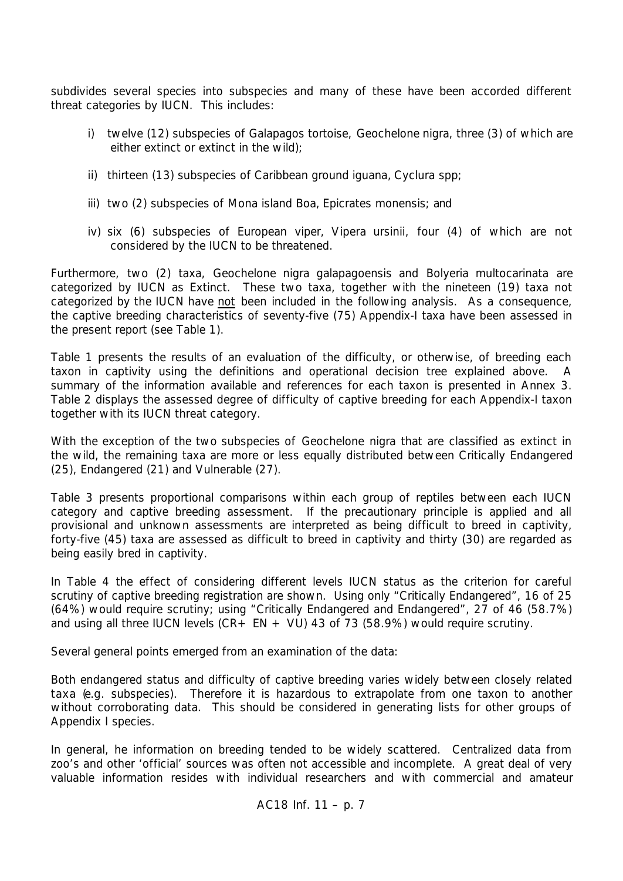subdivides several species into subspecies and many of these have been accorded different threat categories by IUCN. This includes:

i) twelve (12) subspecies of Galapagos tortoise, *Geochelone nigra*, three (3) of which are either extinct or extinct in the wild);

ii) thirteen (13) subspecies of Caribbean ground iguana, *Cyclura* spp;

iii) two (2) subspecies of Mona island Boa, *Epicrates monensis*; and

iv) six (6) subspecies of European viper, *Vipera ursinii*, four (4) of which are not considered by the IUCN to be threatened.

Furthermore, two (2) taxa, *Geochelone nigra galapagoensis* and *Bolyeria multocarinata* are categorized by IUCN as Extinct. These two taxa, together with the nineteen (19) taxa not categorized by the IUCN have not been included in the following analysis. As a consequence, the captive breeding characteristics of seventy-five (75) Appendix-I taxa have been assessed in the present report (see Table 1).

Table 1 presents the results of an evaluation of the difficulty, or otherwise, of breeding each taxon in captivity using the definitions and operational decision tree explained above. A summary of the information available and references for each taxon is presented in Annex 3. Table 2 displays the assessed degree of difficulty of captive breeding for each Appendix-I taxon together with its IUCN threat category.

With the exception of the two subspecies of *Geochelone nigra* that are classified as extinct in the wild, the remaining taxa are more or less equally distributed between Critically Endangered (25), Endangered (21) and Vulnerable (27).

Table 3 presents proportional comparisons within each group of reptiles between each IUCN category and captive breeding assessment. If the precautionary principle is applied and all provisional and unknown assessments are interpreted as being difficult to breed in captivity, forty-five (45) taxa are assessed as difficult to breed in captivity and thirty (30) are regarded as being easily bred in captivity.

In Table 4 the effect of considering different levels IUCN status as the criterion for careful scrutiny of captive breeding registration are shown. Using only "Critically Endangered", 16 of 25 (64%) would require scrutiny; using "Critically Endangered and Endangered", 27 of 46 (58.7%) and using all three IUCN levels (CR+ EN + VU) 43 of 73 (58.9%) would require scrutiny.

Several general points emerged from an examination of the data:

Both endangered status and difficulty of captive breeding varies widely between closely related taxa (e.g. subspecies). Therefore it is hazardous to extrapolate from one taxon to another without corroborating data. This should be considered in generating lists for other groups of Appendix I species.

In general, he information on breeding tended to be widely scattered. Centralized data from zoo's and other 'official' sources was often not accessible and incomplete. A great deal of very valuable information resides with individual researchers and with commercial and amateur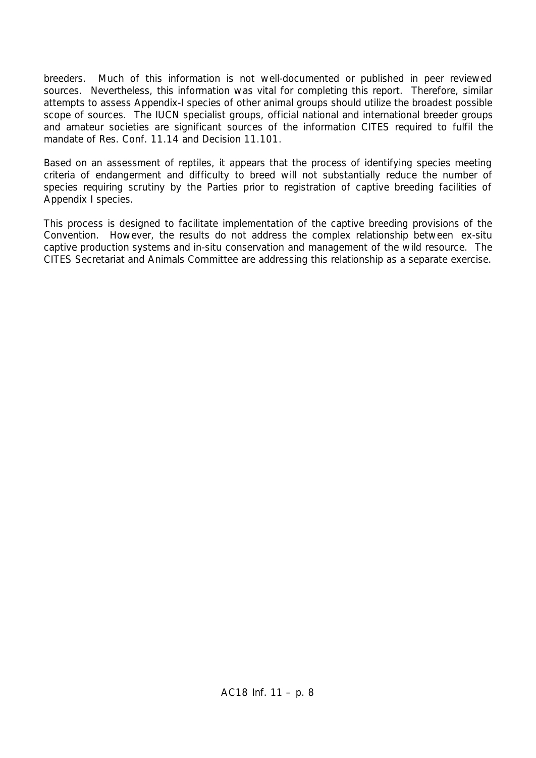breeders. Much of this information is not well-documented or published in peer reviewed sources. Nevertheless, this information was vital for completing this report. Therefore, similar attempts to assess Appendix-I species of other animal groups should utilize the broadest possible scope of sources. The IUCN specialist groups, official national and international breeder groups and amateur societies are significant sources of the information CITES required to fulfil the mandate of Res. Conf. 11.14 and Decision 11.101.

Based on an assessment of reptiles, it appears that the process of identifying species meeting criteria of endangerment and difficulty to breed will not substantially reduce the number of species requiring scrutiny by the Parties prior to registration of captive breeding facilities of Appendix I species.

This process is designed to facilitate implementation of the captive breeding provisions of the Convention. However, the results do not address the complex relationship between ex-situ captive production systems and in-situ conservation and management of the wild resource. The CITES Secretariat and Animals Committee are addressing this relationship as a separate exercise.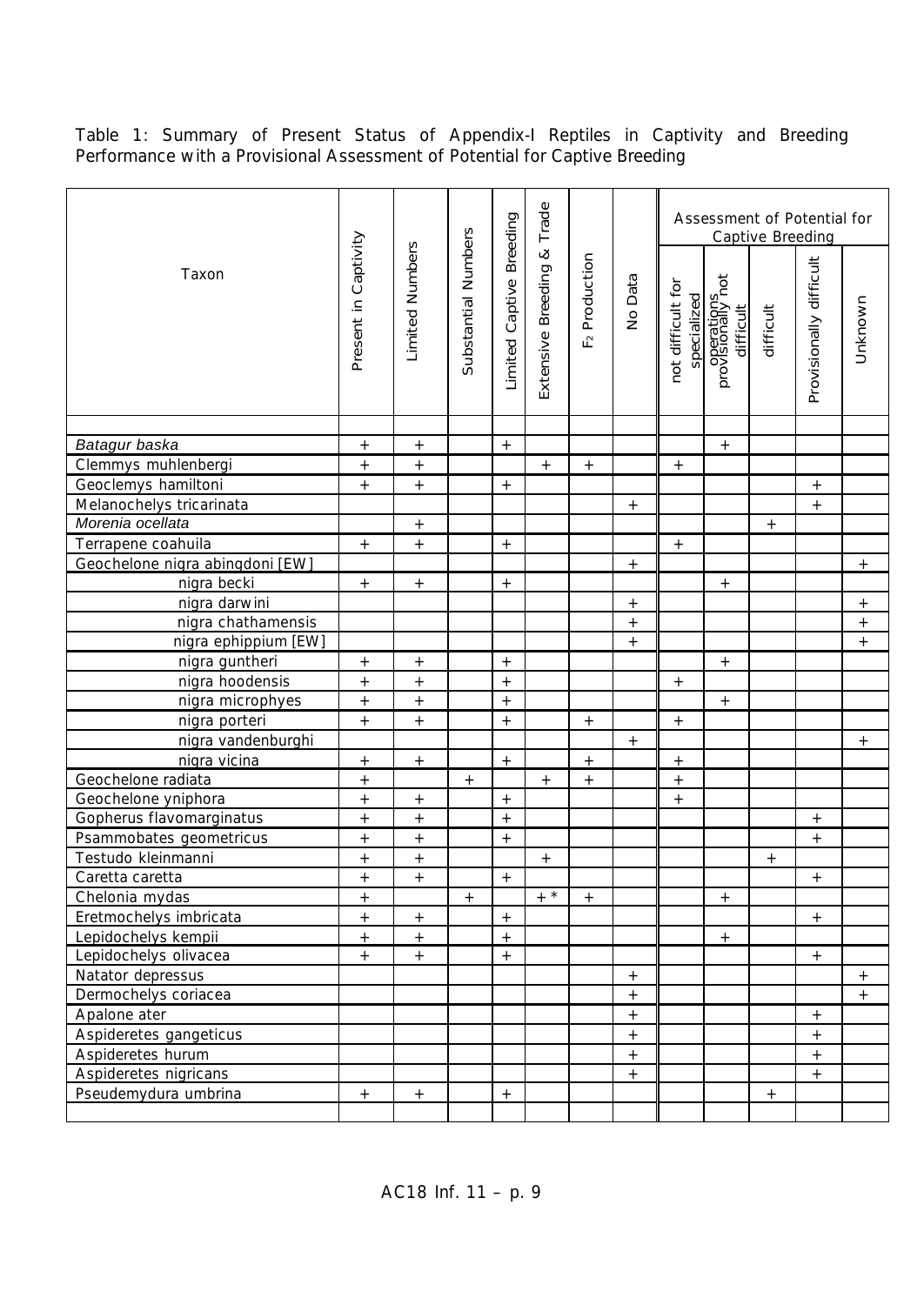Table 1: Summary of Present Status of Appendix-I Reptiles in Captivity and Breeding Performance with a Provisional Assessment of Potential for Captive Breeding

| Taxon | Present in Captivity | Limited Numbers | Substantial Numbers | Limited Captive Breeding | Extensive Breeding & Trade | $F_2$ Production | No Data | Assessment of Potential for Captive Breeding | | | | |
|---|---|---|---|---|---|---|---|---|---|---|---|---|
| | | | | | | | | not difficult for specialized operations | provisionally not difficult | difficult | Provisionally difficult | Unknown |
| *Batagur baska* | + | + | | + | | | | | + | | | |
| Clemmys muhlenbergi | + | + | | | + | + | | + | | | | |
| Geoclemys hamiltoni | + | + | | + | | | | | | | + | |
| Melanochelys tricarinata | | | | | | | + | | | | + | |
| *Morenia ocellata* | | + | | | | | | | | + | | |
| Terrapene coahuila | + | + | | + | | | | + | | | | |
| Geochelone nigra abingdoni [EW] | | | | | | | + | | | | | + |
| nigra becki | + | + | | + | | | | | + | | | |
| nigra darwini | | | | | | | + | | | | | + |
| nigra chathamensis | | | | | | | + | | | | | + |
| nigra ephippium [EW] | | | | | | | + | | | | | + |
| nigra guntheri | + | + | | + | | | | | + | | | |
| nigra hoodensis | + | + | | + | | | | + | | | | |
| nigra microphyes | + | + | | + | | | | | + | | | |
| nigra porteri | + | + | | + | | + | | + | | | | |
| nigra vandenburghi | | | | | | | + | | | | | + |
| nigra vicina | + | + | | + | | + | | + | | | | |
| Geochelone radiata | + | | + | | + | + | | + | | | | |
| Geochelone yniphora | + | + | | + | | | | + | | | | |
| Gopherus flavomarginatus | + | + | | + | | | | | | | + | |
| Psammobates geometricus | + | + | | + | | | | | | | + | |
| Testudo kleinmanni | + | + | | | + | | | | | + | | |
| Caretta caretta | + | + | | + | | | | | | | + | |
| Chelonia mydas | + | | + | | + * | + | | | + | | | |
| Eretmochelys imbricata | + | + | | + | | | | | | | + | |
| Lepidochelys kempii | + | + | | + | | | | | + | | | |
| Lepidochelys olivacea | + | + | | + | | | | | | | + | |
| Natator depressus | | | | | | | + | | | | | + |
| Dermochelys coriacea | | | | | | | + | | | | | + |
| Apalone ater | | | | | | | + | | | | + | |
| Aspideretes gangeticus | | | | | | | + | | | | + | |
| Aspideretes hurum | | | | | | | + | | | | + | |
| Aspideretes nigricans | | | | | | | + | | | | + | |
| Pseudemydura umbrina | + | + | | + | | | | | | + | | |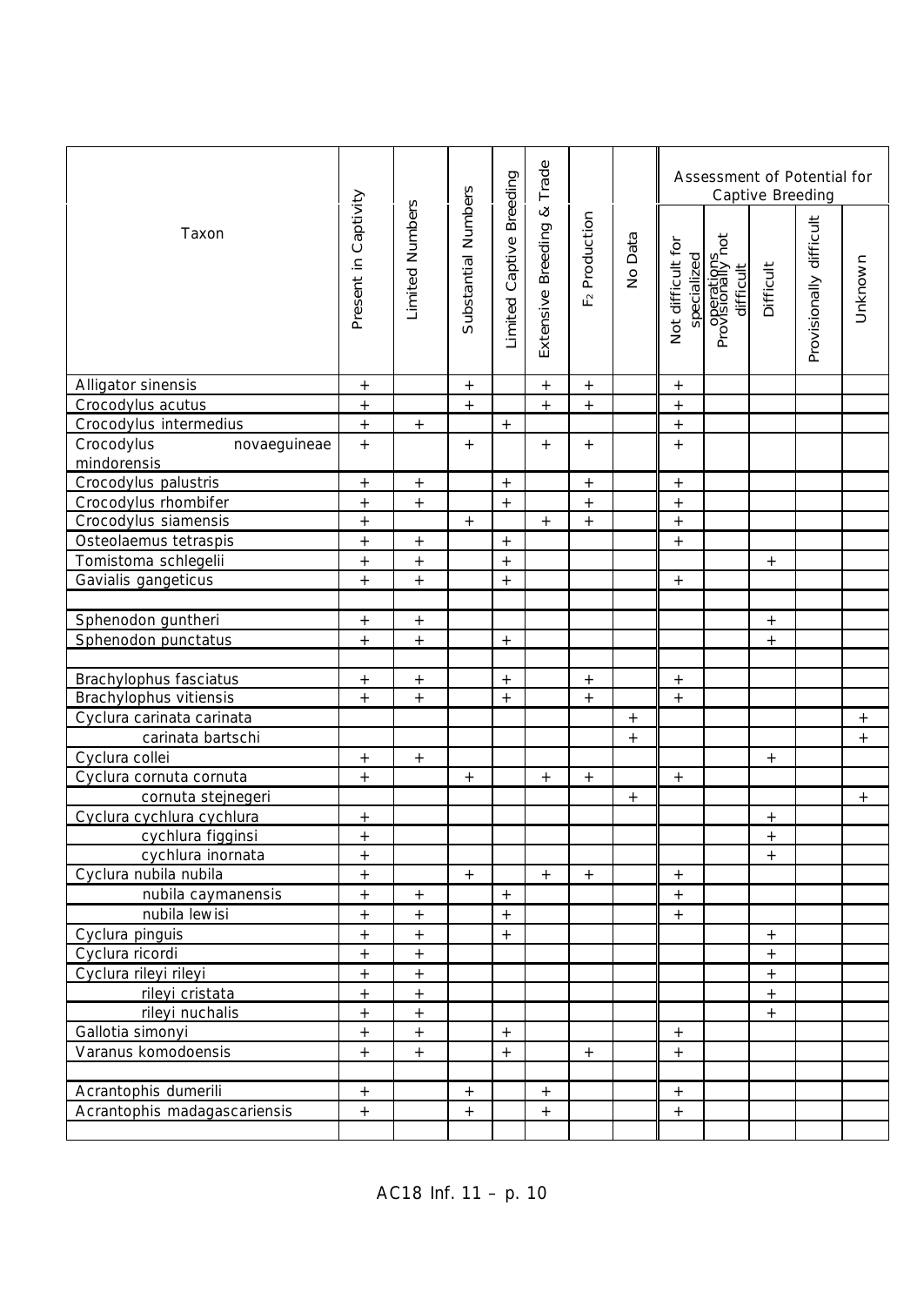| Taxon | Present in Captivity | Limited Numbers | Substantial Numbers | Limited Captive Breeding | Extensive Breeding & Trade | $F_2$ Production | No Data | Assessment of Potential for Captive Breeding | | | | |
|---|---|---|---|---|---|---|---|---|---|---|---|---|
| | | | | | | | | Not difficult for specialized operations | Provisionally not difficult | Difficult | Provisionally difficult | Unknown |
| Alligator sinensis | + | | + | | + | + | | + | | | | |
| Crocodylus acutus | + | | + | | + | + | | + | | | | |
| Crocodylus intermedius | + | + | | + | | | | + | | | | |
| Crocodylus novaeguineae mindorensis | + | | + | | + | + | | + | | | | |
| Crocodylus palustris | + | + | | + | | + | | + | | | | |
| Crocodylus rhombifer | + | + | | + | | + | | + | | | | |
| Crocodylus siamensis | + | | + | | + | + | | + | | | | |
| Osteolaemus tetraspis | + | + | | + | | | | + | | | | |
| Tomistoma schlegelii | + | + | | + | | | | | | + | | |
| Gavialis gangeticus | + | + | | + | | | | + | | | | |
| | | | | | | | | | | | | |
| Sphenodon guntheri | + | + | | | | | | | | + | | |
| Sphenodon punctatus | + | + | | + | | | | | | + | | |
| | | | | | | | | | | | | |
| Brachylophus fasciatus | + | + | | + | | + | | + | | | | |
| Brachylophus vitiensis | + | + | | + | | + | | + | | | | |
| Cyclura carinata carinata | | | | | | | + | | | | | + |
| carinata bartschi | | | | | | | + | | | | | + |
| Cyclura collei | + | + | | | | | | | | + | | |
| Cyclura cornuta cornuta | + | | + | | + | + | | + | | | | |
| cornuta stejnegeri | | | | | | | + | | | | | + |
| Cyclura cychlura cychlura | + | | | | | | | | | + | | |
| cychlura figginsi | + | | | | | | | | | + | | |
| cychlura inornata | + | | | | | | | | | + | | |
| Cyclura nubila nubila | + | | + | | + | + | | + | | | | |
| nubila caymanensis | + | + | | + | | | | + | | | | |
| nubila lewisi | + | + | | + | | | | + | | | | |
| Cyclura pinguis | + | + | | + | | | | | | + | | |
| Cyclura ricordi | + | + | | | | | | | | + | | |
| Cyclura rileyi rileyi | + | + | | | | | | | | + | | |
| rileyi cristata | + | + | | | | | | | | + | | |
| rileyi nuchalis | + | + | | | | | | | | + | | |
| Gallotia simonyi | + | + | | + | | | | + | | | | |
| Varanus komodoensis | + | + | | + | | + | | + | | | | |
| | | | | | | | | | | | | |
| Acrantophis dumerili | + | | + | | + | | | + | | | | |
| Acrantophis madagascariensis | + | | + | | + | | | + | | | | |
| | | | | | | | | | | | | |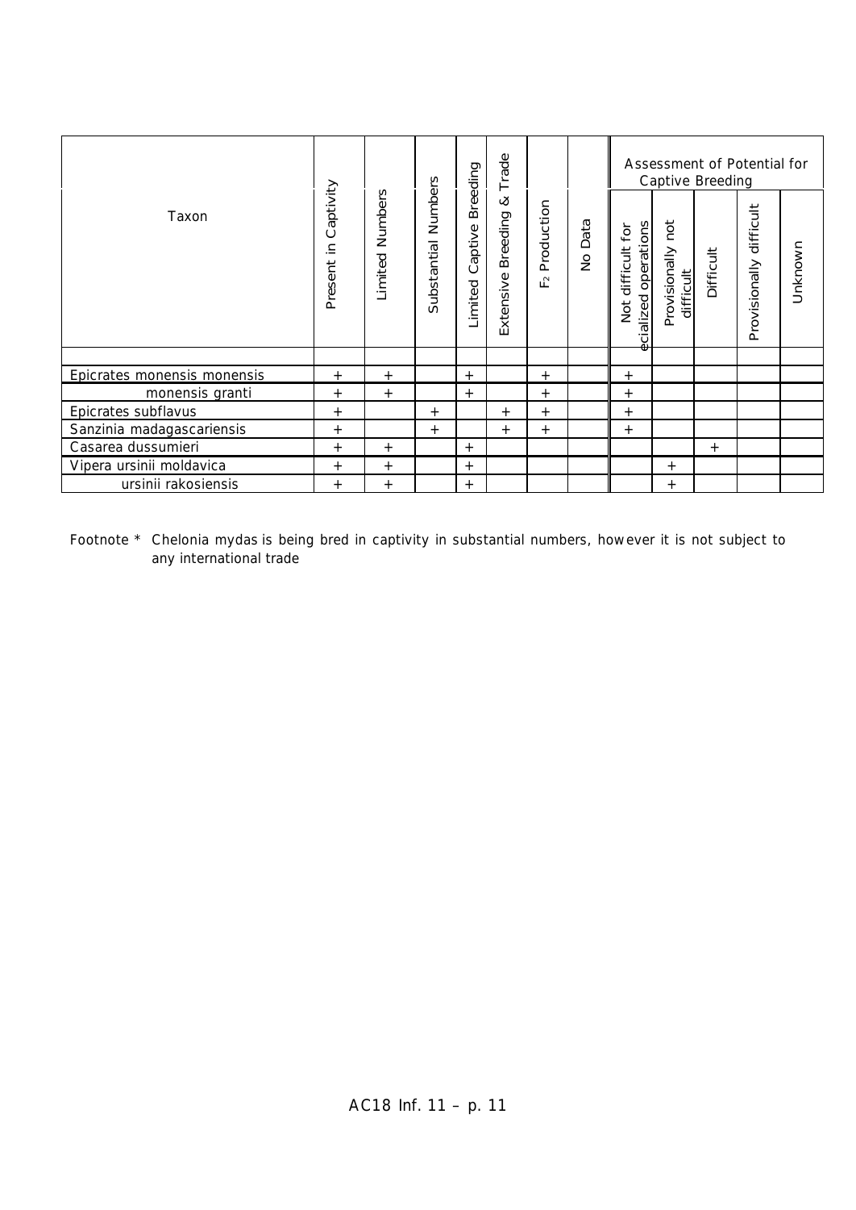| Taxon | Present in Captivity | Limited Numbers | Substantial Numbers | Limited Captive Breeding | Extensive Breeding & Trade | $F_2$ Production | No Data | Assessment of Potential for Captive Breeding | | | | |
|---|---|---|---|---|---|---|---|---|---|---|---|---|
| | | | | | | | | Not difficult for ecialized operations | Provisionally not difficult | Difficult | Provisionally difficult | Unknown |
| | | | | | | | | | | | | |
| Epicrates monensis monensis | + | + | | + | | + | | + | | | | |
| monensis granti | + | + | | + | | + | | + | | | | |
| Epicrates subflavus | + | | + | | + | + | | + | | | | |
| Sanzinia madagascariensis | + | | + | | + | + | | + | | | | |
| Casarea dussumieri | + | + | | + | | | | | | + | | |
| Vipera ursinii moldavica | + | + | | + | | | | | + | | | |
| ursinii rakosiensis | + | + | | + | | | | | + | | | |

Footnote * Chelonia mydas is being bred in captivity in substantial numbers, however it is not subject to any international trade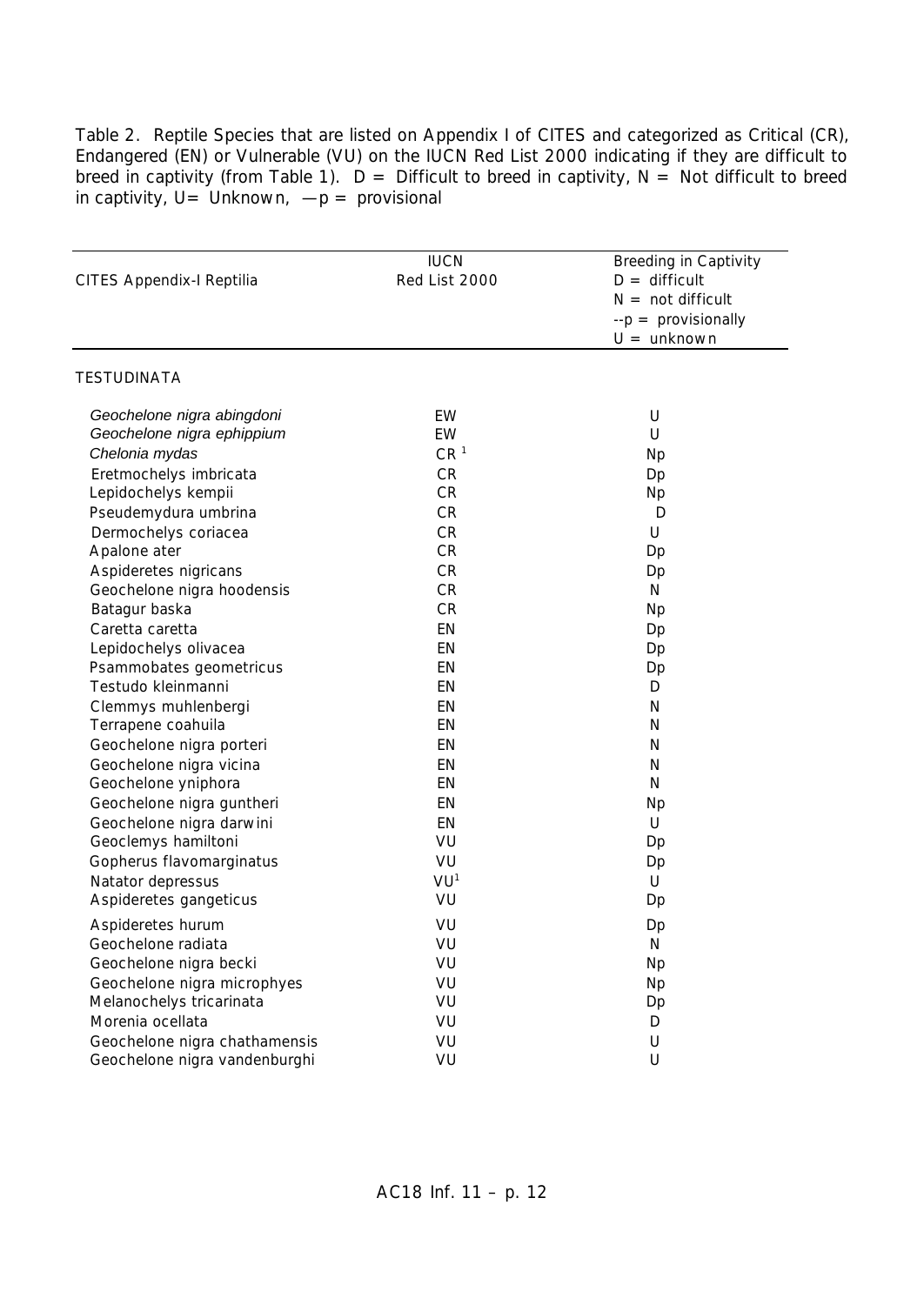Table 2. Reptile Species that are listed on Appendix I of CITES and categorized as Critical (CR), Endangered (EN) or Vulnerable (VU) on the IUCN Red List 2000 indicating if they are difficult to breed in captivity (from Table 1). D = Difficult to breed in captivity, N = Not difficult to breed in captivity, U= Unknown, —p = provisional

| CITES Appendix-I Reptilia | IUCN Red List 2000 | Breeding in Captivity D = difficult N = not difficult --p = provisionally U = unknown |
|---|---|---|
| TESTUDINATA | | |
| *Geochelone nigra abingdoni* | EW | U |
| *Geochelone nigra ephippium* | EW | U |
| *Chelonia mydas* | CR [1] | Np |
| Eretmochelys imbricata | CR | Dp |
| Lepidochelys kempii | CR | Np |
| Pseudemydura umbrina | CR | D |
| Dermochelys coriacea | CR | U |
| Apalone ater | CR | Dp |
| Aspideretes nigricans | CR | Dp |
| Geochelone nigra hoodensis | CR | N |
| Batagur baska | CR | Np |
| Caretta caretta | EN | Dp |
| Lepidochelys olivacea | EN | Dp |
| Psammobates geometricus | EN | Dp |
| Testudo kleinmanni | EN | D |
| Clemmys muhlenbergi | EN | N |
| Terrapene coahuila | EN | N |
| Geochelone nigra porteri | EN | N |
| Geochelone nigra vicina | EN | N |
| Geochelone yniphora | EN | N |
| Geochelone nigra guntheri | EN | Np |
| Geochelone nigra darwini | EN | U |
| Geoclemys hamiltoni | VU | Dp |
| Gopherus flavomarginatus | VU | Dp |
| Natator depressus | VU [1] | U |
| Aspideretes gangeticus | VU | Dp |
| Aspideretes hurum | VU | Dp |
| Geochelone radiata | VU | N |
| Geochelone nigra becki | VU | Np |
| Geochelone nigra microphyes | VU | Np |
| Melanochelys tricarinata | VU | Dp |
| Morenia ocellata | VU | D |
| Geochelone nigra chathamensis | VU | U |
| Geochelone nigra vandenburghi | VU | U |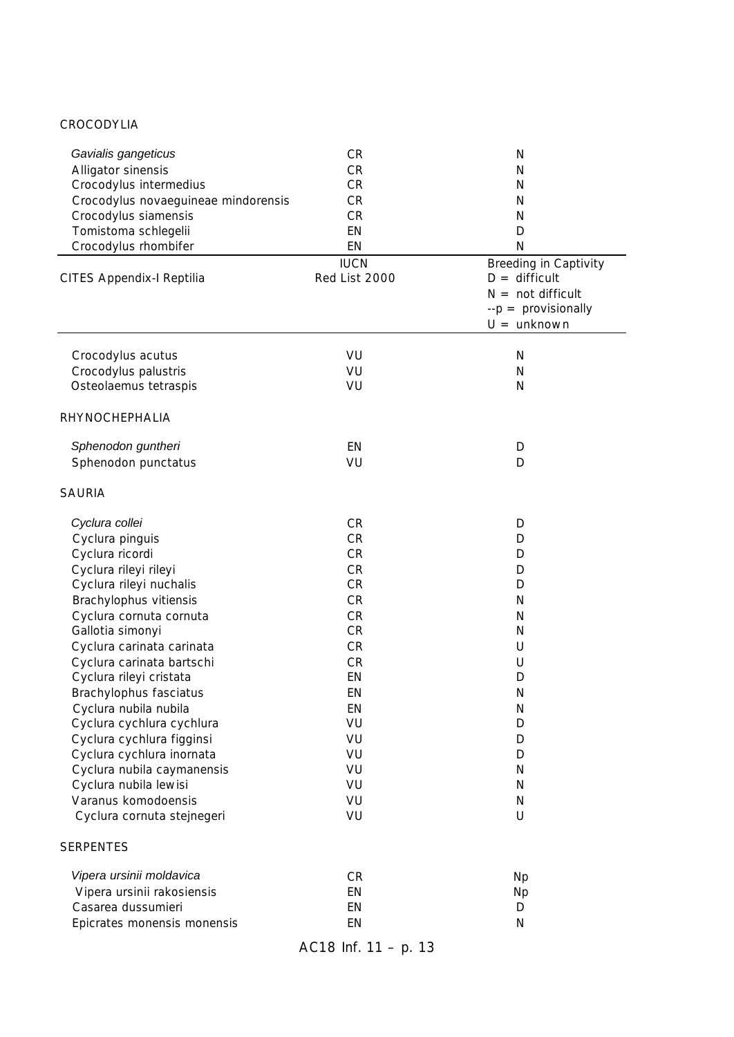CROCODYLIA

| | | |
|---|---|---|
| *Gavialis gangeticus* | CR | N |
| Alligator sinensis | CR | N |
| Crocodylus intermedius | CR | N |
| Crocodylus novaeguineae mindorensis | CR | N |
| Crocodylus siamensis | CR | N |
| Tomistoma schlegelii | EN | D |
| Crocodylus rhombifer | EN | N |

| CITES Appendix-I Reptilia | IUCN Red List 2000 | Breeding in Captivity D = difficult N = not difficult --p = provisionally U = unknown |
|---|---|---|
| Crocodylus acutus | VU | N |
| Crocodylus palustris | VU | N |
| Osteolaemus tetraspis | VU | N |

RHYNOCHEPHALIA

| | | |
|---|---|---|
| *Sphenodon guntheri* | EN | D |
| Sphenodon punctatus | VU | D |

SAURIA

| | | |
|---|---|---|
| *Cyclura collei* | CR | D |
| Cyclura pinguis | CR | D |
| Cyclura ricordi | CR | D |
| Cyclura rileyi rileyi | CR | D |
| Cyclura rileyi nuchalis | CR | D |
| Brachylophus vitiensis | CR | N |
| Cyclura cornuta cornuta | CR | N |
| Gallotia simonyi | CR | N |
| Cyclura carinata carinata | CR | U |
| Cyclura carinata bartschi | CR | U |
| Cyclura rileyi cristata | EN | D |
| Brachylophus fasciatus | EN | N |
| Cyclura nubila nubila | EN | N |
| Cyclura cychlura cychlura | VU | D |
| Cyclura cychlura figginsi | VU | D |
| Cyclura cychlura inornata | VU | D |
| Cyclura nubila caymanensis | VU | N |
| Cyclura nubila lewisi | VU | N |
| Varanus komodoensis | VU | N |
| Cyclura cornuta stejnegeri | VU | U |

SERPENTES

| | | |
|---|---|---|
| *Vipera ursinii moldavica* | CR | Np |
| Vipera ursinii rakosiensis | EN | Np |
| Casarea dussumieri | EN | D |
| Epicrates monensis monensis | EN | N |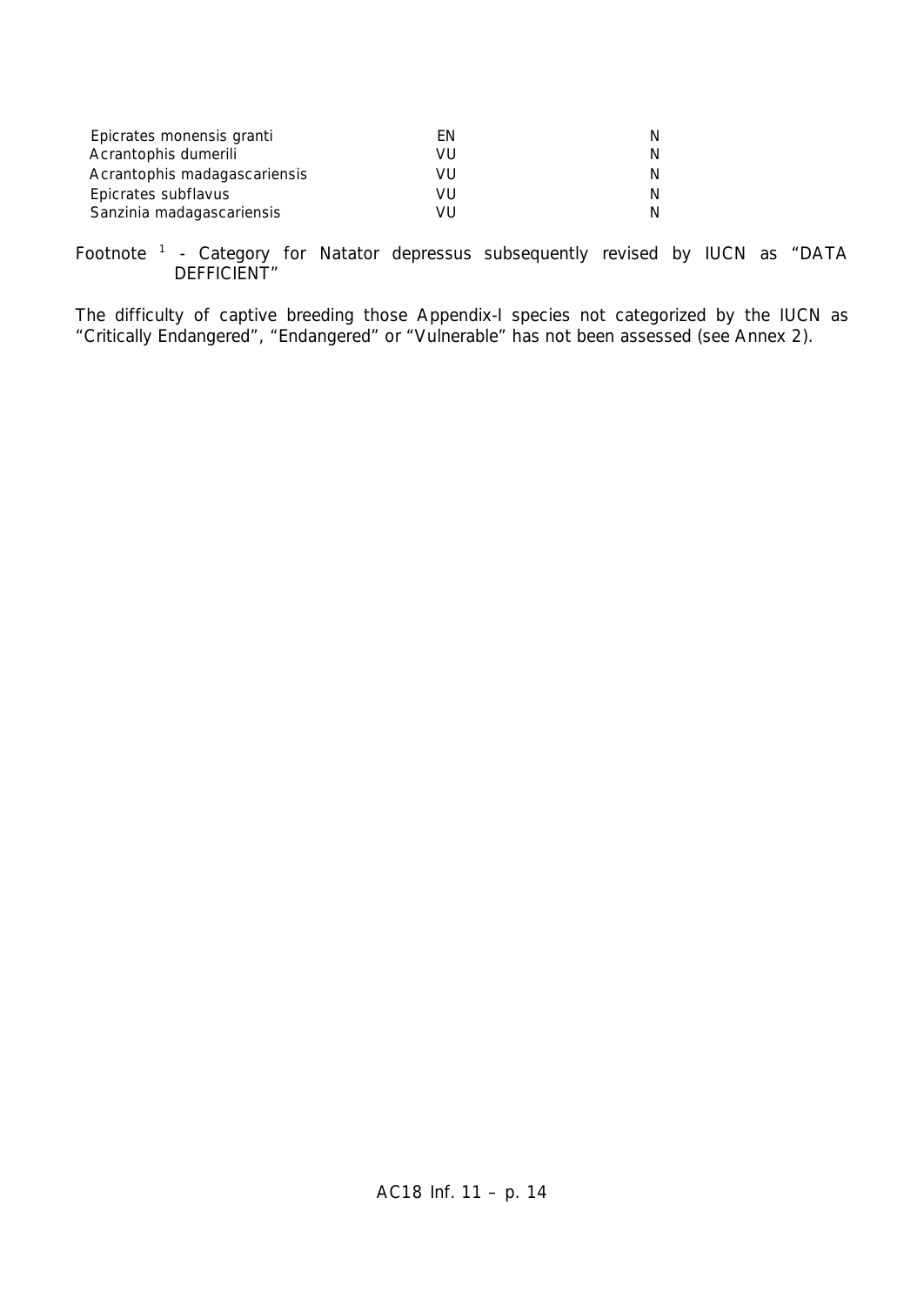| | | |
|---|---|---|
| *Epicrates monensis granti* | EN | N |
| *Acrantophis dumerili* | VU | N |
| *Acrantophis madagascariensis* | VU | N |
| *Epicrates subflavus* | VU | N |
| *Sanzinia madagascariensis* | VU | N |

Footnote [1] - Category for *Natator depressus* subsequently revised by IUCN as "DATA DEFFICIENT"

The difficulty of captive breeding those Appendix-I species not categorized by the IUCN as "Critically Endangered", "Endangered" or "Vulnerable" has not been assessed (see Annex 2).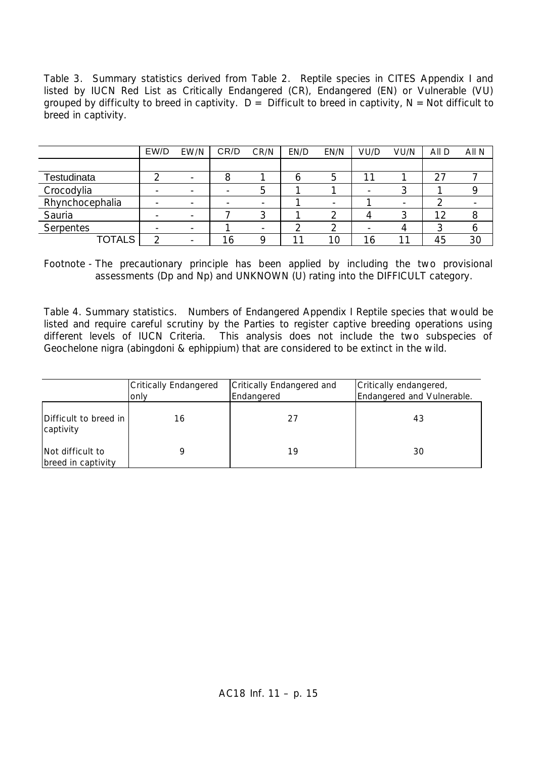Table 3. Summary statistics derived from Table 2. Reptile species in CITES Appendix I and listed by IUCN Red List as Critically Endangered (CR), Endangered (EN) or Vulnerable (VU) grouped by difficulty to breed in captivity. D = Difficult to breed in captivity, N = Not difficult to breed in captivity.

| | EW/D | EW/N | CR/D | CR/N | EN/D | EN/N | VU/D | VU/N | All D | All N |
|---|---|---|---|---|---|---|---|---|---|---|
| | | | | | | | | | | |
| Testudinata | 2 | - | 8 | 1 | 6 | 5 | 11 | 1 | 27 | 7 |
| Crocodylia | - | - | - | 5 | 1 | 1 | - | 3 | 1 | 9 |
| Rhynchocephalia | - | - | - | - | 1 | - | 1 | - | 2 | - |
| Sauria | - | - | 7 | 3 | 1 | 2 | 4 | 3 | 12 | 8 |
| Serpentes | - | - | 1 | - | 2 | 2 | - | 4 | 3 | 6 |
| TOTALS | 2 | - | 16 | 9 | 11 | 10 | 16 | 11 | 45 | 30 |

Footnote - The precautionary principle has been applied by including the two provisional assessments (Dp and Np) and UNKNOWN (U) rating into the DIFFICULT category.

Table 4. Summary statistics. Numbers of Endangered Appendix I Reptile species that would be listed and require careful scrutiny by the Parties to register captive breeding operations using different levels of IUCN Criteria. This analysis does not include the two subspecies of Geochelone nigra (abingdoni & ephippium) that are considered to be extinct in the wild.

| | Critically Endangered only | Critically Endangered and Endangered | Critically endangered, Endangered and Vulnerable. |
|---|---|---|---|
| Difficult to breed in captivity | 16 | 27 | 43 |
| Not difficult to breed in captivity | 9 | 19 | 30 |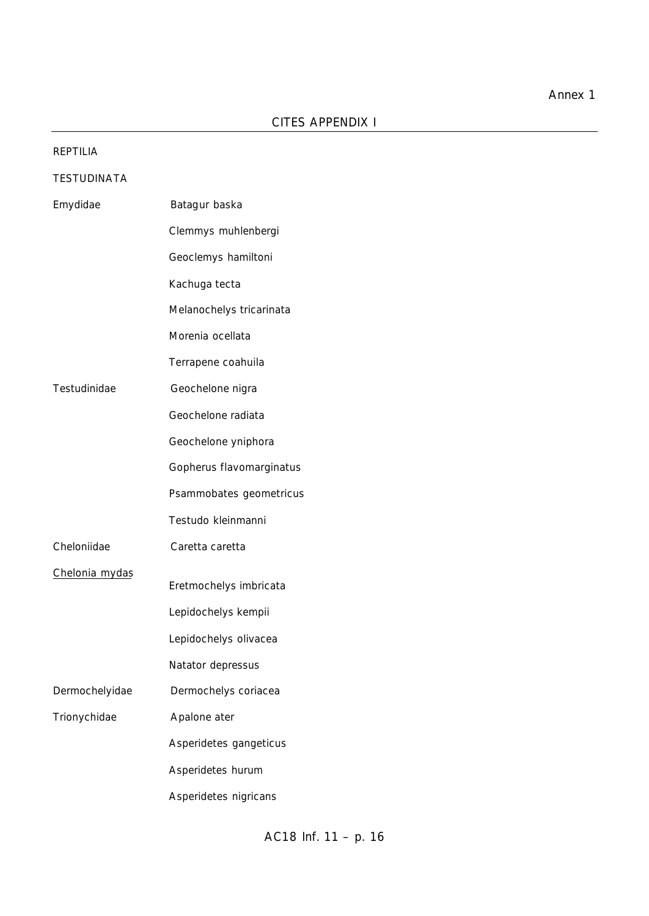Annex 1

## CITES APPENDIX I

REPTILIA

TESTUDINATA

| | |
|---|---|
| Emydidae | Batagur baska |
| | Clemmys muhlenbergi |
| | Geoclemys hamiltoni |
| | Kachuga tecta |
| | Melanochelys tricarinata |
| | Morenia ocellata |
| | Terrapene coahuila |
| Testudinidae | Geochelone nigra |
| | Geochelone radiata |
| | Geochelone yniphora |
| | Gopherus flavomarginatus |
| | Psammobates geometricus |
| | Testudo kleinmanni |
| Cheloniidae | Caretta caretta |
| Chelonia mydas | Eretmochelys imbricata |
| | Lepidochelys kempii |
| | Lepidochelys olivacea |
| | Natator depressus |
| Dermochelyidae | Dermochelys coriacea |
| Trionychidae | Apalone ater |
| | Asperidetes gangeticus |
| | Asperidetes hurum |
| | Asperidetes nigricans |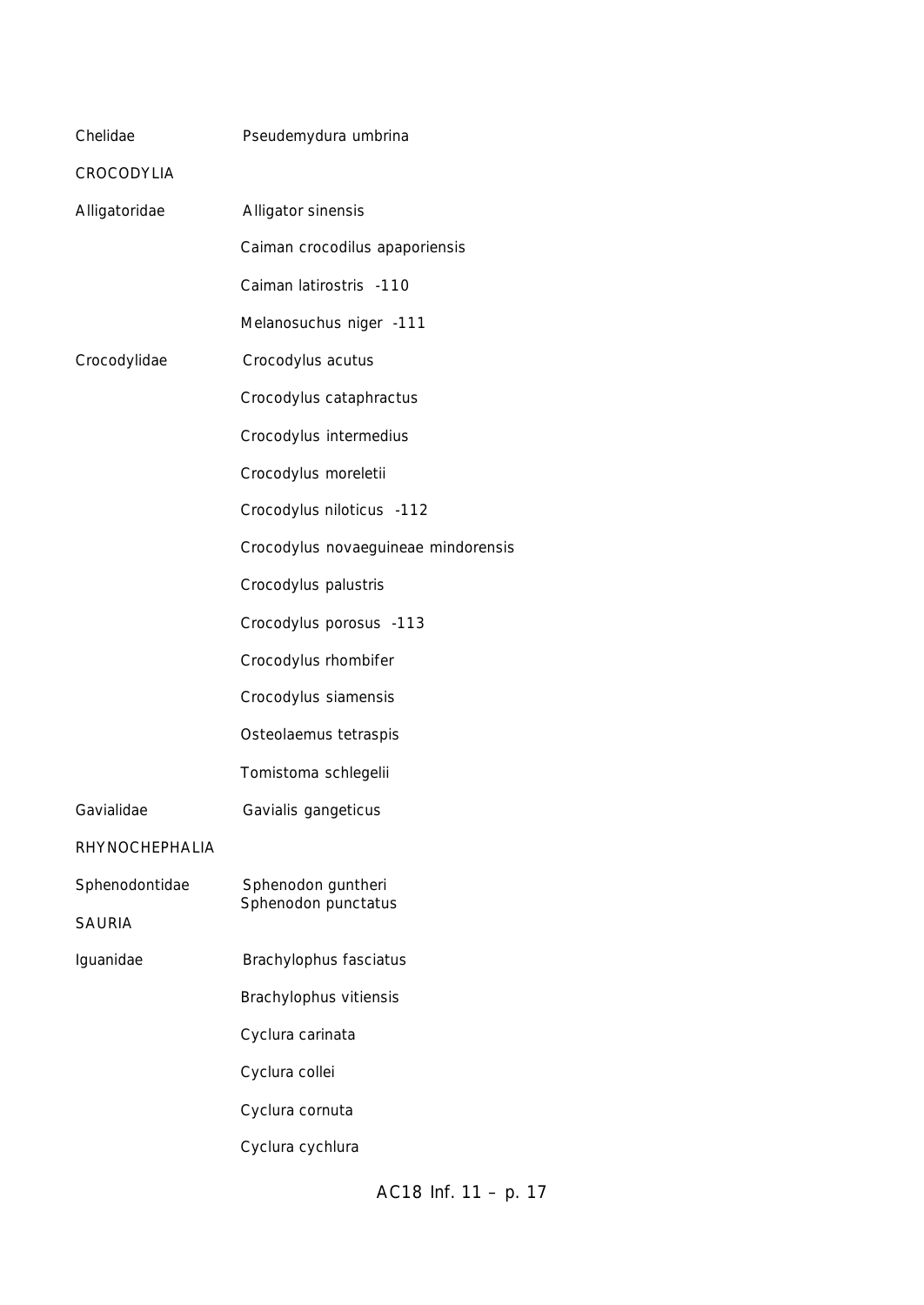| | |
|---|---|
| Chelidae | Pseudemydura umbrina |
| CROCODYLIA | |
| Alligatoridae | Alligator sinensis |
| | Caiman crocodilus apaporiensis |
| | Caiman latirostris -110 |
| | Melanosuchus niger -111 |
| Crocodylidae | Crocodylus acutus |
| | Crocodylus cataphractus |
| | Crocodylus intermedius |
| | Crocodylus moreletii |
| | Crocodylus niloticus -112 |
| | Crocodylus novaeguineae mindorensis |
| | Crocodylus palustris |
| | Crocodylus porosus -113 |
| | Crocodylus rhombifer |
| | Crocodylus siamensis |
| | Osteolaemus tetraspis |
| | Tomistoma schlegelii |
| Gavialidae | Gavialis gangeticus |
| RHYNOCHEPHALIA | |
| Sphenodontidae | Sphenodon guntheri |
| | Sphenodon punctatus |
| SAURIA | |
| Iguanidae | Brachylophus fasciatus |
| | Brachylophus vitiensis |
| | Cyclura carinata |
| | Cyclura collei |
| | Cyclura cornuta |
| | Cyclura cychlura |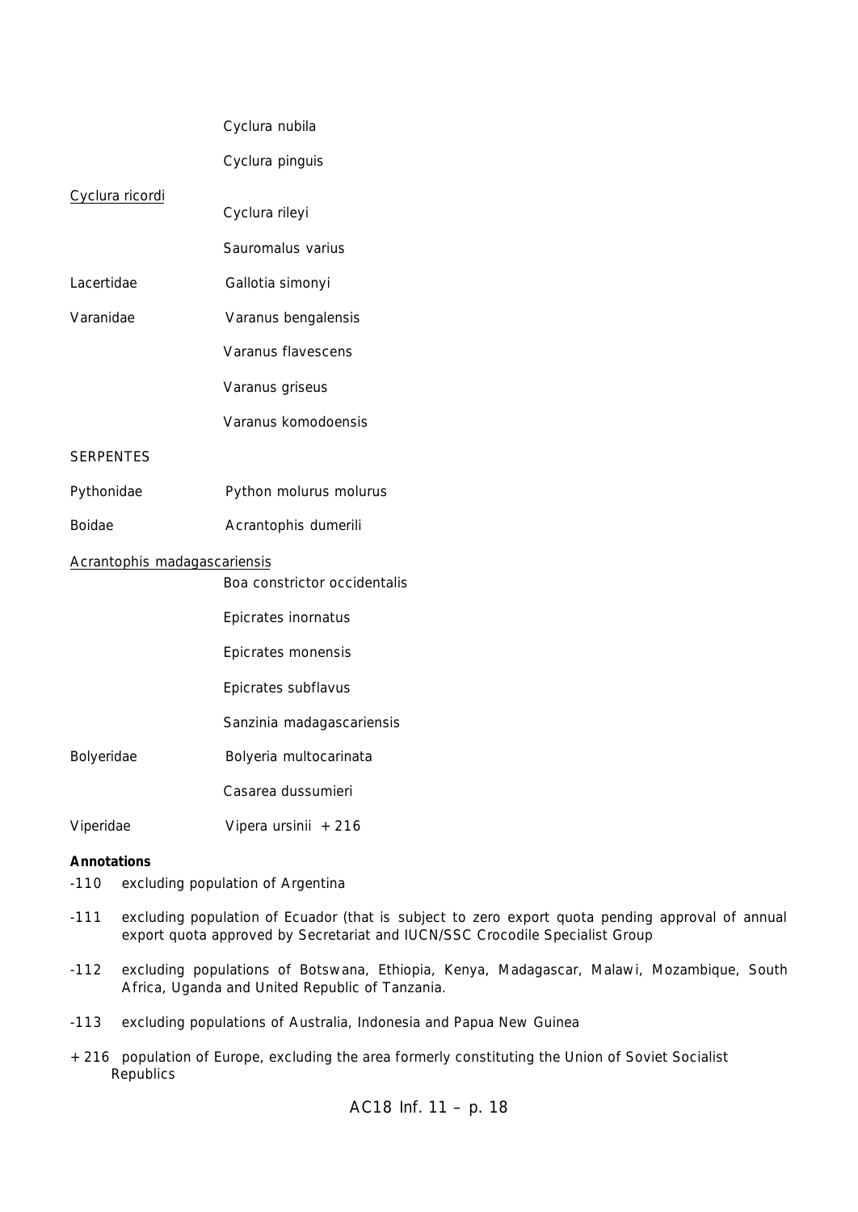| | |
|---|---|
| | Cyclura nubila |
| | Cyclura pinguis |
| Cyclura ricordi | Cyclura rileyi |
| | Sauromalus varius |
| Lacertidae | Gallotia simonyi |
| Varanidae | Varanus bengalensis |
| | Varanus flavescens |
| | Varanus griseus |
| | Varanus komodoensis |
| SERPENTES | |
| Pythonidae | Python molurus molurus |
| Boidae | Acrantophis dumerili |
| Acrantophis madagascariensis | Boa constrictor occidentalis |
| | Epicrates inornatus |
| | Epicrates monensis |
| | Epicrates subflavus |
| | Sanzinia madagascariensis |
| Bolyeridae | Bolyeria multocarinata |
| | Casarea dussumieri |
| Viperidae | Vipera ursinii +216 |

**Annotations**

-110 excluding population of Argentina

-111 excluding population of Ecuador (that is subject to zero export quota pending approval of annual export quota approved by Secretariat and IUCN/SSC Crocodile Specialist Group

-112 excluding populations of Botswana, Ethiopia, Kenya, Madagascar, Malawi, Mozambique, South Africa, Uganda and United Republic of Tanzania.

-113 excluding populations of Australia, Indonesia and Papua New Guinea

+216 population of Europe, excluding the area formerly constituting the Union of Soviet Socialist Republics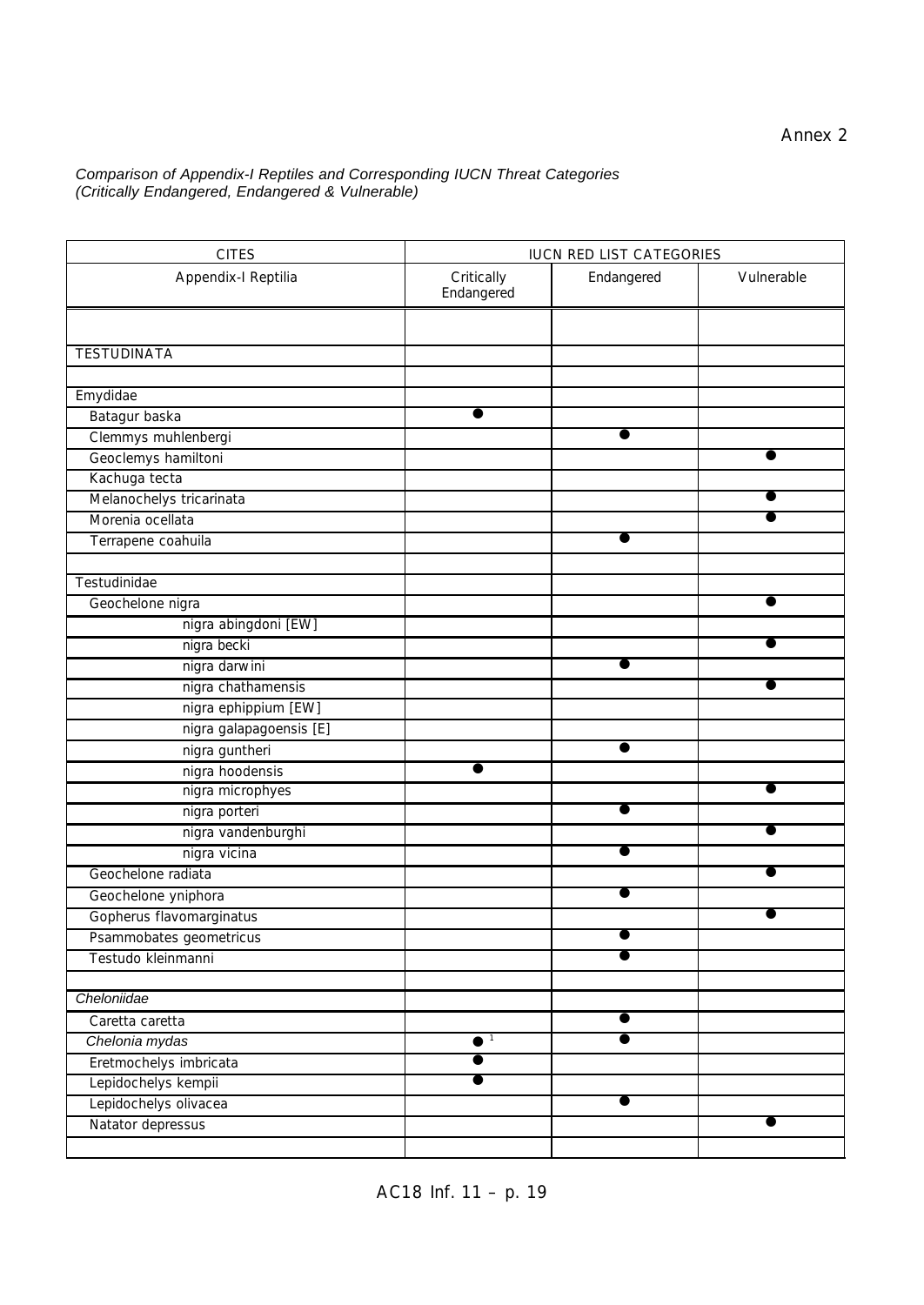Annex 2

*Comparison of Appendix-I Reptiles and Corresponding IUCN Threat Categories (Critically Endangered, Endangered & Vulnerable)*

| CITES | IUCN RED LIST CATEGORIES | | |
|---|---|---|---|
| Appendix-I Reptilia | Critically Endangered | Endangered | Vulnerable |
| | | | |
| TESTUDINATA | | | |
| | | | |
| Emydidae | | | |
| Batagur baska | ● | | |
| Clemmys muhlenbergi | | ● | |
| Geoclemys hamiltoni | | | ● |
| Kachuga tecta | | | |
| Melanochelys tricarinata | | | ● |
| Morenia ocellata | | | ● |
| Terrapene coahuila | | ● | |
| | | | |
| Testudinidae | | | |
| Geochelone nigra | | | ● |
| nigra abingdoni [EW] | | | |
| nigra becki | | | ● |
| nigra darwini | | ● | |
| nigra chathamensis | | | ● |
| nigra ephippium [EW] | | | |
| nigra galapagoensis [E] | | | |
| nigra guntheri | | ● | |
| nigra hoodensis | ● | | |
| nigra microphyes | | | ● |
| nigra porteri | | ● | |
| nigra vandenburghi | | | ● |
| nigra vicina | | ● | |
| Geochelone radiata | | | ● |
| Geochelone yniphora | | ● | |
| Gopherus flavomarginatus | | | ● |
| Psammobates geometricus | | ● | |
| Testudo kleinmanni | | ● | |
| | | | |
| *Cheloniidae* | | | |
| Caretta caretta | | ● | |
| *Chelonia mydas* | ● [1] | ● | |
| Eretmochelys imbricata | ● | | |
| Lepidochelys kempii | ● | | |
| Lepidochelys olivacea | | ● | |
| Natator depressus | | | ● |
| | | | |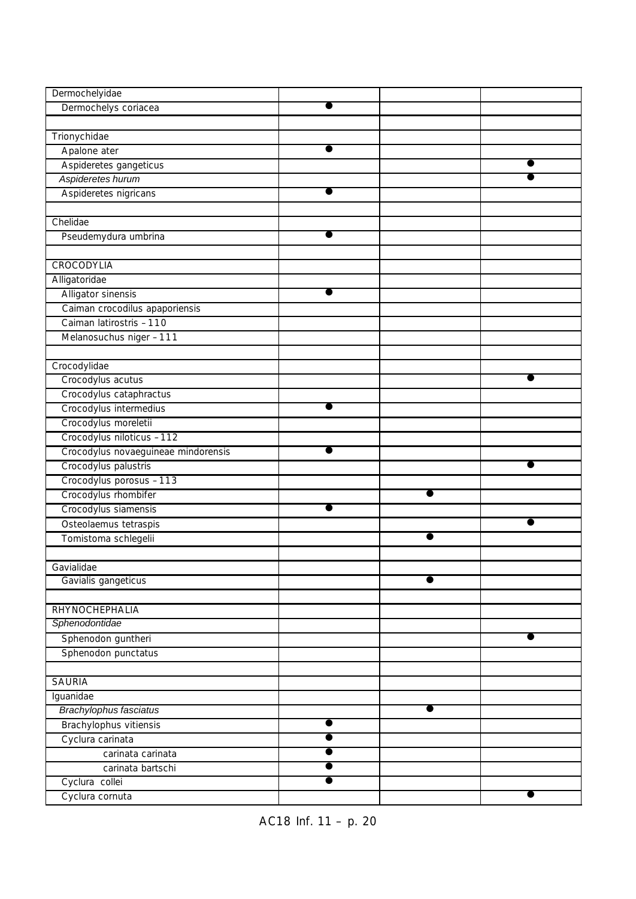| | | | |
|---|---|---|---|
| Dermochelyidae | | | |
| Dermochelys coriacea | ● | | |
| | | | |
| Trionychidae | | | |
| Apalone ater | ● | | |
| Aspideretes gangeticus | | | ● |
| *Aspideretes hurum* | | | ● |
| Aspideretes nigricans | ● | | |
| | | | |
| Chelidae | | | |
| Pseudemydura umbrina | ● | | |
| | | | |
| CROCODYLIA | | | |
| Alligatoridae | | | |
| Alligator sinensis | ● | | |
| Caiman crocodilus apaporiensis | | | |
| Caiman latirostris – 110 | | | |
| Melanosuchus niger – 111 | | | |
| | | | |
| Crocodylidae | | | |
| Crocodylus acutus | | | ● |
| Crocodylus cataphractus | | | |
| Crocodylus intermedius | ● | | |
| Crocodylus moreletii | | | |
| Crocodylus niloticus – 112 | | | |
| Crocodylus novaeguineae mindorensis | ● | | |
| Crocodylus palustris | | | ● |
| Crocodylus porosus – 113 | | | |
| Crocodylus rhombifer | | ● | |
| Crocodylus siamensis | ● | | |
| Osteolaemus tetraspis | | | ● |
| Tomistoma schlegelii | | ● | |
| | | | |
| Gavialidae | | | |
| Gavialis gangeticus | | ● | |
| | | | |
| RHYNOCHEPHALIA | | | |
| *Sphenodontidae* | | | |
| Sphenodon guntheri | | | ● |
| Sphenodon punctatus | | | |
| | | | |
| SAURIA | | | |
| Iguanidae | | | |
| *Brachylophus fasciatus* | | ● | |
| Brachylophus vitiensis | ● | | |
| Cyclura carinata | ● | | |
| carinata carinata | ● | | |
| carinata bartschi | ● | | |
| Cyclura collei | ● | | |
| Cyclura cornuta | | | ● |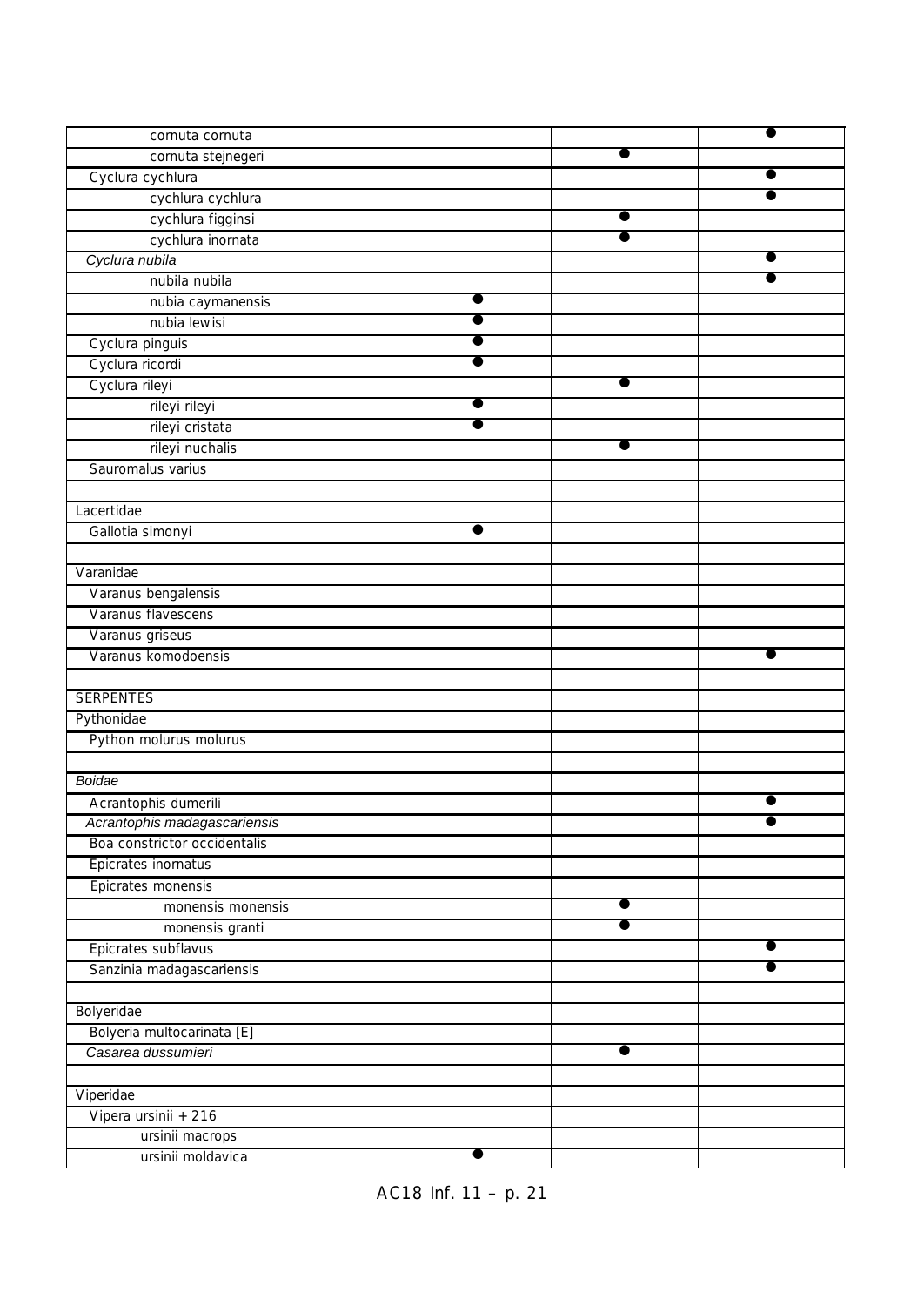| | | | |
|---|---|---|---|
| cornuta cornuta | | | ● |
| cornuta stejnegeri | | ● | |
| Cyclura cychlura | | | ● |
| cychlura cychlura | | | ● |
| cychlura figginsi | | ● | |
| cychlura inornata | | ● | |
| *Cyclura nubila* | | | ● |
| nubila nubila | | | ● |
| nubia caymanensis | ● | | |
| nubia lewisi | ● | | |
| Cyclura pinguis | ● | | |
| Cyclura ricordi | ● | | |
| Cyclura rileyi | | ● | |
| rileyi rileyi | ● | | |
| rileyi cristata | ● | | |
| rileyi nuchalis | | ● | |
| Sauromalus varius | | | |
| | | | |
| Lacertidae | | | |
| Gallotia simonyi | ● | | |
| | | | |
| Varanidae | | | |
| Varanus bengalensis | | | |
| Varanus flavescens | | | |
| Varanus griseus | | | |
| Varanus komodoensis | | | ● |
| | | | |
| SERPENTES | | | |
| Pythonidae | | | |
| Python molurus molurus | | | |
| | | | |
| *Boidae* | | | |
| Acrantophis dumerili | | | ● |
| *Acrantophis madagascariensis* | | | ● |
| Boa constrictor occidentalis | | | |
| Epicrates inornatus | | | |
| Epicrates monensis | | | |
| monensis monensis | | ● | |
| monensis granti | | ● | |
| Epicrates subflavus | | | ● |
| Sanzinia madagascariensis | | | ● |
| | | | |
| Bolyeridae | | | |
| Bolyeria multocarinata [E] | | | |
| *Casarea dussumieri* | | ● | |
| | | | |
| Viperidae | | | |
| Vipera ursinii + 216 | | | |
| ursinii macrops | | | |
| ursinii moldavica | ● | | |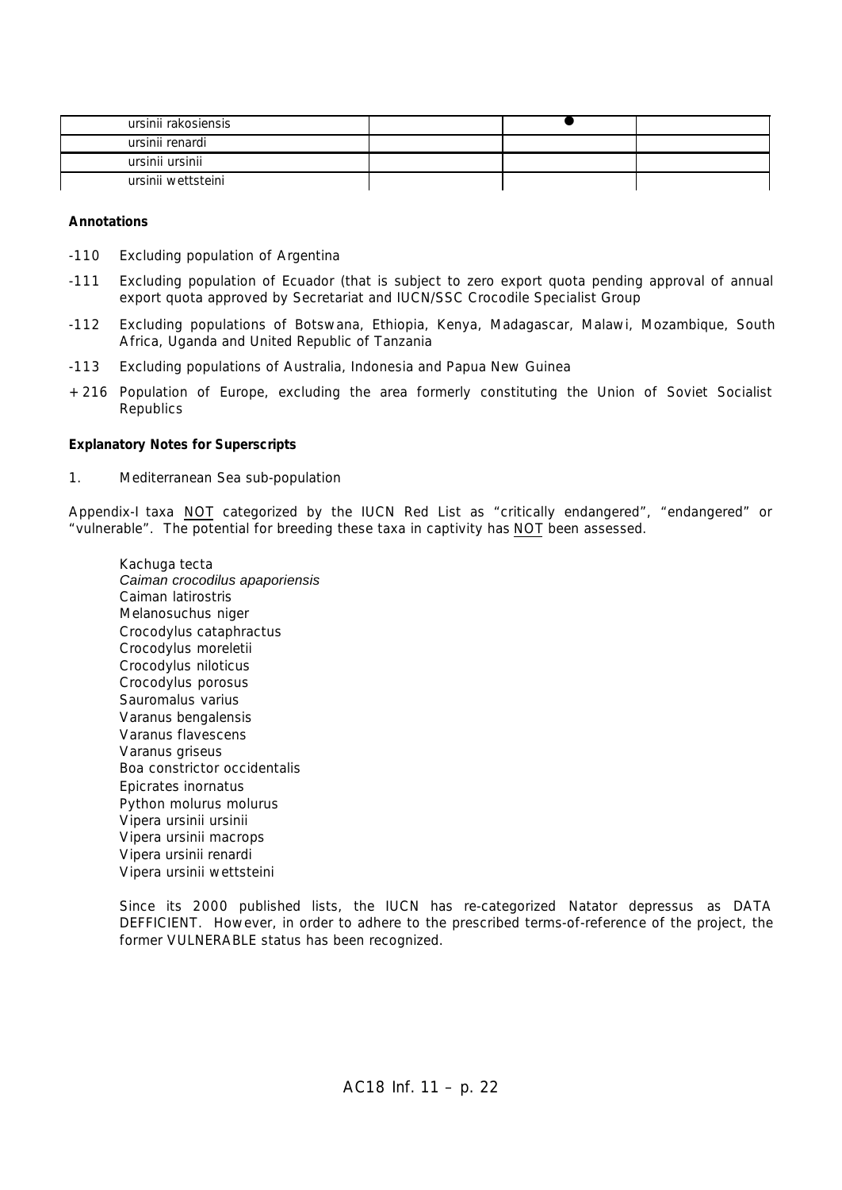| | | | |
|---|---|---|---|
| ursinii rakosiensis | | ● | |
| ursinii renardi | | | |
| ursinii ursinii | | | |
| ursinii wettsteini | | | |

**Annotations**

-110 Excluding population of Argentina

-111 Excluding population of Ecuador (that is subject to zero export quota pending approval of annual export quota approved by Secretariat and IUCN/SSC Crocodile Specialist Group

-112 Excluding populations of Botswana, Ethiopia, Kenya, Madagascar, Malawi, Mozambique, South Africa, Uganda and United Republic of Tanzania

-113 Excluding populations of Australia, Indonesia and Papua New Guinea

+216 Population of Europe, excluding the area formerly constituting the Union of Soviet Socialist Republics

**Explanatory Notes for Superscripts**

1. Mediterranean Sea sub-population

Appendix-I taxa NOT categorized by the IUCN Red List as "critically endangered", "endangered" or "vulnerable". The potential for breeding these taxa in captivity has NOT been assessed.

Kachuga tecta
*Caiman crocodilus apaporiensis*
Caiman latirostris
Melanosuchus niger
Crocodylus cataphractus
Crocodylus moreletii
Crocodylus niloticus
Crocodylus porosus
Sauromalus varius
Varanus bengalensis
Varanus flavescens
Varanus griseus
Boa constrictor occidentalis
Epicrates inornatus
Python molurus molurus
Vipera ursinii ursinii
Vipera ursinii macrops
Vipera ursinii renardi
Vipera ursinii wettsteini

Since its 2000 published lists, the IUCN has re-categorized Natator depressus as DATA DEFFICIENT. However, in order to adhere to the prescribed terms-of-reference of the project, the former VULNERABLE status has been recognized.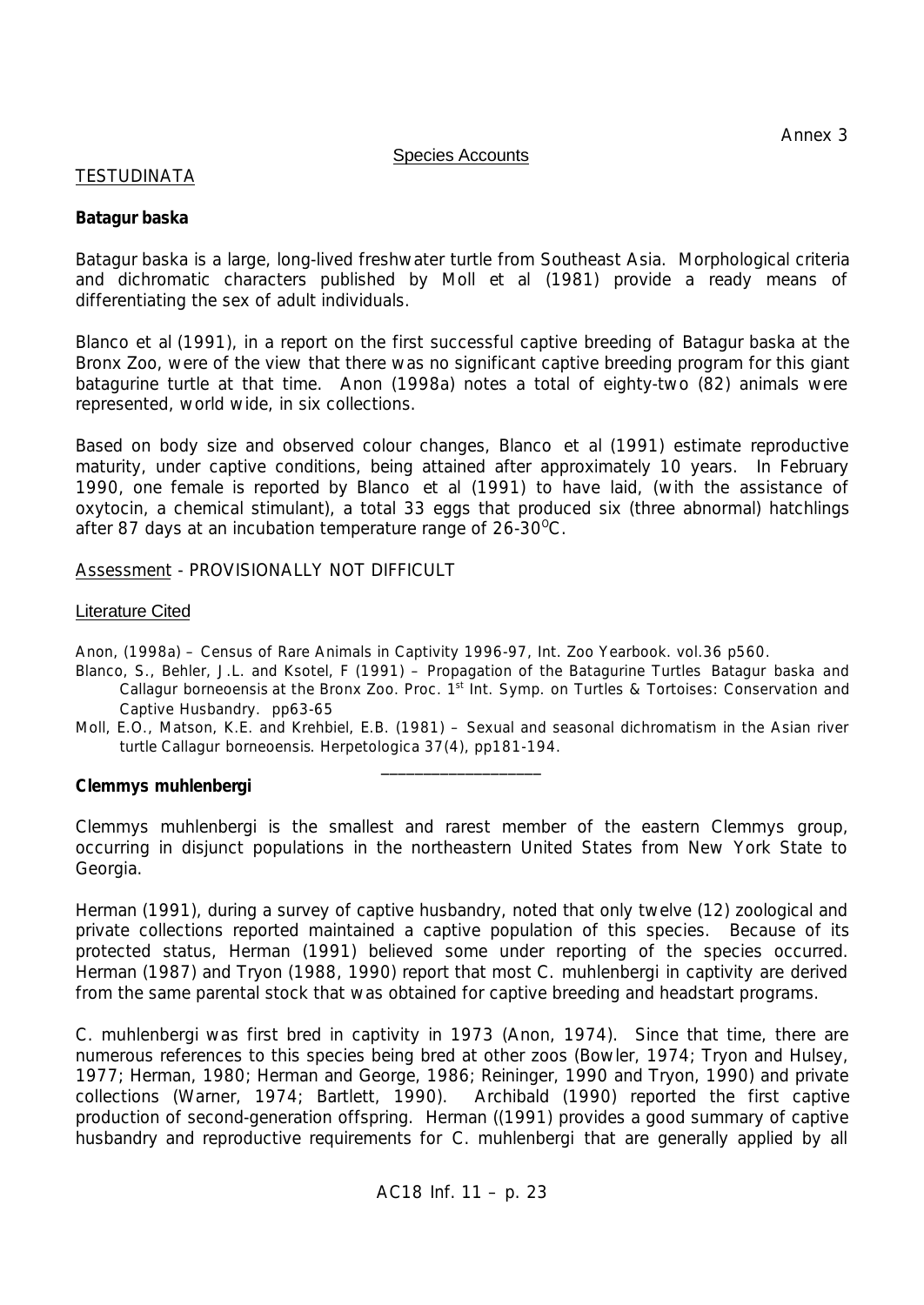Annex 3

Species Accounts

TESTUDINATA

**Batagur baska**

*Batagur baska* is a large, long-lived freshwater turtle from Southeast Asia. Morphological criteria and dichromatic characters published by Moll et al (1981) provide a ready means of differentiating the sex of adult individuals.

Blanco et al (1991), in a report on the first successful captive breeding of *Batagur baska* at the Bronx Zoo, were of the view that there was no significant captive breeding program for this giant batagurine turtle at that time. Anon (1998a) notes a total of eighty-two (82) animals were represented, world wide, in six collections.

Based on body size and observed colour changes, Blanco et al (1991) estimate reproductive maturity, under captive conditions, being attained after approximately 10 years. In February 1990, one female is reported by Blanco et al (1991) to have laid, (with the assistance of oxytocin, a chemical stimulant), a total 33 eggs that produced six (three abnormal) hatchlings after 87 days at an incubation temperature range of 26-30°C.

Assessment - PROVISIONALLY NOT DIFFICULT

Literature Cited

Anon, (1998a) – Census of Rare Animals in Captivity 1996-97, Int. Zoo Yearbook. vol.36 p560.

Blanco, S., Behler, J.L. and Ksotel, F (1991) – Propagation of the Batagurine Turtles *Batagur baska* and *Callagur borneoensis* at the Bronx Zoo. Proc. 1st Int. Symp. on Turtles & Tortoises: Conservation and Captive Husbandry. pp63-65

Moll, E.O., Matson, K.E. and Krehbiel, E.B. (1981) – Sexual and seasonal dichromatism in the Asian river turtle *Callagur borneoensis*. Herpetologica 37(4), pp181-194.

---

**Clemmys muhlenbergi**

*Clemmys muhlenbergi* is the smallest and rarest member of the eastern *Clemmys* group, occurring in disjunct populations in the northeastern United States from New York State to Georgia.

Herman (1991), during a survey of captive husbandry, noted that only twelve (12) zoological and private collections reported maintained a captive population of this species. Because of its protected status, Herman (1991) believed some under reporting of the species occurred. Herman (1987) and Tryon (1988, 1990) report that most *C. muhlenbergi* in captivity are derived from the same parental stock that was obtained for captive breeding and headstart programs.

*C. muhlenbergi* was first bred in captivity in 1973 (Anon, 1974). Since that time, there are numerous references to this species being bred at other zoos (Bowler, 1974; Tryon and Hulsey, 1977; Herman, 1980; Herman and George, 1986; Reininger, 1990 and Tryon, 1990) and private collections (Warner, 1974; Bartlett, 1990). Archibald (1990) reported the first captive production of second-generation offspring. Herman ((1991) provides a good summary of captive husbandry and reproductive requirements for *C. muhlenbergi* that are generally applied by all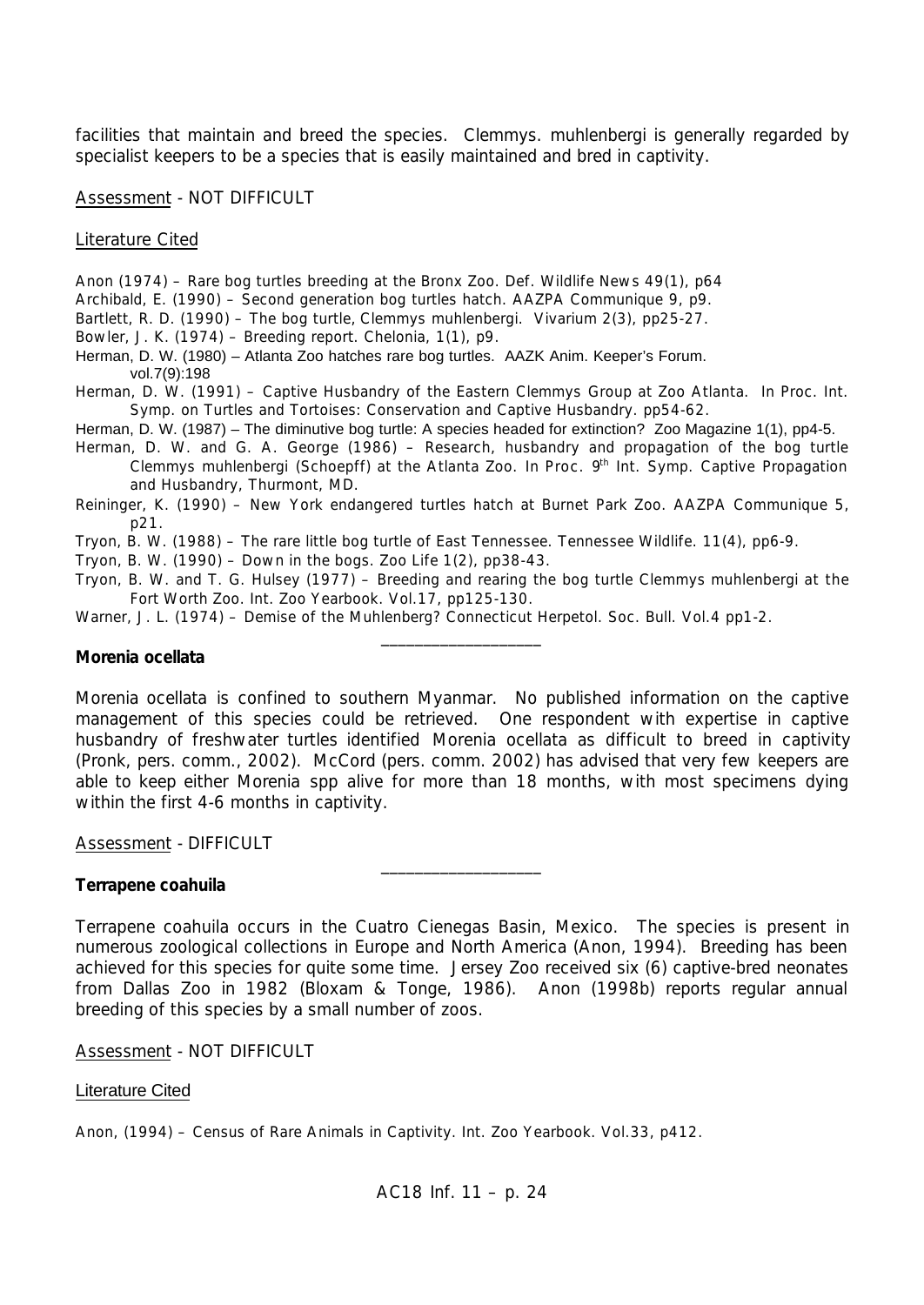facilities that maintain and breed the species. Clemmys. muhlenbergi is generally regarded by specialist keepers to be a species that is easily maintained and bred in captivity.

Assessment - NOT DIFFICULT

Literature Cited

Anon (1974) – Rare bog turtles breeding at the Bronx Zoo. Def. Wildlife News 49(1), p64

Archibald, E. (1990) – Second generation bog turtles hatch. AAZPA Communique 9, p9.

Bartlett, R. D. (1990) – The bog turtle, Clemmys muhlenbergi. Vivarium 2(3), pp25-27.

Bowler, J. K. (1974) – Breeding report. Chelonia, 1(1), p9.

Herman, D. W. (1980) – Atlanta Zoo hatches rare bog turtles. AAZK Anim. Keeper's Forum. vol.7(9):198

Herman, D. W. (1991) – Captive Husbandry of the Eastern Clemmys Group at Zoo Atlanta. In Proc. Int. Symp. on Turtles and Tortoises: Conservation and Captive Husbandry. pp54-62.

Herman, D. W. (1987) – The diminutive bog turtle: A species headed for extinction? Zoo Magazine 1(1), pp4-5.

Herman, D. W. and G. A. George (1986) – Research, husbandry and propagation of the bog turtle Clemmys muhlenbergi (Schoepff) at the Atlanta Zoo. In Proc. 9th Int. Symp. Captive Propagation and Husbandry, Thurmont, MD.

Reininger, K. (1990) – New York endangered turtles hatch at Burnet Park Zoo. AAZPA Communique 5, p21.

Tryon, B. W. (1988) – The rare little bog turtle of East Tennessee. Tennessee Wildlife. 11(4), pp6-9.

Tryon, B. W. (1990) – Down in the bogs. Zoo Life 1(2), pp38-43.

Tryon, B. W. and T. G. Hulsey (1977) – Breeding and rearing the bog turtle Clemmys muhlenbergi at the Fort Worth Zoo. Int. Zoo Yearbook. Vol.17, pp125-130.

Warner, J. L. (1974) – Demise of the Muhlenberg? Connecticut Herpetol. Soc. Bull. Vol.4 pp1-2.

---

**Morenia ocellata**

Morenia ocellata is confined to southern Myanmar. No published information on the captive management of this species could be retrieved. One respondent with expertise in captive husbandry of freshwater turtles identified Morenia ocellata as difficult to breed in captivity (Pronk, pers. comm., 2002). McCord (pers. comm. 2002) has advised that very few keepers are able to keep either Morenia spp alive for more than 18 months, with most specimens dying within the first 4-6 months in captivity.

Assessment - DIFFICULT

---

**Terrapene coahuila**

Terrapene coahuila occurs in the Cuatro Cienegas Basin, Mexico. The species is present in numerous zoological collections in Europe and North America (Anon, 1994). Breeding has been achieved for this species for quite some time. Jersey Zoo received six (6) captive-bred neonates from Dallas Zoo in 1982 (Bloxam & Tonge, 1986). Anon (1998b) reports regular annual breeding of this species by a small number of zoos.

Assessment - NOT DIFFICULT

Literature Cited

Anon, (1994) – Census of Rare Animals in Captivity. Int. Zoo Yearbook. Vol.33, p412.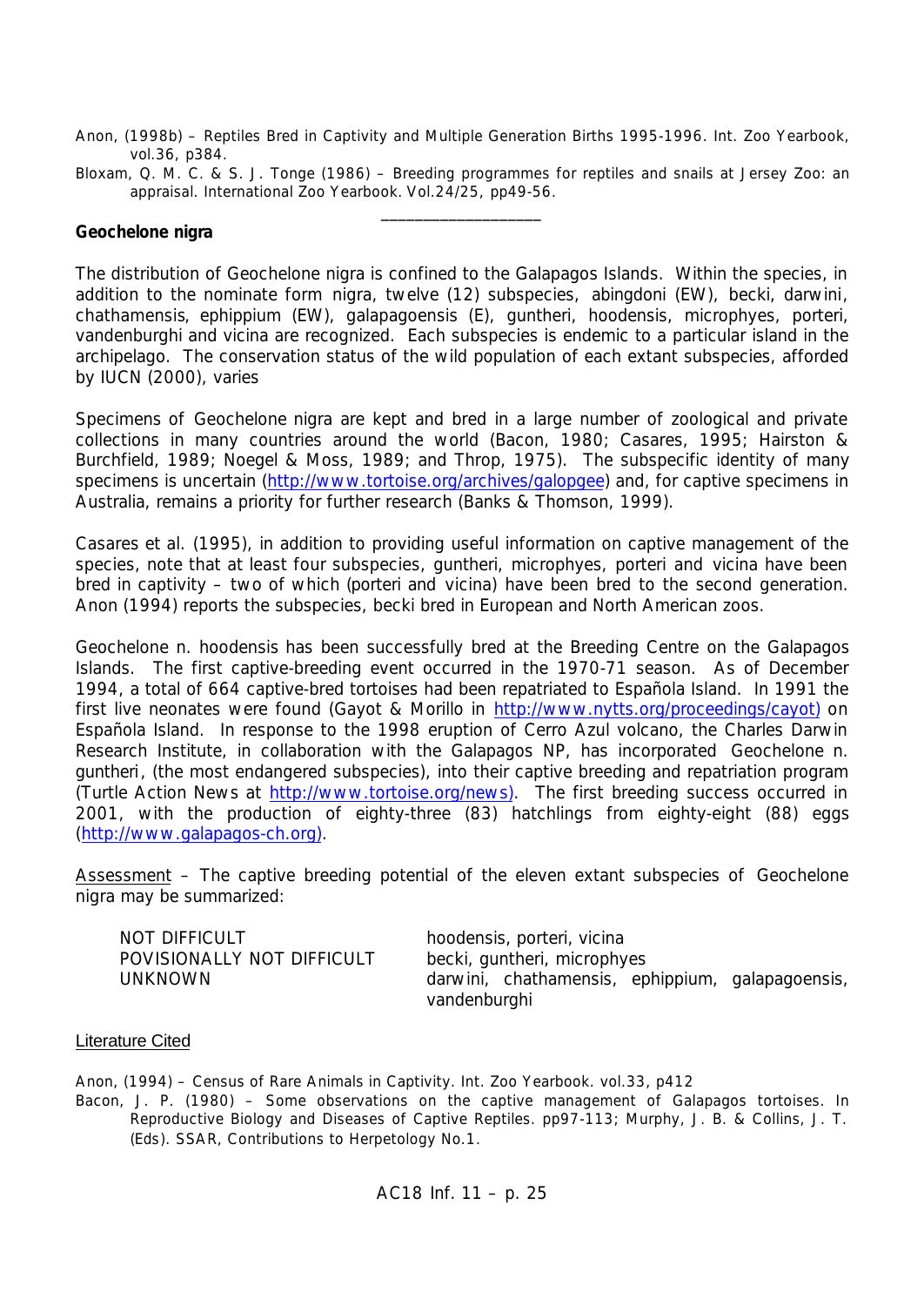Anon, (1998b) – Reptiles Bred in Captivity and Multiple Generation Births 1995-1996. Int. Zoo Yearbook, vol.36, p384.

Bloxam, Q. M. C. & S. J. Tonge (1986) – Breeding programmes for reptiles and snails at Jersey Zoo: an appraisal. International Zoo Yearbook. Vol.24/25, pp49-56.

___________________

**Geochelone nigra**

The distribution of Geochelone nigra is confined to the Galapagos Islands. Within the species, in addition to the nominate form nigra, twelve (12) subspecies, abingdoni (EW), becki, darwini, chathamensis, ephippium (EW), galapagoensis (E), guntheri, hoodensis, microphyes, porteri, vandenburghi and vicina are recognized. Each subspecies is endemic to a particular island in the archipelago. The conservation status of the wild population of each extant subspecies, afforded by IUCN (2000), varies

Specimens of Geochelone nigra are kept and bred in a large number of zoological and private collections in many countries around the world (Bacon, 1980; Casares, 1995; Hairston & Burchfield, 1989; Noegel & Moss, 1989; and Throp, 1975). The subspecific identity of many specimens is uncertain (http://www.tortoise.org/archives/galopgee) and, for captive specimens in Australia, remains a priority for further research (Banks & Thomson, 1999).

Casares et al. (1995), in addition to providing useful information on captive management of the species, note that at least four subspecies, guntheri, microphyes, porteri and vicina have been bred in captivity – two of which (porteri and vicina) have been bred to the second generation. Anon (1994) reports the subspecies, becki bred in European and North American zoos.

Geochelone n. hoodensis has been successfully bred at the Breeding Centre on the Galapagos Islands. The first captive-breeding event occurred in the 1970-71 season. As of December 1994, a total of 664 captive-bred tortoises had been repatriated to Española Island. In 1991 the first live neonates were found (Gayot & Morillo in http://www.nytts.org/proceedings/cayot) on Española Island. In response to the 1998 eruption of Cerro Azul volcano, the Charles Darwin Research Institute, in collaboration with the Galapagos NP, has incorporated Geochelone n. guntheri, (the most endangered subspecies), into their captive breeding and repatriation program (Turtle Action News at http://www.tortoise.org/news). The first breeding success occurred in 2001, with the production of eighty-three (83) hatchlings from eighty-eight (88) eggs (http://www.galapagos-ch.org).

Assessment – The captive breeding potential of the eleven extant subspecies of Geochelone nigra may be summarized:

| | |
|---|---|
| NOT DIFFICULT | hoodensis, porteri, vicina |
| POVISIONALLY NOT DIFFICULT | becki, guntheri, microphyes |
| UNKNOWN | darwini, chathamensis, ephippium, galapagoensis, vandenburghi |

Literature Cited

Anon, (1994) – Census of Rare Animals in Captivity. Int. Zoo Yearbook. vol.33, p412

Bacon, J. P. (1980) – Some observations on the captive management of Galapagos tortoises. In Reproductive Biology and Diseases of Captive Reptiles. pp97-113; Murphy, J. B. & Collins, J. T. (Eds). SSAR, Contributions to Herpetology No.1.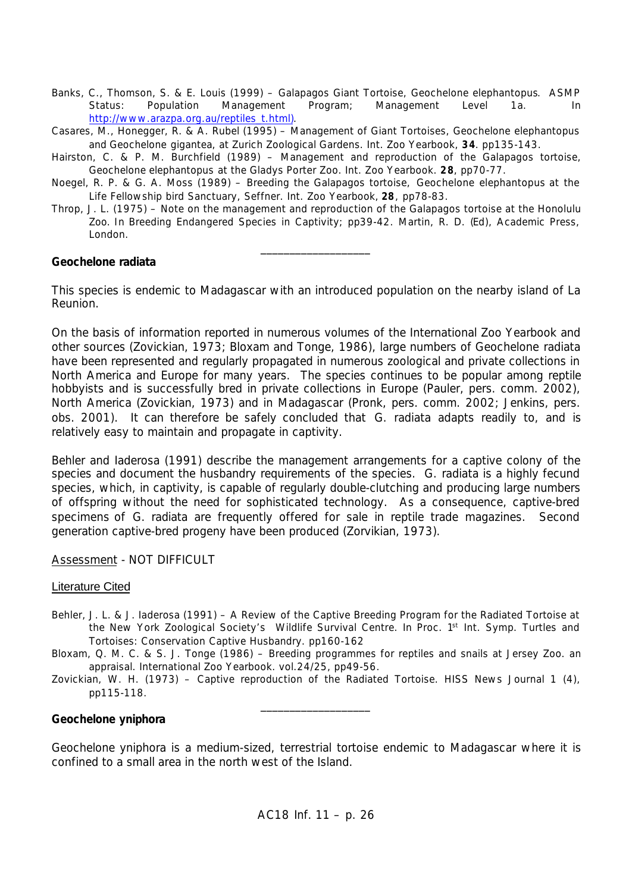Banks, C., Thomson, S. & E. Louis (1999) – Galapagos Giant Tortoise, Geochelone elephantopus. ASMP Status: Population Management Program; Management Level 1a. In http://www.arazpa.org.au/reptiles_t.html).

Casares, M., Honegger, R. & A. Rubel (1995) – Management of Giant Tortoises, Geochelone elephantopus and Geochelone gigantea, at Zurich Zoological Gardens. Int. Zoo Yearbook, **34**. pp135-143.

Hairston, C. & P. M. Burchfield (1989) – Management and reproduction of the Galapagos tortoise, Geochelone elephantopus at the Gladys Porter Zoo. Int. Zoo Yearbook. **28**, pp70-77.

Noegel, R. P. & G. A. Moss (1989) – Breeding the Galapagos tortoise, Geochelone elephantopus at the Life Fellowship bird Sanctuary, Seffner. Int. Zoo Yearbook, **28**, pp78-83.

Throp, J. L. (1975) – Note on the management and reproduction of the Galapagos tortoise at the Honolulu Zoo. In Breeding Endangered Species in Captivity; pp39-42. Martin, R. D. (Ed), Academic Press, London.

---

**Geochelone radiata**

This species is endemic to Madagascar with an introduced population on the nearby island of La Reunion.

On the basis of information reported in numerous volumes of the International Zoo Yearbook and other sources (Zovickian, 1973; Bloxam and Tonge, 1986), large numbers of Geochelone radiata have been represented and regularly propagated in numerous zoological and private collections in North America and Europe for many years. The species continues to be popular among reptile hobbyists and is successfully bred in private collections in Europe (Pauler, pers. comm. 2002), North America (Zovickian, 1973) and in Madagascar (Pronk, pers. comm. 2002; Jenkins, pers. obs. 2001). It can therefore be safely concluded that G. radiata adapts readily to, and is relatively easy to maintain and propagate in captivity.

Behler and Iaderosa (1991) describe the management arrangements for a captive colony of the species and document the husbandry requirements of the species. G. radiata is a highly fecund species, which, in captivity, is capable of regularly double-clutching and producing large numbers of offspring without the need for sophisticated technology. As a consequence, captive-bred specimens of G. radiata are frequently offered for sale in reptile trade magazines. Second generation captive-bred progeny have been produced (Zorvikian, 1973).

Assessment - NOT DIFFICULT

Literature Cited

Behler, J. L. & J. Iaderosa (1991) – A Review of the Captive Breeding Program for the Radiated Tortoise at the New York Zoological Society's Wildlife Survival Centre. In Proc. 1st Int. Symp. Turtles and Tortoises: Conservation Captive Husbandry. pp160-162

Bloxam, Q. M. C. & S. J. Tonge (1986) – Breeding programmes for reptiles and snails at Jersey Zoo. an appraisal. International Zoo Yearbook. vol.24/25, pp49-56.

Zovickian, W. H. (1973) – Captive reproduction of the Radiated Tortoise. HISS News Journal 1 (4), pp115-118.

---

**Geochelone yniphora**

Geochelone yniphora is a medium-sized, terrestrial tortoise endemic to Madagascar where it is confined to a small area in the north west of the Island.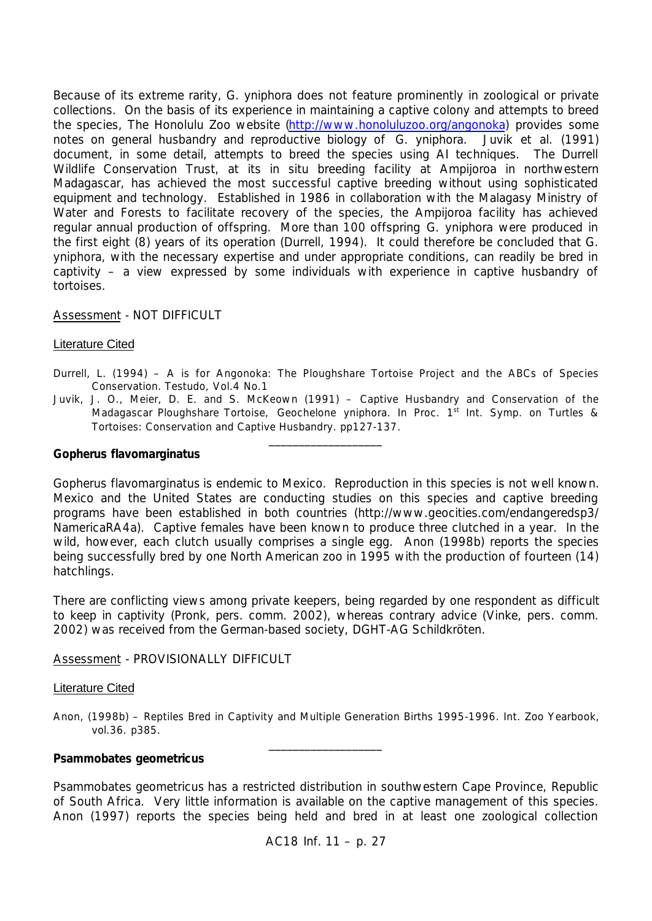Because of its extreme rarity, G. yniphora does not feature prominently in zoological or private collections. On the basis of its experience in maintaining a captive colony and attempts to breed the species, The Honolulu Zoo website (http://www.honoluluzoo.org/angonoka) provides some notes on general husbandry and reproductive biology of G. yniphora. Juvik et al. (1991) document, in some detail, attempts to breed the species using AI techniques. The Durrell Wildlife Conservation Trust, at its in situ breeding facility at Ampijoroa in northwestern Madagascar, has achieved the most successful captive breeding without using sophisticated equipment and technology. Established in 1986 in collaboration with the Malagasy Ministry of Water and Forests to facilitate recovery of the species, the Ampijoroa facility has achieved regular annual production of offspring. More than 100 offspring G. yniphora were produced in the first eight (8) years of its operation (Durrell, 1994). It could therefore be concluded that G. yniphora, with the necessary expertise and under appropriate conditions, can readily be bred in captivity – a view expressed by some individuals with experience in captive husbandry of tortoises.

Assessment - NOT DIFFICULT

Literature Cited

Durrell, L. (1994) – A is for Angonoka: The Ploughshare Tortoise Project and the ABCs of Species Conservation. Testudo, Vol.4 No.1

Juvik, J. O., Meier, D. E. and S. McKeown (1991) – Captive Husbandry and Conservation of the Madagascar Ploughshare Tortoise, Geochelone yniphora. In Proc. 1st Int. Symp. on Turtles & Tortoises: Conservation and Captive Husbandry. pp127-137.

---

**Gopherus flavomarginatus**

Gopherus flavomarginatus is endemic to Mexico. Reproduction in this species is not well known. Mexico and the United States are conducting studies on this species and captive breeding programs have been established in both countries (http://www.geocities.com/endangeredsp3/NamericaRA4a). Captive females have been known to produce three clutched in a year. In the wild, however, each clutch usually comprises a single egg. Anon (1998b) reports the species being successfully bred by one North American zoo in 1995 with the production of fourteen (14) hatchlings.

There are conflicting views among private keepers, being regarded by one respondent as difficult to keep in captivity (Pronk, pers. comm. 2002), whereas contrary advice (Vinke, pers. comm. 2002) was received from the German-based society, DGHT-AG Schildkröten.

Assessment - PROVISIONALLY DIFFICULT

Literature Cited

Anon, (1998b) – Reptiles Bred in Captivity and Multiple Generation Births 1995-1996. Int. Zoo Yearbook, vol.36. p385.

---

**Psammobates geometricus**

Psammobates geometricus has a restricted distribution in southwestern Cape Province, Republic of South Africa. Very little information is available on the captive management of this species. Anon (1997) reports the species being held and bred in at least one zoological collection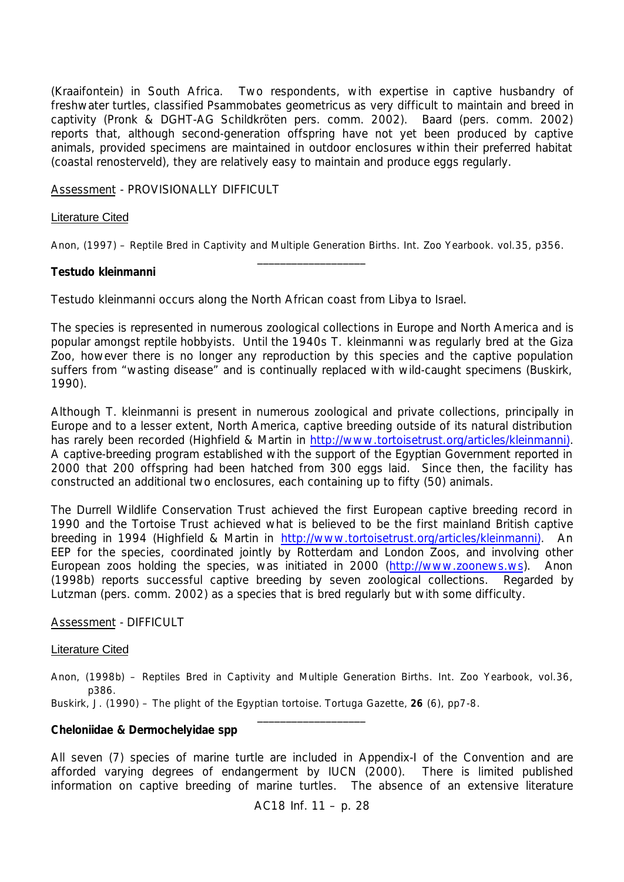(Kraaifontein) in South Africa. Two respondents, with expertise in captive husbandry of freshwater turtles, classified Psammobates geometricus as very difficult to maintain and breed in captivity (Pronk & DGHT-AG Schildkröten pers. comm. 2002). Baard (pers. comm. 2002) reports that, although second-generation offspring have not yet been produced by captive animals, provided specimens are maintained in outdoor enclosures within their preferred habitat (coastal renosterveld), they are relatively easy to maintain and produce eggs regularly.

Assessment - PROVISIONALLY DIFFICULT

Literature Cited

Anon, (1997) – Reptile Bred in Captivity and Multiple Generation Births. Int. Zoo Yearbook. vol.35, p356.

___________________

**Testudo kleinmanni**

Testudo kleinmanni occurs along the North African coast from Libya to Israel.

The species is represented in numerous zoological collections in Europe and North America and is popular amongst reptile hobbyists. Until the 1940s T. kleinmanni was regularly bred at the Giza Zoo, however there is no longer any reproduction by this species and the captive population suffers from "wasting disease" and is continually replaced with wild-caught specimens (Buskirk, 1990).

Although T. kleinmanni is present in numerous zoological and private collections, principally in Europe and to a lesser extent, North America, captive breeding outside of its natural distribution has rarely been recorded (Highfield & Martin in http://www.tortoisetrust.org/articles/kleinmanni). A captive-breeding program established with the support of the Egyptian Government reported in 2000 that 200 offspring had been hatched from 300 eggs laid. Since then, the facility has constructed an additional two enclosures, each containing up to fifty (50) animals.

The Durrell Wildlife Conservation Trust achieved the first European captive breeding record in 1990 and the Tortoise Trust achieved what is believed to be the first mainland British captive breeding in 1994 (Highfield & Martin in http://www.tortoisetrust.org/articles/kleinmanni). An EEP for the species, coordinated jointly by Rotterdam and London Zoos, and involving other European zoos holding the species, was initiated in 2000 (http://www.zoonews.ws). Anon (1998b) reports successful captive breeding by seven zoological collections. Regarded by Lutzman (pers. comm. 2002) as a species that is bred regularly but with some difficulty.

Assessment - DIFFICULT

Literature Cited

Anon, (1998b) – Reptiles Bred in Captivity and Multiple Generation Births. Int. Zoo Yearbook, vol.36, p386.

Buskirk, J. (1990) – The plight of the Egyptian tortoise. Tortuga Gazette, **26** (6), pp7-8.

___________________

**Cheloniidae & Dermochelyidae spp**

All seven (7) species of marine turtle are included in Appendix-I of the Convention and are afforded varying degrees of endangerment by IUCN (2000). There is limited published information on captive breeding of marine turtles. The absence of an extensive literature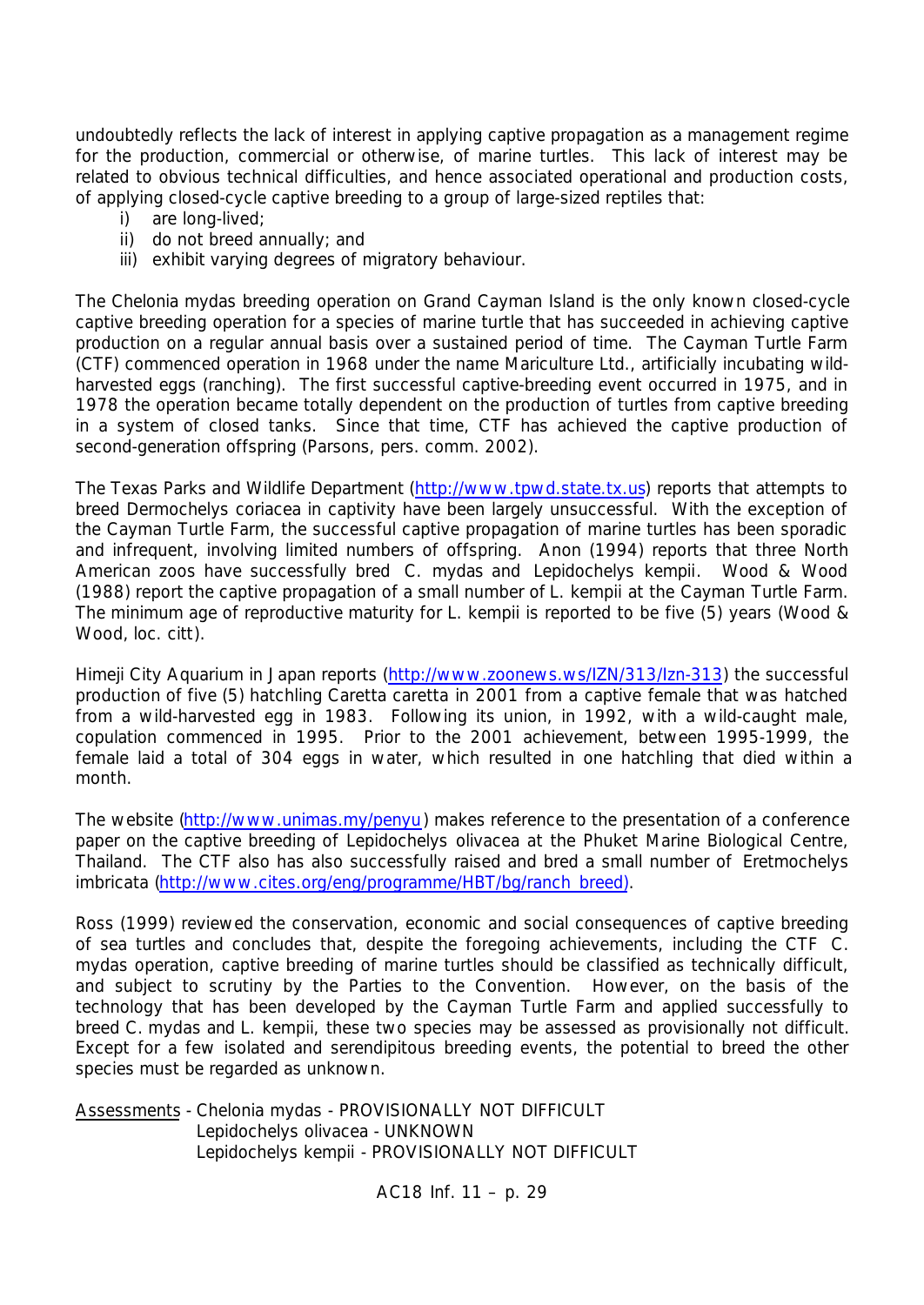undoubtedly reflects the lack of interest in applying captive propagation as a management regime for the production, commercial or otherwise, of marine turtles. This lack of interest may be related to obvious technical difficulties, and hence associated operational and production costs, of applying closed-cycle captive breeding to a group of large-sized reptiles that:

i) are long-lived;
ii) do not breed annually; and
iii) exhibit varying degrees of migratory behaviour.

The *Chelonia mydas* breeding operation on Grand Cayman Island is the only known closed-cycle captive breeding operation for a species of marine turtle that has succeeded in achieving captive production on a regular annual basis over a sustained period of time. The Cayman Turtle Farm (CTF) commenced operation in 1968 under the name Mariculture Ltd., artificially incubating wild-harvested eggs (ranching). The first successful captive-breeding event occurred in 1975, and in 1978 the operation became totally dependent on the production of turtles from captive breeding in a system of closed tanks. Since that time, CTF has achieved the captive production of second-generation offspring (Parsons, pers. comm. 2002).

The Texas Parks and Wildlife Department (http://www.tpwd.state.tx.us) reports that attempts to breed *Dermochelys coriacea* in captivity have been largely unsuccessful. With the exception of the Cayman Turtle Farm, the successful captive propagation of marine turtles has been sporadic and infrequent, involving limited numbers of offspring. Anon (1994) reports that three North American zoos have successfully bred *C. mydas* and *Lepidochelys kempii*. Wood & Wood (1988) report the captive propagation of a small number of *L. kempii* at the Cayman Turtle Farm. The minimum age of reproductive maturity for *L. kempii* is reported to be five (5) years (Wood & Wood, loc. citt).

Himeji City Aquarium in Japan reports (http://www.zoonews.ws/IZN/313/Izn-313) the successful production of five (5) hatchling *Caretta caretta* in 2001 from a captive female that was hatched from a wild-harvested egg in 1983. Following its union, in 1992, with a wild-caught male, copulation commenced in 1995. Prior to the 2001 achievement, between 1995-1999, the female laid a total of 304 eggs in water, which resulted in one hatchling that died within a month.

The website (http://www.unimas.my/penyu) makes reference to the presentation of a conference paper on the captive breeding of *Lepidochelys olivacea* at the Phuket Marine Biological Centre, Thailand. The CTF also has also successfully raised and bred a small number of *Eretmochelys imbricata* (http://www.cites.org/eng/programme/HBT/bg/ranch_breed).

Ross (1999) reviewed the conservation, economic and social consequences of captive breeding of sea turtles and concludes that, despite the foregoing achievements, including the CTF *C. mydas* operation, captive breeding of marine turtles should be classified as technically difficult, and subject to scrutiny by the Parties to the Convention. However, on the basis of the technology that has been developed by the Cayman Turtle Farm and applied successfully to breed *C. mydas* and *L. kempii*, these two species may be assessed as provisionally not difficult. Except for a few isolated and serendipitous breeding events, the potential to breed the other species must be regarded as unknown.

<u>Assessments</u> - *Chelonia mydas* - PROVISIONALLY NOT DIFFICULT
*Lepidochelys olivacea* - UNKNOWN
*Lepidochelys kempii* - PROVISIONALLY NOT DIFFICULT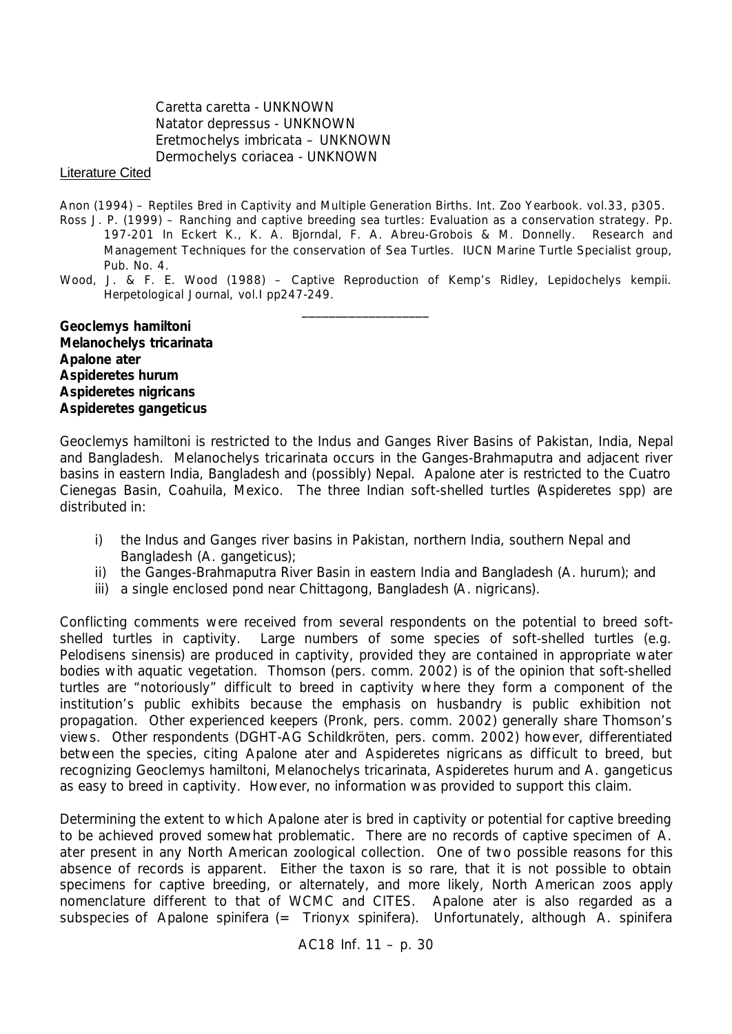*Caretta caretta* - UNKNOWN
*Natator depressus* - UNKNOWN
*Eretmochelys imbricata* – UNKNOWN
*Dermochelys coriacea* - UNKNOWN

Literature Cited

Anon (1994) – Reptiles Bred in Captivity and Multiple Generation Births. Int. Zoo Yearbook. vol.33, p305.

Ross J. P. (1999) – Ranching and captive breeding sea turtles: Evaluation as a conservation strategy. Pp. 197-201 In Eckert K., K. A. Bjorndal, F. A. Abreu-Grobois & M. Donnelly. Research and Management Techniques for the conservation of Sea Turtles. IUCN Marine Turtle Specialist group, Pub. No. 4.

Wood, J. & F. E. Wood (1988) – Captive Reproduction of Kemp's Ridley, *Lepidochelys kempii*. Herpetological Journal, vol.I pp247-249.

---

***Geoclemys hamiltoni***
***Melanochelys tricarinata***
***Apalone ater***
***Aspideretes hurum***
***Aspideretes nigricans***
***Aspideretes gangeticus***

*Geoclemys hamiltoni* is restricted to the Indus and Ganges River Basins of Pakistan, India, Nepal and Bangladesh. *Melanochelys tricarinata* occurs in the Ganges-Brahmaputra and adjacent river basins in eastern India, Bangladesh and (possibly) Nepal. *Apalone ater* is restricted to the Cuatro Cienegas Basin, Coahuila, Mexico. The three Indian soft-shelled turtles (*Aspideretes* spp) are distributed in:

i) the Indus and Ganges river basins in Pakistan, northern India, southern Nepal and Bangladesh (*A. gangeticus*);
ii) the Ganges-Brahmaputra River Basin in eastern India and Bangladesh (*A. hurum*); and
iii) a single enclosed pond near Chittagong, Bangladesh (*A. nigricans*).

Conflicting comments were received from several respondents on the potential to breed soft-shelled turtles in captivity. Large numbers of some species of soft-shelled turtles (e.g. *Pelodisens sinensis*) are produced in captivity, provided they are contained in appropriate water bodies with aquatic vegetation. Thomson (pers. comm. 2002) is of the opinion that soft-shelled turtles are "notoriously" difficult to breed in captivity where they form a component of the institution's public exhibits because the emphasis on husbandry is public exhibition not propagation. Other experienced keepers (Pronk, pers. comm. 2002) generally share Thomson's views. Other respondents (DGHT-AG Schildkröten, pers. comm. 2002) however, differentiated between the species, citing *Apalone ater* and *Aspideretes nigricans* as difficult to breed, but recognizing *Geoclemys hamiltoni*, *Melanochelys tricarinata*, *Aspideretes hurum* and *A. gangeticus* as easy to breed in captivity. However, no information was provided to support this claim.

Determining the extent to which *Apalone ater* is bred in captivity or potential for captive breeding to be achieved proved somewhat problematic. There are no records of captive specimen of *A. ater* present in any North American zoological collection. One of two possible reasons for this absence of records is apparent. Either the taxon is so rare, that it is not possible to obtain specimens for captive breeding, or alternately, and more likely, North American zoos apply nomenclature different to that of WCMC and CITES. *Apalone ater* is also regarded as a subspecies of *Apalone spinifera* (= *Trionyx spinifera*). Unfortunately, although *A. spinifera*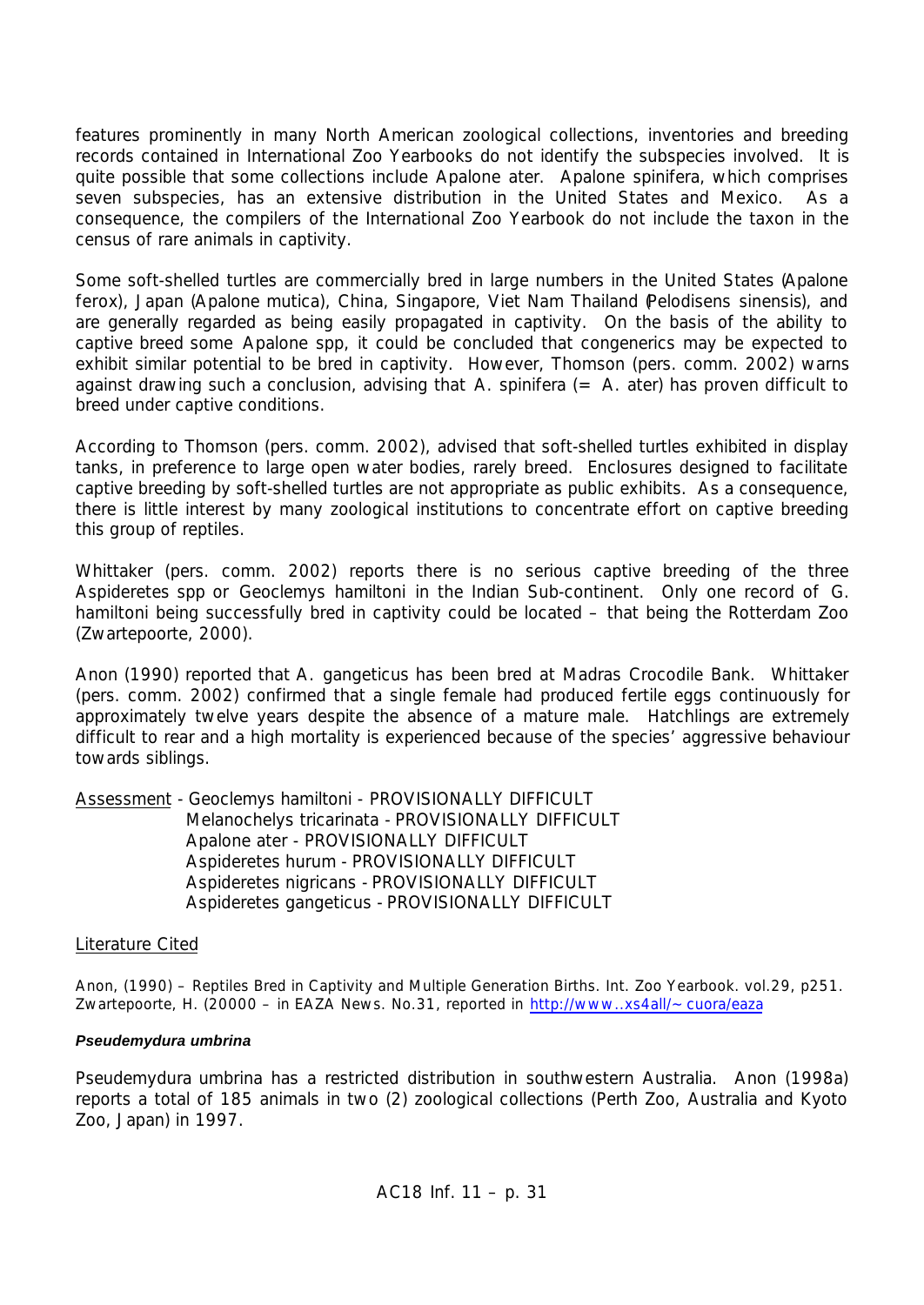features prominently in many North American zoological collections, inventories and breeding records contained in International Zoo Yearbooks do not identify the subspecies involved. It is quite possible that some collections include *Apalone ater*. *Apalone spinifera*, which comprises seven subspecies, has an extensive distribution in the United States and Mexico. As a consequence, the compilers of the International Zoo Yearbook do not include the taxon in the census of rare animals in captivity.

Some soft-shelled turtles are commercially bred in large numbers in the United States (*Apalone ferox*), Japan (*Apalone mutica*), China, Singapore, Viet Nam Thailand (*Pelodisens sinensis*), and are generally regarded as being easily propagated in captivity. On the basis of the ability to captive breed some *Apalone* spp, it could be concluded that congenerics may be expected to exhibit similar potential to be bred in captivity. However, Thomson (pers. comm. 2002) warns against drawing such a conclusion, advising that *A. spinifera* (= *A. ater*) has proven difficult to breed under captive conditions.

According to Thomson (pers. comm. 2002), advised that soft-shelled turtles exhibited in display tanks, in preference to large open water bodies, rarely breed. Enclosures designed to facilitate captive breeding by soft-shelled turtles are not appropriate as public exhibits. As a consequence, there is little interest by many zoological institutions to concentrate effort on captive breeding this group of reptiles.

Whittaker (pers. comm. 2002) reports there is no serious captive breeding of the three *Aspideretes* spp or *Geoclemys hamiltoni* in the Indian Sub-continent. Only one record of *G. hamiltoni* being successfully bred in captivity could be located – that being the Rotterdam Zoo (Zwartepoorte, 2000).

Anon (1990) reported that *A. gangeticus* has been bred at Madras Crocodile Bank. Whittaker (pers. comm. 2002) confirmed that a single female had produced fertile eggs continuously for approximately twelve years despite the absence of a mature male. Hatchlings are extremely difficult to rear and a high mortality is experienced because of the species' aggressive behaviour towards siblings.

<u>Assessment</u> - *Geoclemys hamiltoni* - PROVISIONALLY DIFFICULT
*Melanochelys tricarinata* - PROVISIONALLY DIFFICULT
*Apalone ater* - PROVISIONALLY DIFFICULT
*Aspideretes hurum* - PROVISIONALLY DIFFICULT
*Aspideretes nigricans* - PROVISIONALLY DIFFICULT
*Aspideretes gangeticus* - PROVISIONALLY DIFFICULT

<u>Literature Cited</u>

Anon, (1990) – Reptiles Bred in Captivity and Multiple Generation Births. Int. Zoo Yearbook. vol.29, p251.
Zwartepoorte, H. (20000 – in EAZA News. No.31, reported in http://www..xs4all/~ cuora/eaza

#### *Pseudemydura umbrina*

*Pseudemydura umbrina* has a restricted distribution in southwestern Australia. Anon (1998a) reports a total of 185 animals in two (2) zoological collections (Perth Zoo, Australia and Kyoto Zoo, Japan) in 1997.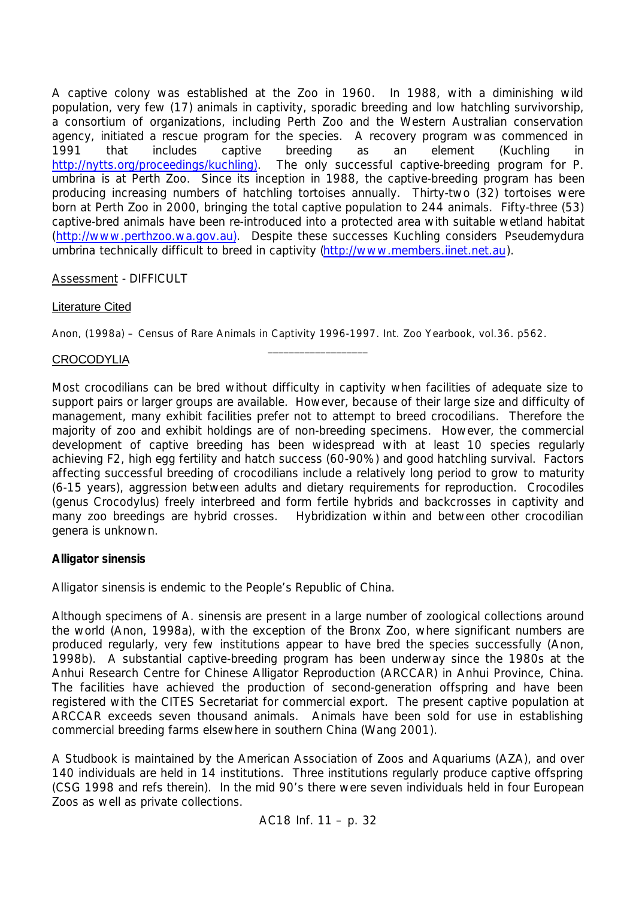A captive colony was established at the Zoo in 1960. In 1988, with a diminishing wild population, very few (17) animals in captivity, sporadic breeding and low hatchling survivorship, a consortium of organizations, including Perth Zoo and the Western Australian conservation agency, initiated a rescue program for the species. A recovery program was commenced in 1991 that includes captive breeding as an element (Kuchling in http://nytts.org/proceedings/kuchling). The only successful captive-breeding program for *P. umbrina* is at Perth Zoo. Since its inception in 1988, the captive-breeding program has been producing increasing numbers of hatchling tortoises annually. Thirty-two (32) tortoises were born at Perth Zoo in 2000, bringing the total captive population to 244 animals. Fifty-three (53) captive-bred animals have been re-introduced into a protected area with suitable wetland habitat (http://www.perthzoo.wa.gov.au). Despite these successes Kuchling considers *Pseudemydura umbrina* technically difficult to breed in captivity (http://www.members.iinet.net.au).

Assessment - DIFFICULT

Literature Cited

Anon, (1998a) – Census of Rare Animals in Captivity 1996-1997. Int. Zoo Yearbook, vol.36. p562.

---

## CROCODYLIA

Most crocodilians can be bred without difficulty in captivity when facilities of adequate size to support pairs or larger groups are available. However, because of their large size and difficulty of management, many exhibit facilities prefer not to attempt to breed crocodilians. Therefore the majority of zoo and exhibit holdings are of non-breeding specimens. However, the commercial development of captive breeding has been widespread with at least 10 species regularly achieving F2, high egg fertility and hatch success (60-90%) and good hatchling survival. Factors affecting successful breeding of crocodilians include a relatively long period to grow to maturity (6-15 years), aggression between adults and dietary requirements for reproduction. Crocodiles (genus *Crocodylus*) freely interbreed and form fertile hybrids and backcrosses in captivity and many zoo breedings are hybrid crosses. Hybridization within and between other crocodilian genera is unknown.

### *Alligator sinensis*

*Alligator sinensis* is endemic to the People's Republic of China.

Although specimens of *A. sinensis* are present in a large number of zoological collections around the world (Anon, 1998a), with the exception of the Bronx Zoo, where significant numbers are produced regularly, very few institutions appear to have bred the species successfully (Anon, 1998b). A substantial captive-breeding program has been underway since the 1980s at the Anhui Research Centre for Chinese Alligator Reproduction (ARCCAR) in Anhui Province, China. The facilities have achieved the production of second-generation offspring and have been registered with the CITES Secretariat for commercial export. The present captive population at ARCCAR exceeds seven thousand animals. Animals have been sold for use in establishing commercial breeding farms elsewhere in southern China (Wang 2001).

A Studbook is maintained by the American Association of Zoos and Aquariums (AZA), and over 140 individuals are held in 14 institutions. Three institutions regularly produce captive offspring (CSG 1998 and refs therein). In the mid 90's there were seven individuals held in four European Zoos as well as private collections.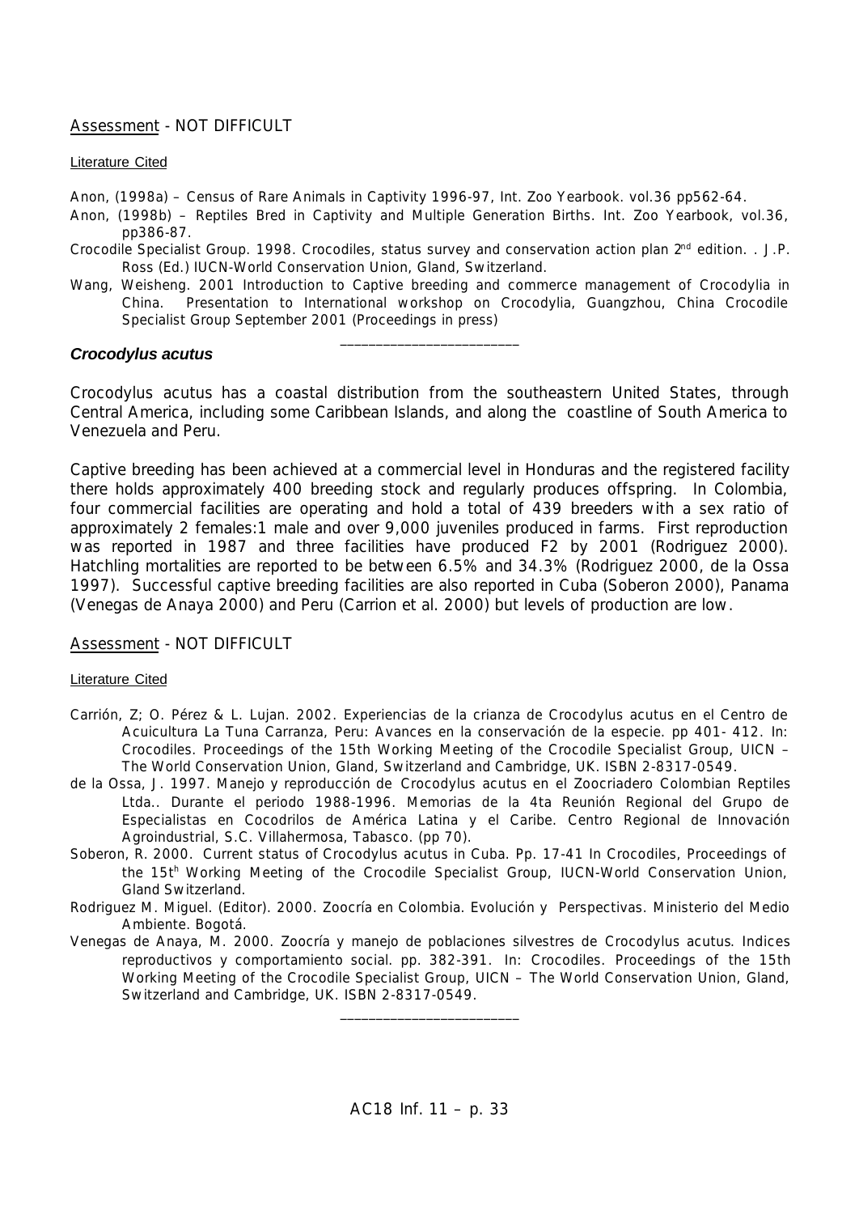Assessment - NOT DIFFICULT

Literature Cited

Anon, (1998a) – Census of Rare Animals in Captivity 1996-97, Int. Zoo Yearbook. vol.36 pp562-64.

Anon, (1998b) – Reptiles Bred in Captivity and Multiple Generation Births. Int. Zoo Yearbook, vol.36, pp386-87.

Crocodile Specialist Group. 1998. Crocodiles, status survey and conservation action plan 2nd edition. . J.P. Ross (Ed.) IUCN-World Conservation Union, Gland, Switzerland.

Wang, Weisheng. 2001 Introduction to Captive breeding and commerce management of Crocodylia in China. Presentation to International workshop on Crocodylia, Guangzhou, China Crocodile Specialist Group September 2001 (Proceedings in press)

_______________________

### *Crocodylus acutus*

Crocodylus acutus has a coastal distribution from the southeastern United States, through Central America, including some Caribbean Islands, and along the coastline of South America to Venezuela and Peru.

Captive breeding has been achieved at a commercial level in Honduras and the registered facility there holds approximately 400 breeding stock and regularly produces offspring. In Colombia, four commercial facilities are operating and hold a total of 439 breeders with a sex ratio of approximately 2 females:1 male and over 9,000 juveniles produced in farms. First reproduction was reported in 1987 and three facilities have produced F2 by 2001 (Rodriguez 2000). Hatchling mortalities are reported to be between 6.5% and 34.3% (Rodriguez 2000, de la Ossa 1997). Successful captive breeding facilities are also reported in Cuba (Soberon 2000), Panama (Venegas de Anaya 2000) and Peru (Carrion et al. 2000) but levels of production are low.

Assessment - NOT DIFFICULT

Literature Cited

Carrión, Z; O. Pérez & L. Lujan. 2002. Experiencias de la crianza de Crocodylus acutus en el Centro de Acuicultura La Tuna Carranza, Peru: Avances en la conservación de la especie. pp 401- 412. In: Crocodiles. Proceedings of the 15th Working Meeting of the Crocodile Specialist Group, UICN – The World Conservation Union, Gland, Switzerland and Cambridge, UK. ISBN 2-8317-0549.

de la Ossa, J. 1997. Manejo y reproducción de Crocodylus acutus en el Zoocriadero Colombian Reptiles Ltda.. Durante el periodo 1988-1996. Memorias de la 4ta Reunión Regional del Grupo de Especialistas en Cocodrilos de América Latina y el Caribe. Centro Regional de Innovación Agroindustrial, S.C. Villahermosa, Tabasco. (pp 70).

Soberon, R. 2000. Current status of Crocodylus acutus in Cuba. Pp. 17-41 In Crocodiles, Proceedings of the 15th Working Meeting of the Crocodile Specialist Group, IUCN-World Conservation Union, Gland Switzerland.

Rodriguez M. Miguel. (Editor). 2000. Zoocría en Colombia. Evolución y Perspectivas. Ministerio del Medio Ambiente. Bogotá.

Venegas de Anaya, M. 2000. Zoocría y manejo de poblaciones silvestres de Crocodylus acutus. Indices reproductivos y comportamiento social. pp. 382-391. In: Crocodiles. Proceedings of the 15th Working Meeting of the Crocodile Specialist Group, UICN – The World Conservation Union, Gland, Switzerland and Cambridge, UK. ISBN 2-8317-0549.

_______________________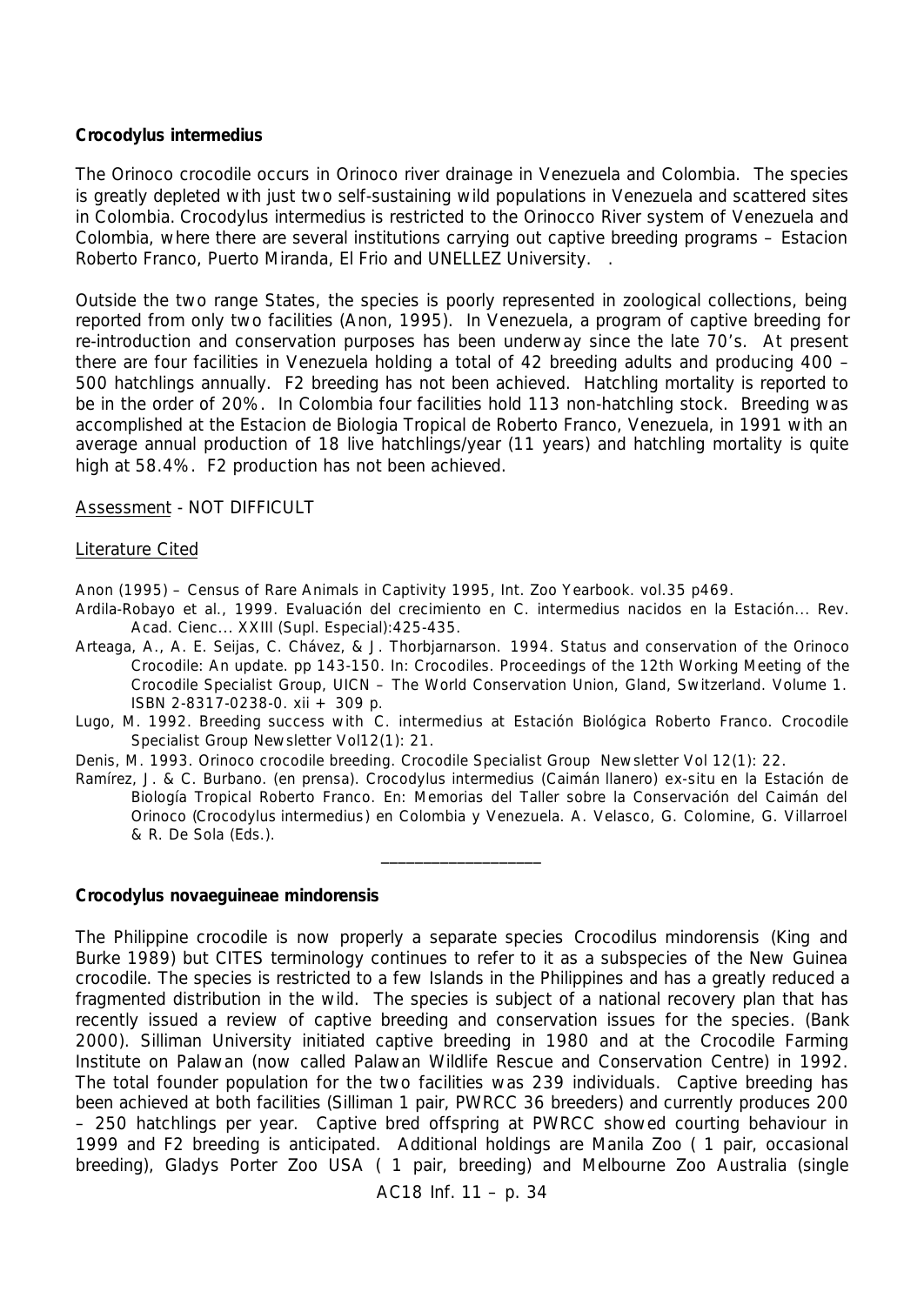**Crocodylus intermedius**

The Orinoco crocodile occurs in Orinoco river drainage in Venezuela and Colombia. The species is greatly depleted with just two self-sustaining wild populations in Venezuela and scattered sites in Colombia. Crocodylus intermedius is restricted to the Orinocco River system of Venezuela and Colombia, where there are several institutions carrying out captive breeding programs – Estacion Roberto Franco, Puerto Miranda, El Frio and UNELLEZ University. .

Outside the two range States, the species is poorly represented in zoological collections, being reported from only two facilities (Anon, 1995). In Venezuela, a program of captive breeding for re-introduction and conservation purposes has been underway since the late 70's. At present there are four facilities in Venezuela holding a total of 42 breeding adults and producing 400 – 500 hatchlings annually. F2 breeding has not been achieved. Hatchling mortality is reported to be in the order of 20%. In Colombia four facilities hold 113 non-hatchling stock. Breeding was accomplished at the Estacion de Biologia Tropical de Roberto Franco, Venezuela, in 1991 with an average annual production of 18 live hatchlings/year (11 years) and hatchling mortality is quite high at 58.4%. F2 production has not been achieved.

Assessment - NOT DIFFICULT

Literature Cited

Anon (1995) – Census of Rare Animals in Captivity 1995, Int. Zoo Yearbook. vol.35 p469.

Ardila-Robayo et al., 1999. Evaluación del crecimiento en C. intermedius nacidos en la Estación... Rev. Acad. Cienc... XXIII (Supl. Especial):425-435.

Arteaga, A., A. E. Seijas, C. Chávez, & J. Thorbjarnarson. 1994. Status and conservation of the Orinoco Crocodile: An update. pp 143-150. In: Crocodiles. Proceedings of the 12th Working Meeting of the Crocodile Specialist Group, UICN – The World Conservation Union, Gland, Switzerland. Volume 1. ISBN 2-8317-0238-0. xii + 309 p.

Lugo, M. 1992. Breeding success with C. intermedius at Estación Biológica Roberto Franco. Crocodile Specialist Group Newsletter Vol12(1): 21.

Denis, M. 1993. Orinoco crocodile breeding. Crocodile Specialist Group Newsletter Vol 12(1): 22.

Ramírez, J. & C. Burbano. (en prensa). Crocodylus intermedius (Caimán llanero) ex-situ en la Estación de Biología Tropical Roberto Franco. En: Memorias del Taller sobre la Conservación del Caimán del Orinoco (Crocodylus intermedius) en Colombia y Venezuela. A. Velasco, G. Colomine, G. Villarroel & R. De Sola (Eds.).

---

**Crocodylus novaeguineae mindorensis**

The Philippine crocodile is now properly a separate species Crocodilus mindorensis (King and Burke 1989) but CITES terminology continues to refer to it as a subspecies of the New Guinea crocodile. The species is restricted to a few Islands in the Philippines and has a greatly reduced a fragmented distribution in the wild. The species is subject of a national recovery plan that has recently issued a review of captive breeding and conservation issues for the species. (Bank 2000). Silliman University initiated captive breeding in 1980 and at the Crocodile Farming Institute on Palawan (now called Palawan Wildlife Rescue and Conservation Centre) in 1992. The total founder population for the two facilities was 239 individuals. Captive breeding has been achieved at both facilities (Silliman 1 pair, PWRCC 36 breeders) and currently produces 200 – 250 hatchlings per year. Captive bred offspring at PWRCC showed courting behaviour in 1999 and F2 breeding is anticipated. Additional holdings are Manila Zoo ( 1 pair, occasional breeding), Gladys Porter Zoo USA ( 1 pair, breeding) and Melbourne Zoo Australia (single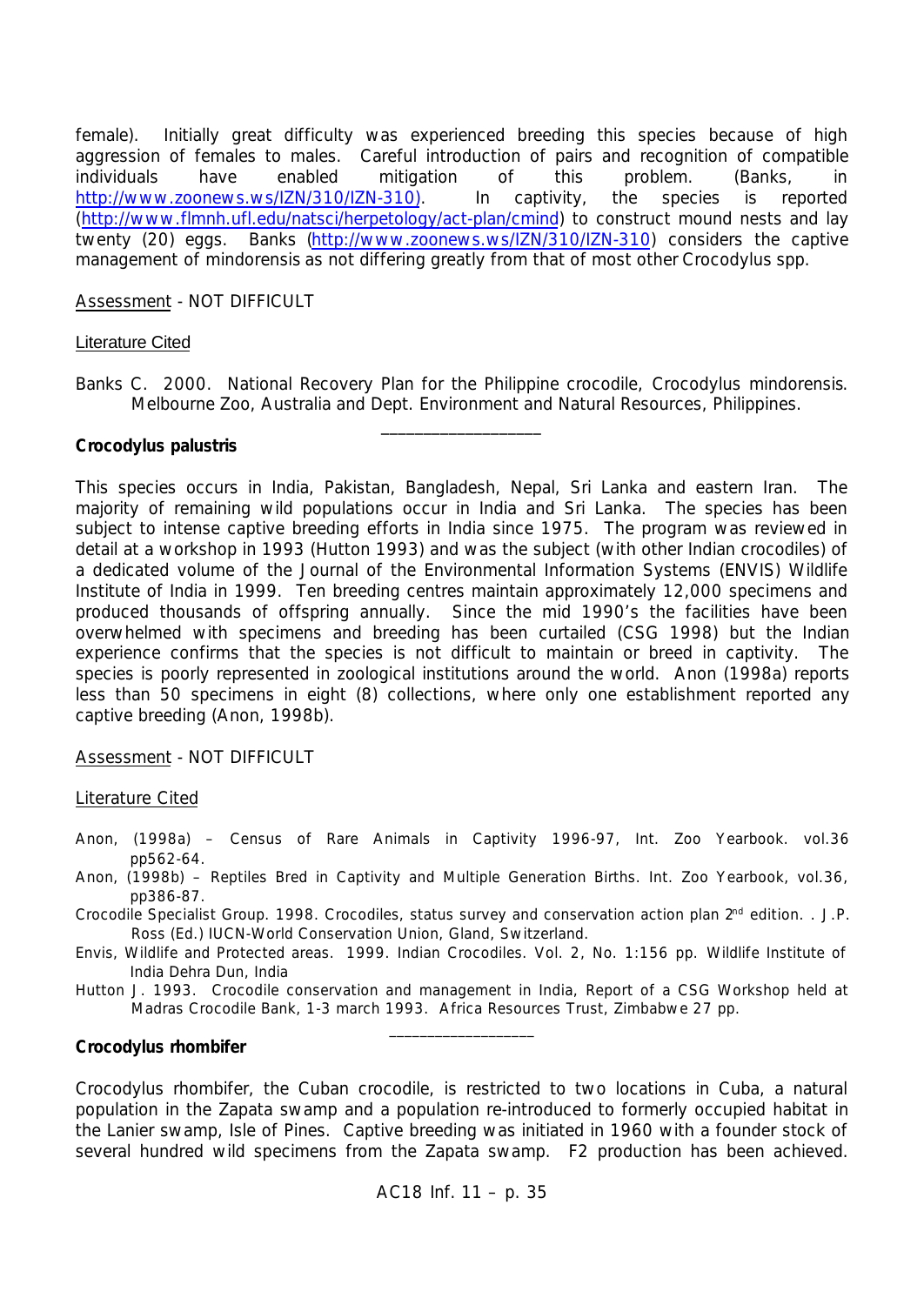female). Initially great difficulty was experienced breeding this species because of high aggression of females to males. Careful introduction of pairs and recognition of compatible individuals have enabled mitigation of this problem. (Banks, in http://www.zoonews.ws/IZN/310/IZN-310). In captivity, the species is reported (http://www.flmnh.ufl.edu/natsci/herpetology/act-plan/cmind) to construct mound nests and lay twenty (20) eggs. Banks (http://www.zoonews.ws/IZN/310/IZN-310) considers the captive management of mindorensis as not differing greatly from that of most other Crocodylus spp.

Assessment - NOT DIFFICULT

Literature Cited

Banks C. 2000. National Recovery Plan for the Philippine crocodile, Crocodylus mindorensis. Melbourne Zoo, Australia and Dept. Environment and Natural Resources, Philippines.

---

**Crocodylus palustris**

This species occurs in India, Pakistan, Bangladesh, Nepal, Sri Lanka and eastern Iran. The majority of remaining wild populations occur in India and Sri Lanka. The species has been subject to intense captive breeding efforts in India since 1975. The program was reviewed in detail at a workshop in 1993 (Hutton 1993) and was the subject (with other Indian crocodiles) of a dedicated volume of the Journal of the Environmental Information Systems (ENVIS) Wildlife Institute of India in 1999. Ten breeding centres maintain approximately 12,000 specimens and produced thousands of offspring annually. Since the mid 1990's the facilities have been overwhelmed with specimens and breeding has been curtailed (CSG 1998) but the Indian experience confirms that the species is not difficult to maintain or breed in captivity. The species is poorly represented in zoological institutions around the world. Anon (1998a) reports less than 50 specimens in eight (8) collections, where only one establishment reported any captive breeding (Anon, 1998b).

Assessment - NOT DIFFICULT

Literature Cited

Anon, (1998a) – Census of Rare Animals in Captivity 1996-97, Int. Zoo Yearbook. vol.36 pp562-64.

Anon, (1998b) – Reptiles Bred in Captivity and Multiple Generation Births. Int. Zoo Yearbook, vol.36, pp386-87.

Crocodile Specialist Group. 1998. Crocodiles, status survey and conservation action plan 2nd edition. . J.P. Ross (Ed.) IUCN-World Conservation Union, Gland, Switzerland.

Envis, Wildlife and Protected areas. 1999. Indian Crocodiles. Vol. 2, No. 1:156 pp. Wildlife Institute of India Dehra Dun, India

Hutton J. 1993. Crocodile conservation and management in India, Report of a CSG Workshop held at Madras Crocodile Bank, 1-3 march 1993. Africa Resources Trust, Zimbabwe 27 pp.

---

**Crocodylus rhombifer**

Crocodylus rhombifer, the Cuban crocodile, is restricted to two locations in Cuba, a natural population in the Zapata swamp and a population re-introduced to formerly occupied habitat in the Lanier swamp, Isle of Pines. Captive breeding was initiated in 1960 with a founder stock of several hundred wild specimens from the Zapata swamp. F2 production has been achieved.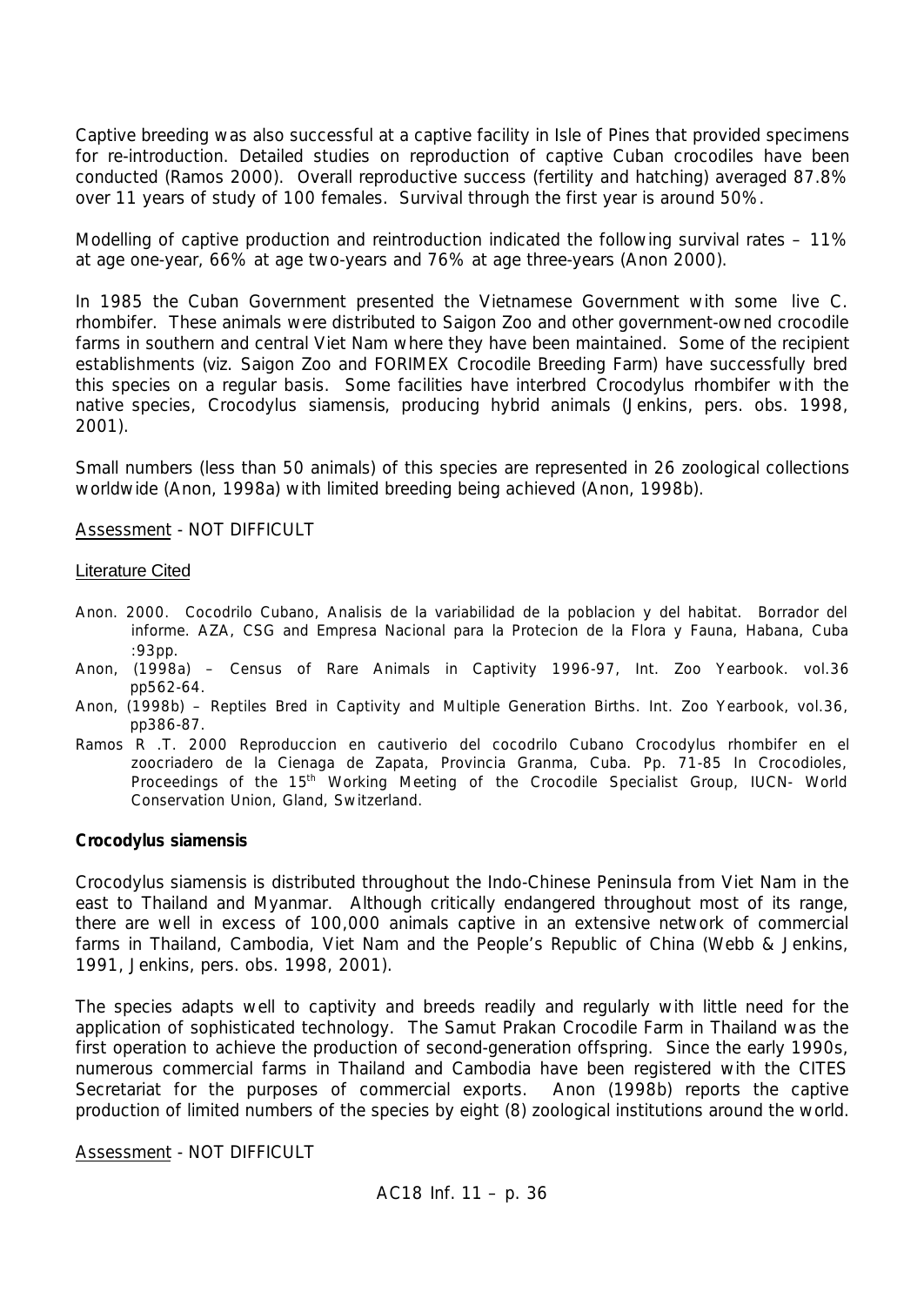Captive breeding was also successful at a captive facility in Isle of Pines that provided specimens for re-introduction. Detailed studies on reproduction of captive Cuban crocodiles have been conducted (Ramos 2000). Overall reproductive success (fertility and hatching) averaged 87.8% over 11 years of study of 100 females. Survival through the first year is around 50%.

Modelling of captive production and reintroduction indicated the following survival rates – 11% at age one-year, 66% at age two-years and 76% at age three-years (Anon 2000).

In 1985 the Cuban Government presented the Vietnamese Government with some live *C. rhombifer*. These animals were distributed to Saigon Zoo and other government-owned crocodile farms in southern and central Viet Nam where they have been maintained. Some of the recipient establishments (viz. Saigon Zoo and FORIMEX Crocodile Breeding Farm) have successfully bred this species on a regular basis. Some facilities have interbred *Crocodylus rhombifer* with the native species, *Crocodylus siamensis*, producing hybrid animals (Jenkins, pers. obs. 1998, 2001).

Small numbers (less than 50 animals) of this species are represented in 26 zoological collections worldwide (Anon, 1998a) with limited breeding being achieved (Anon, 1998b).

Assessment - NOT DIFFICULT

Literature Cited

- Anon. 2000. Cocodrilo Cubano, Analisis de la variabilidad de la poblacion y del habitat. Borrador del informe. AZA, CSG and Empresa Nacional para la Protecion de la Flora y Fauna, Habana, Cuba :93pp.
- Anon, (1998a) – Census of Rare Animals in Captivity 1996-97, Int. Zoo Yearbook. vol.36 pp562-64.
- Anon, (1998b) – Reptiles Bred in Captivity and Multiple Generation Births. Int. Zoo Yearbook, vol.36, pp386-87.
- Ramos R .T. 2000 Reproduccion en cautiverio del cocodrilo Cubano *Crocodylus rhombifer* en el zoocriadero de la Cienaga de Zapata, Provincia Granma, Cuba. Pp. 71-85 In Crocodioles, Proceedings of the 15th Working Meeting of the Crocodile Specialist Group, IUCN- World Conservation Union, Gland, Switzerland.

**Crocodylus siamensis**

*Crocodylus siamensis* is distributed throughout the Indo-Chinese Peninsula from Viet Nam in the east to Thailand and Myanmar. Although critically endangered throughout most of its range, there are well in excess of 100,000 animals captive in an extensive network of commercial farms in Thailand, Cambodia, Viet Nam and the People's Republic of China (Webb & Jenkins, 1991, Jenkins, pers. obs. 1998, 2001).

The species adapts well to captivity and breeds readily and regularly with little need for the application of sophisticated technology. The Samut Prakan Crocodile Farm in Thailand was the first operation to achieve the production of second-generation offspring. Since the early 1990s, numerous commercial farms in Thailand and Cambodia have been registered with the CITES Secretariat for the purposes of commercial exports. Anon (1998b) reports the captive production of limited numbers of the species by eight (8) zoological institutions around the world.

Assessment - NOT DIFFICULT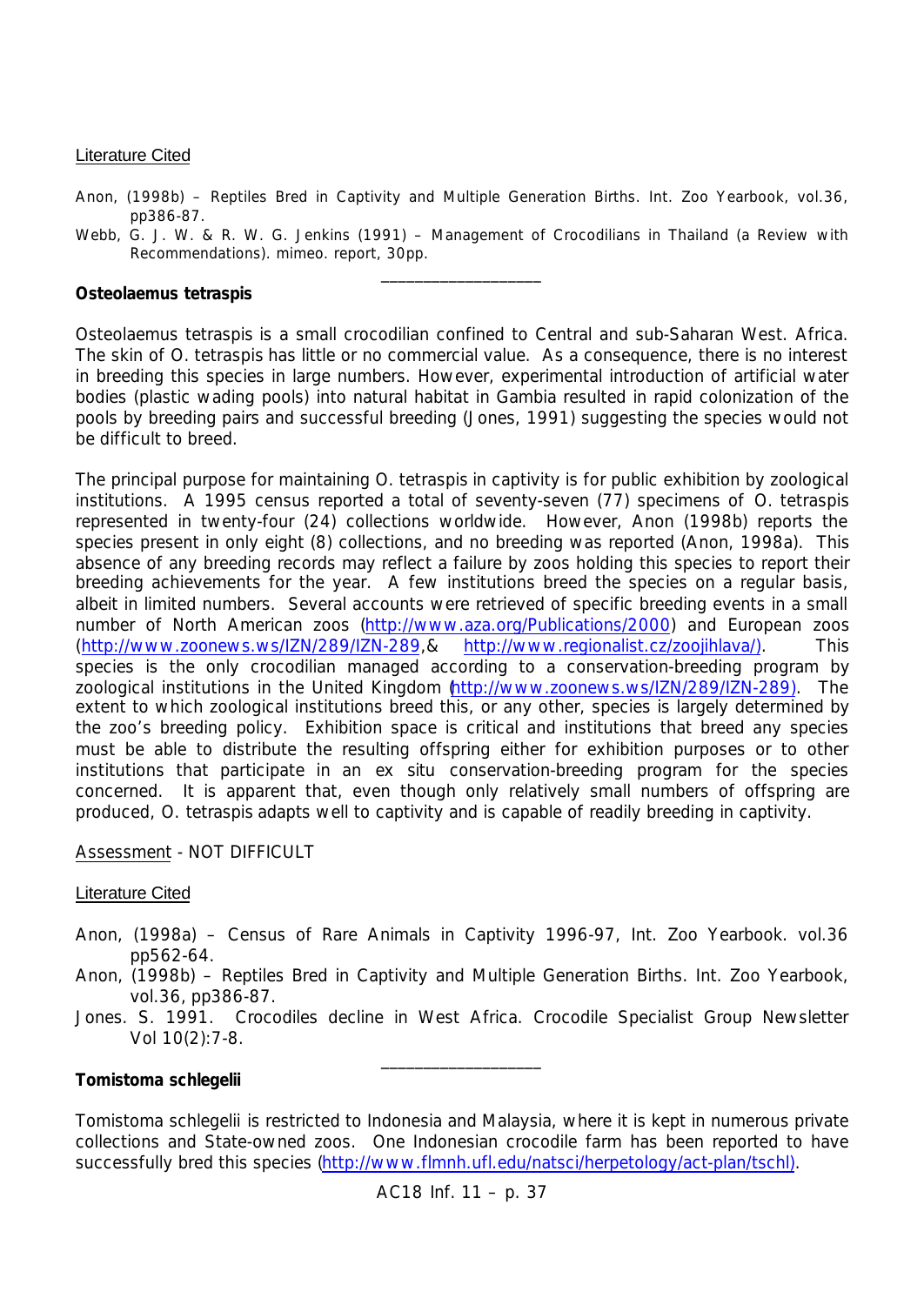Literature Cited

Anon, (1998b) – Reptiles Bred in Captivity and Multiple Generation Births. Int. Zoo Yearbook, vol.36, pp386-87.

Webb, G. J. W. & R. W. G. Jenkins (1991) – Management of Crocodilians in Thailand (a Review with Recommendations). mimeo. report, 30pp.

___________________

**Osteolaemus tetraspis**

Osteolaemus tetraspis is a small crocodilian confined to Central and sub-Saharan West. Africa. The skin of O. tetraspis has little or no commercial value. As a consequence, there is no interest in breeding this species in large numbers. However, experimental introduction of artificial water bodies (plastic wading pools) into natural habitat in Gambia resulted in rapid colonization of the pools by breeding pairs and successful breeding (Jones, 1991) suggesting the species would not be difficult to breed.

The principal purpose for maintaining O. tetraspis in captivity is for public exhibition by zoological institutions. A 1995 census reported a total of seventy-seven (77) specimens of O. tetraspis represented in twenty-four (24) collections worldwide. However, Anon (1998b) reports the species present in only eight (8) collections, and no breeding was reported (Anon, 1998a). This absence of any breeding records may reflect a failure by zoos holding this species to report their breeding achievements for the year. A few institutions breed the species on a regular basis, albeit in limited numbers. Several accounts were retrieved of specific breeding events in a small number of North American zoos (http://www.aza.org/Publications/2000) and European zoos (http://www.zoonews.ws/IZN/289/IZN-289,& http://www.regionalist.cz/zoojihlava/). This species is the only crocodilian managed according to a conservation-breeding program by zoological institutions in the United Kingdom (http://www.zoonews.ws/IZN/289/IZN-289). The extent to which zoological institutions breed this, or any other, species is largely determined by the zoo's breeding policy. Exhibition space is critical and institutions that breed any species must be able to distribute the resulting offspring either for exhibition purposes or to other institutions that participate in an ex situ conservation-breeding program for the species concerned. It is apparent that, even though only relatively small numbers of offspring are produced, O. tetraspis adapts well to captivity and is capable of readily breeding in captivity.

Assessment - NOT DIFFICULT

Literature Cited

Anon, (1998a) – Census of Rare Animals in Captivity 1996-97, Int. Zoo Yearbook. vol.36 pp562-64.

Anon, (1998b) – Reptiles Bred in Captivity and Multiple Generation Births. Int. Zoo Yearbook, vol.36, pp386-87.

Jones. S. 1991. Crocodiles decline in West Africa. Crocodile Specialist Group Newsletter Vol 10(2):7-8.

___________________

**Tomistoma schlegelii**

Tomistoma schlegelii is restricted to Indonesia and Malaysia, where it is kept in numerous private collections and State-owned zoos. One Indonesian crocodile farm has been reported to have successfully bred this species (http://www.flmnh.ufl.edu/natsci/herpetology/act-plan/tschl).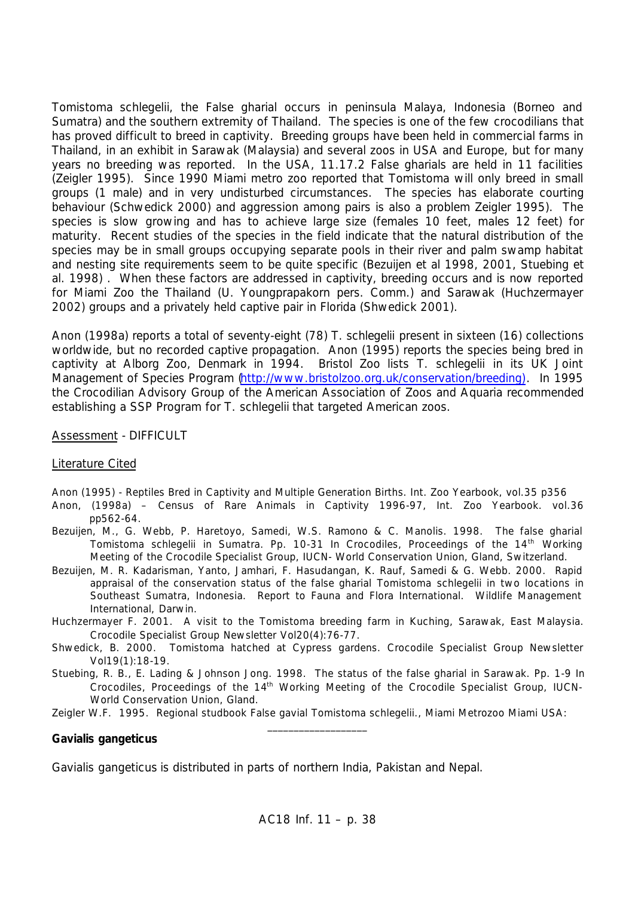*Tomistoma schlegelii*, the False gharial occurs in peninsula Malaya, Indonesia (Borneo and Sumatra) and the southern extremity of Thailand. The species is one of the few crocodilians that has proved difficult to breed in captivity. Breeding groups have been held in commercial farms in Thailand, in an exhibit in Sarawak (Malaysia) and several zoos in USA and Europe, but for many years no breeding was reported. In the USA, 11.17.2 False gharials are held in 11 facilities (Zeigler 1995). Since 1990 Miami metro zoo reported that *Tomistoma* will only breed in small groups (1 male) and in very undisturbed circumstances. The species has elaborate courting behaviour (Schwedick 2000) and aggression among pairs is also a problem Zeigler 1995). The species is slow growing and has to achieve large size (females 10 feet, males 12 feet) for maturity. Recent studies of the species in the field indicate that the natural distribution of the species may be in small groups occupying separate pools in their river and palm swamp habitat and nesting site requirements seem to be quite specific (Bezuijen et al 1998, 2001, Stuebing et al. 1998) . When these factors are addressed in captivity, breeding occurs and is now reported for Miami Zoo the Thailand (U. Youngprapakorn pers. Comm.) and Sarawak (Huchzermayer 2002) groups and a privately held captive pair in Florida (Shwedick 2001).

Anon (1998a) reports a total of seventy-eight (78) *T. schlegelii* present in sixteen (16) collections worldwide, but no recorded captive propagation. Anon (1995) reports the species being bred in captivity at Alborg Zoo, Denmark in 1994. Bristol Zoo lists *T. schlegelii* in its UK Joint Management of Species Program (http://www.bristolzoo.org.uk/conservation/breeding). In 1995 the Crocodilian Advisory Group of the American Association of Zoos and Aquaria recommended establishing a SSP Program for *T. schlegelii* that targeted American zoos.

Assessment - DIFFICULT

Literature Cited

Anon (1995) - Reptiles Bred in Captivity and Multiple Generation Births. Int. Zoo Yearbook, vol.35 p356

Anon, (1998a) – Census of Rare Animals in Captivity 1996-97, Int. Zoo Yearbook. vol.36 pp562-64.

Bezuijen, M., G. Webb, P. Haretoyo, Samedi, W.S. Ramono & C. Manolis. 1998. The false gharial *Tomistoma schlegelii* in Sumatra. Pp. 10-31 In Crocodiles, Proceedings of the 14th Working Meeting of the Crocodile Specialist Group, IUCN- World Conservation Union, Gland, Switzerland.

Bezuijen, M. R. Kadarisman, Yanto, Jamhari, F. Hasudangan, K. Rauf, Samedi & G. Webb. 2000. Rapid appraisal of the conservation status of the false gharial *Tomistoma schlegelii* in two locations in Southeast Sumatra, Indonesia. Report to Fauna and Flora International. Wildlife Management International, Darwin.

Huchzermayer F. 2001. A visit to the *Tomistoma* breeding farm in Kuching, Sarawak, East Malaysia. Crocodile Specialist Group Newsletter Vol20(4):76-77.

Shwedick, B. 2000. *Tomistoma* hatched at Cypress gardens. Crocodile Specialist Group Newsletter Vol19(1):18-19.

Stuebing, R. B., E. Lading & Johnson Jong. 1998. The status of the false gharial in Sarawak. Pp. 1-9 In Crocodiles, Proceedings of the 14th Working Meeting of the Crocodile Specialist Group, IUCN- World Conservation Union, Gland.

Zeigler W.F. 1995. Regional studbook False gavial *Tomistoma schlegelii*., Miami Metrozoo Miami USA:

\_\_\_\_\_\_\_\_\_\_\_\_\_\_\_\_\_\_

**Gavialis gangeticus**

*Gavialis gangeticus* is distributed in parts of northern India, Pakistan and Nepal.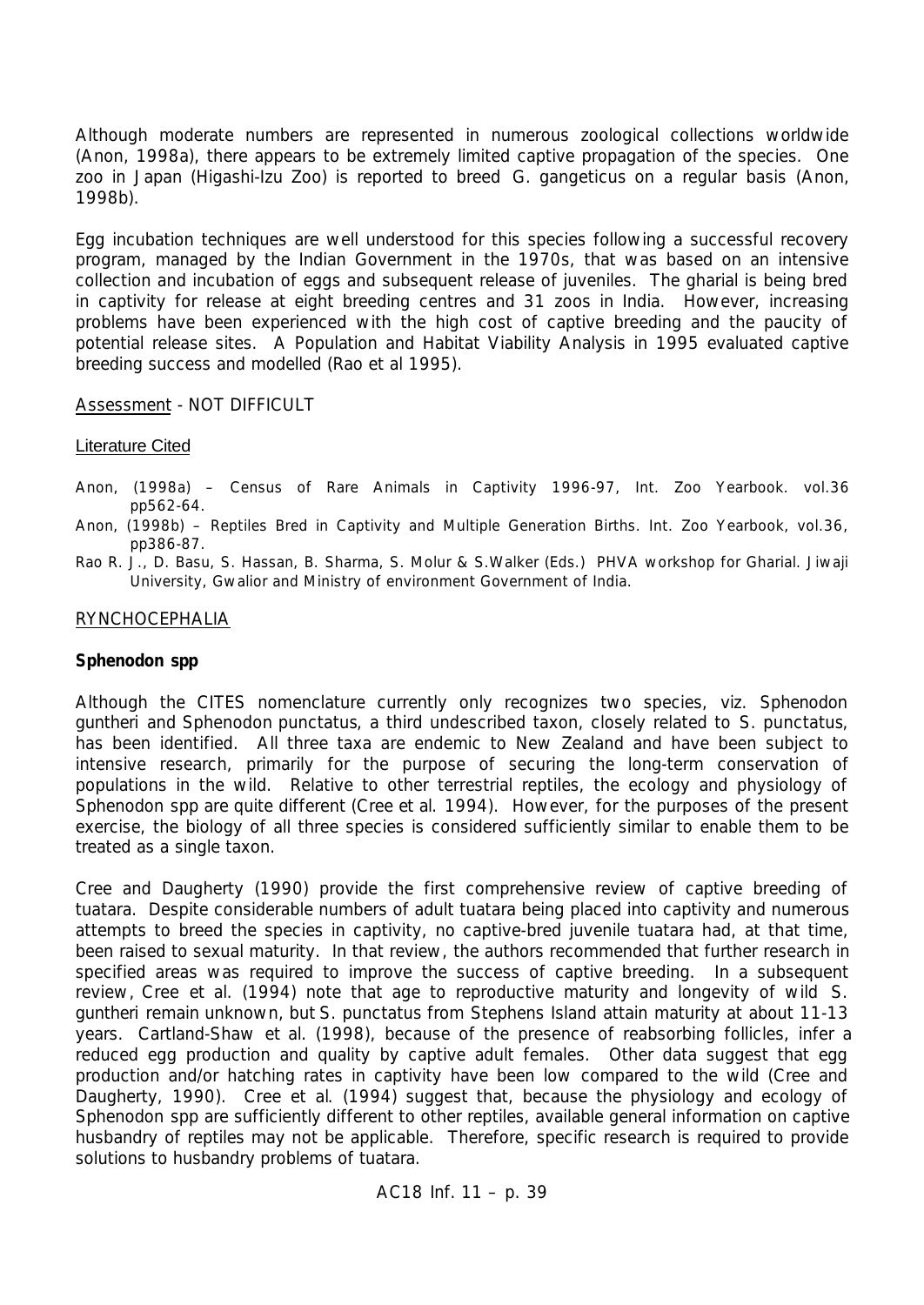Although moderate numbers are represented in numerous zoological collections worldwide (Anon, 1998a), there appears to be extremely limited captive propagation of the species. One zoo in Japan (Higashi-Izu Zoo) is reported to breed *G. gangeticus* on a regular basis (Anon, 1998b).

Egg incubation techniques are well understood for this species following a successful recovery program, managed by the Indian Government in the 1970s, that was based on an intensive collection and incubation of eggs and subsequent release of juveniles. The gharial is being bred in captivity for release at eight breeding centres and 31 zoos in India. However, increasing problems have been experienced with the high cost of captive breeding and the paucity of potential release sites. A Population and Habitat Viability Analysis in 1995 evaluated captive breeding success and modelled (Rao et al 1995).

<u>Assessment</u> - NOT DIFFICULT

<u>Literature Cited</u>

Anon, (1998a) – Census of Rare Animals in Captivity 1996-97, Int. Zoo Yearbook. vol.36 pp562-64.

Anon, (1998b) – Reptiles Bred in Captivity and Multiple Generation Births. Int. Zoo Yearbook, vol.36, pp386-87.

Rao R. J., D. Basu, S. Hassan, B. Sharma, S. Molur & S.Walker (Eds.) PHVA workshop for Gharial. Jiwaji University, Gwalior and Ministry of environment Government of India.

<u>RYNCHOCEPHALIA</u>

**Sphenodon spp**

Although the CITES nomenclature currently only recognizes two species, viz. *Sphenodon guntheri* and *Sphenodon punctatus*, a third undescribed taxon, closely related to *S. punctatus*, has been identified. All three taxa are endemic to New Zealand and have been subject to intensive research, primarily for the purpose of securing the long-term conservation of populations in the wild. Relative to other terrestrial reptiles, the ecology and physiology of *Sphenodon* spp are quite different (Cree et al. 1994). However, for the purposes of the present exercise, the biology of all three species is considered sufficiently similar to enable them to be treated as a single taxon.

Cree and Daugherty (1990) provide the first comprehensive review of captive breeding of tuatara. Despite considerable numbers of adult tuatara being placed into captivity and numerous attempts to breed the species in captivity, no captive-bred juvenile tuatara had, at that time, been raised to sexual maturity. In that review, the authors recommended that further research in specified areas was required to improve the success of captive breeding. In a subsequent review, Cree et al. (1994) note that age to reproductive maturity and longevity of wild *S. guntheri* remain unknown, but *S. punctatus* from Stephens Island attain maturity at about 11-13 years. Cartland-Shaw et al. (1998), because of the presence of reabsorbing follicles, infer a reduced egg production and quality by captive adult females. Other data suggest that egg production and/or hatching rates in captivity have been low compared to the wild (Cree and Daugherty, 1990). Cree et al. (1994) suggest that, because the physiology and ecology of *Sphenodon* spp are sufficiently different to other reptiles, available general information on captive husbandry of reptiles may not be applicable. Therefore, specific research is required to provide solutions to husbandry problems of tuatara.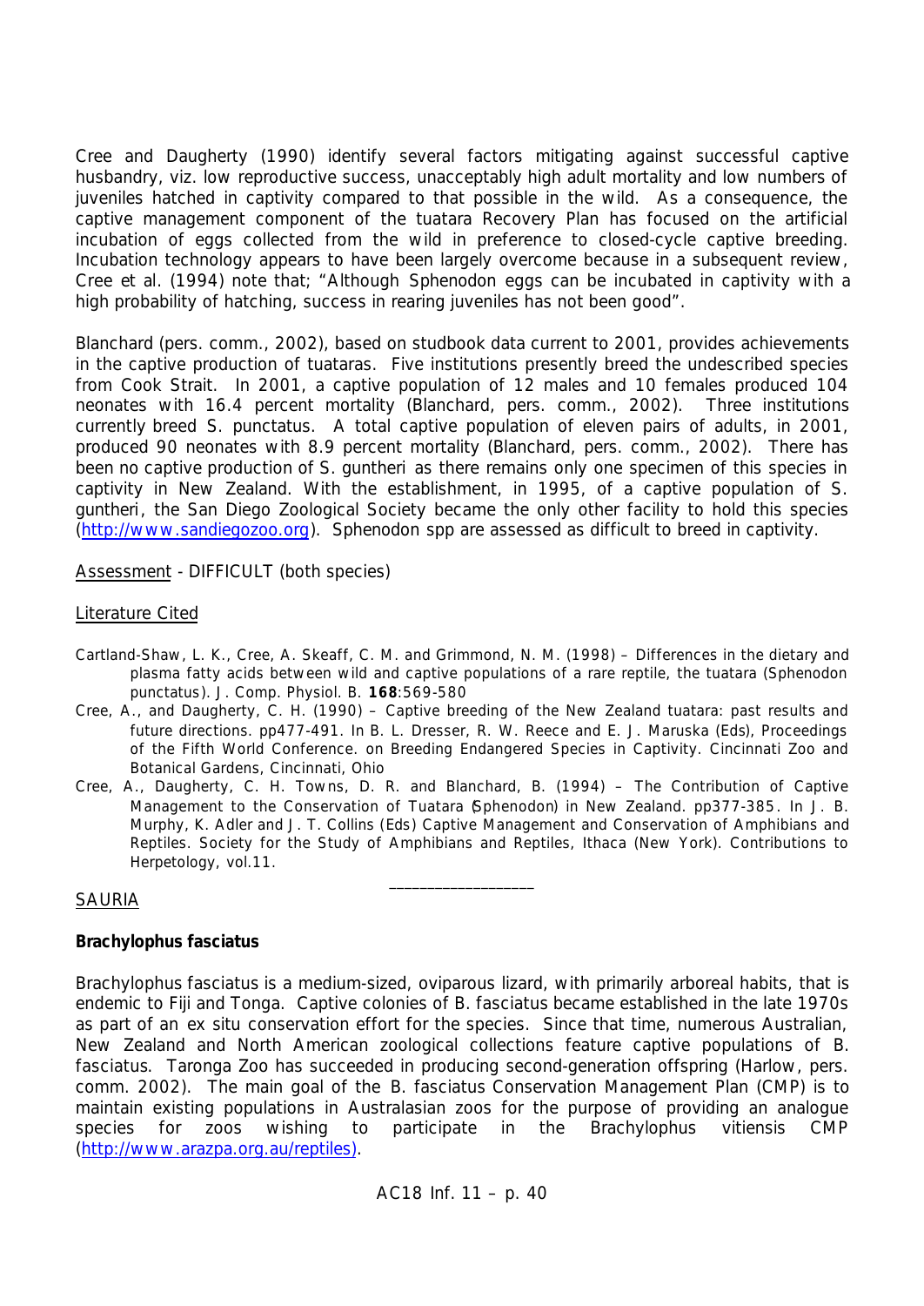Cree and Daugherty (1990) identify several factors mitigating against successful captive husbandry, viz. low reproductive success, unacceptably high adult mortality and low numbers of juveniles hatched in captivity compared to that possible in the wild. As a consequence, the captive management component of the tuatara Recovery Plan has focused on the artificial incubation of eggs collected from the wild in preference to closed-cycle captive breeding. Incubation technology appears to have been largely overcome because in a subsequent review, Cree et al. (1994) note that; "Although Sphenodon eggs can be incubated in captivity with a high probability of hatching, success in rearing juveniles has not been good".

Blanchard (pers. comm., 2002), based on studbook data current to 2001, provides achievements in the captive production of tuataras. Five institutions presently breed the undescribed species from Cook Strait. In 2001, a captive population of 12 males and 10 females produced 104 neonates with 16.4 percent mortality (Blanchard, pers. comm., 2002). Three institutions currently breed *S. punctatus*. A total captive population of eleven pairs of adults, in 2001, produced 90 neonates with 8.9 percent mortality (Blanchard, pers. comm., 2002). There has been no captive production of *S. guntheri* as there remains only one specimen of this species in captivity in New Zealand. With the establishment, in 1995, of a captive population of *S. guntheri*, the San Diego Zoological Society became the only other facility to hold this species (http://www.sandiegozoo.org). *Sphenodon* spp are assessed as difficult to breed in captivity.

Assessment - DIFFICULT (both species)

Literature Cited

- Cartland-Shaw, L. K., Cree, A. Skeaff, C. M. and Grimmond, N. M. (1998) – Differences in the dietary and plasma fatty acids between wild and captive populations of a rare reptile, the tuatara (*Sphenodon punctatus*). J. Comp. Physiol. B. **168**:569-580
- Cree, A., and Daugherty, C. H. (1990) – Captive breeding of the New Zealand tuatara: past results and future directions. pp477-491. In B. L. Dresser, R. W. Reece and E. J. Maruska (Eds), Proceedings of the Fifth World Conference. on Breeding Endangered Species in Captivity. Cincinnati Zoo and Botanical Gardens, Cincinnati, Ohio
- Cree, A., Daugherty, C. H. Towns, D. R. and Blanchard, B. (1994) – The Contribution of Captive Management to the Conservation of Tuatara (*Sphenodon*) in New Zealand. pp377-385. In J. B. Murphy, K. Adler and J. T. Collins (Eds) Captive Management and Conservation of Amphibians and Reptiles. Society for the Study of Amphibians and Reptiles, Ithaca (New York). Contributions to Herpetology, vol.11.

---

## SAURIA

### *Brachylophus fasciatus*

*Brachylophus fasciatus* is a medium-sized, oviparous lizard, with primarily arboreal habits, that is endemic to Fiji and Tonga. Captive colonies of *B. fasciatus* became established in the late 1970s as part of an ex situ conservation effort for the species. Since that time, numerous Australian, New Zealand and North American zoological collections feature captive populations of *B. fasciatus*. Taronga Zoo has succeeded in producing second-generation offspring (Harlow, pers. comm. 2002). The main goal of the *B. fasciatus* Conservation Management Plan (CMP) is to maintain existing populations in Australasian zoos for the purpose of providing an analogue species for zoos wishing to participate in the *Brachylophus vitiensis* CMP (http://www.arazpa.org.au/reptiles).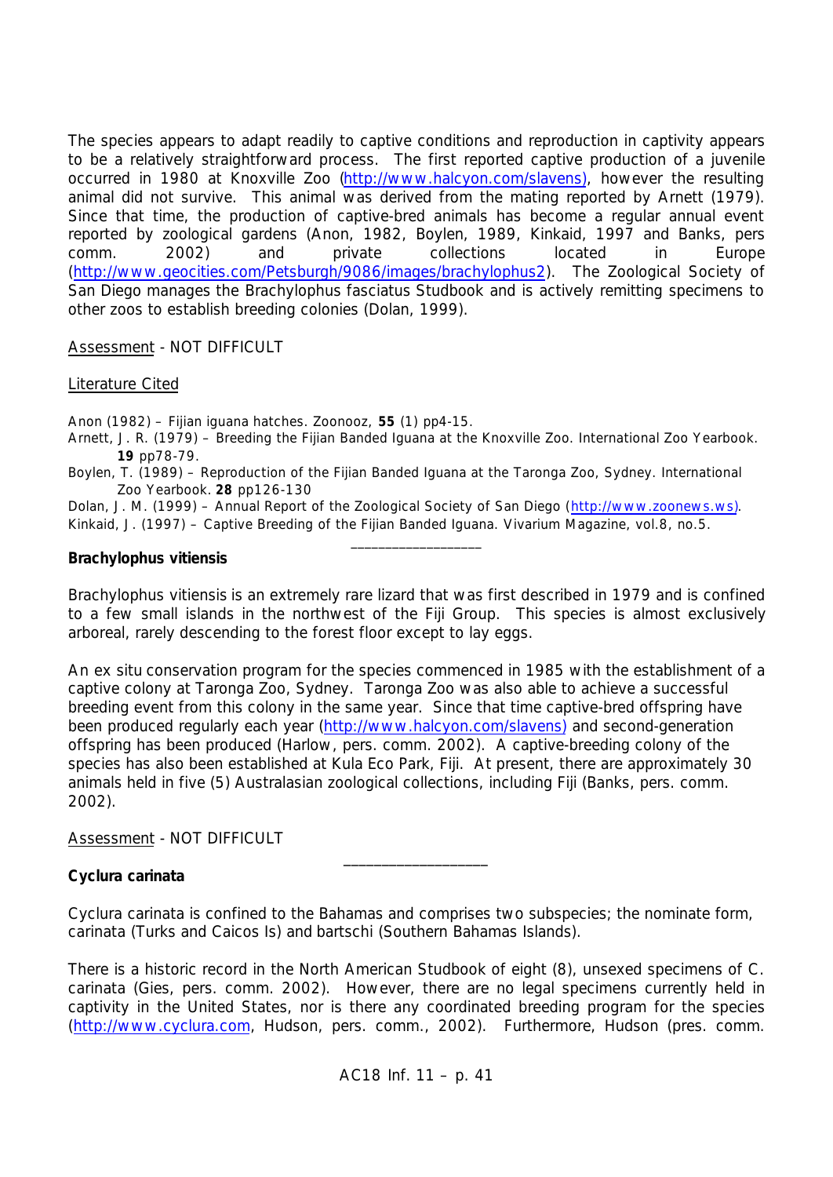The species appears to adapt readily to captive conditions and reproduction in captivity appears to be a relatively straightforward process. The first reported captive production of a juvenile occurred in 1980 at Knoxville Zoo (http://www.halcyon.com/slavens), however the resulting animal did not survive. This animal was derived from the mating reported by Arnett (1979). Since that time, the production of captive-bred animals has become a regular annual event reported by zoological gardens (Anon, 1982, Boylen, 1989, Kinkaid, 1997 and Banks, pers comm. 2002) and private collections located in Europe (http://www.geocities.com/Petsburgh/9086/images/brachylophus2). The Zoological Society of San Diego manages the Brachylophus fasciatus Studbook and is actively remitting specimens to other zoos to establish breeding colonies (Dolan, 1999).

Assessment - NOT DIFFICULT

Literature Cited

Anon (1982) – Fijian iguana hatches. Zoonooz, **55** (1) pp4-15.

Arnett, J. R. (1979) – Breeding the Fijian Banded Iguana at the Knoxville Zoo. International Zoo Yearbook. **19** pp78-79.

Boylen, T. (1989) – Reproduction of the Fijian Banded Iguana at the Taronga Zoo, Sydney. International Zoo Yearbook. **28** pp126-130

Dolan, J. M. (1999) – Annual Report of the Zoological Society of San Diego (http://www.zoonews.ws).

Kinkaid, J. (1997) – Captive Breeding of the Fijian Banded Iguana. Vivarium Magazine, vol.8, no.5.

---

**Brachylophus vitiensis**

Brachylophus vitiensis is an extremely rare lizard that was first described in 1979 and is confined to a few small islands in the northwest of the Fiji Group. This species is almost exclusively arboreal, rarely descending to the forest floor except to lay eggs.

An ex situ conservation program for the species commenced in 1985 with the establishment of a captive colony at Taronga Zoo, Sydney. Taronga Zoo was also able to achieve a successful breeding event from this colony in the same year. Since that time captive-bred offspring have been produced regularly each year (http://www.halcyon.com/slavens) and second-generation offspring has been produced (Harlow, pers. comm. 2002). A captive-breeding colony of the species has also been established at Kula Eco Park, Fiji. At present, there are approximately 30 animals held in five (5) Australasian zoological collections, including Fiji (Banks, pers. comm. 2002).

Assessment - NOT DIFFICULT

---

**Cyclura carinata**

Cyclura carinata is confined to the Bahamas and comprises two subspecies; the nominate form, carinata (Turks and Caicos Is) and bartschi (Southern Bahamas Islands).

There is a historic record in the North American Studbook of eight (8), unsexed specimens of C. carinata (Gies, pers. comm. 2002). However, there are no legal specimens currently held in captivity in the United States, nor is there any coordinated breeding program for the species (http://www.cyclura.com, Hudson, pers. comm., 2002). Furthermore, Hudson (pres. comm.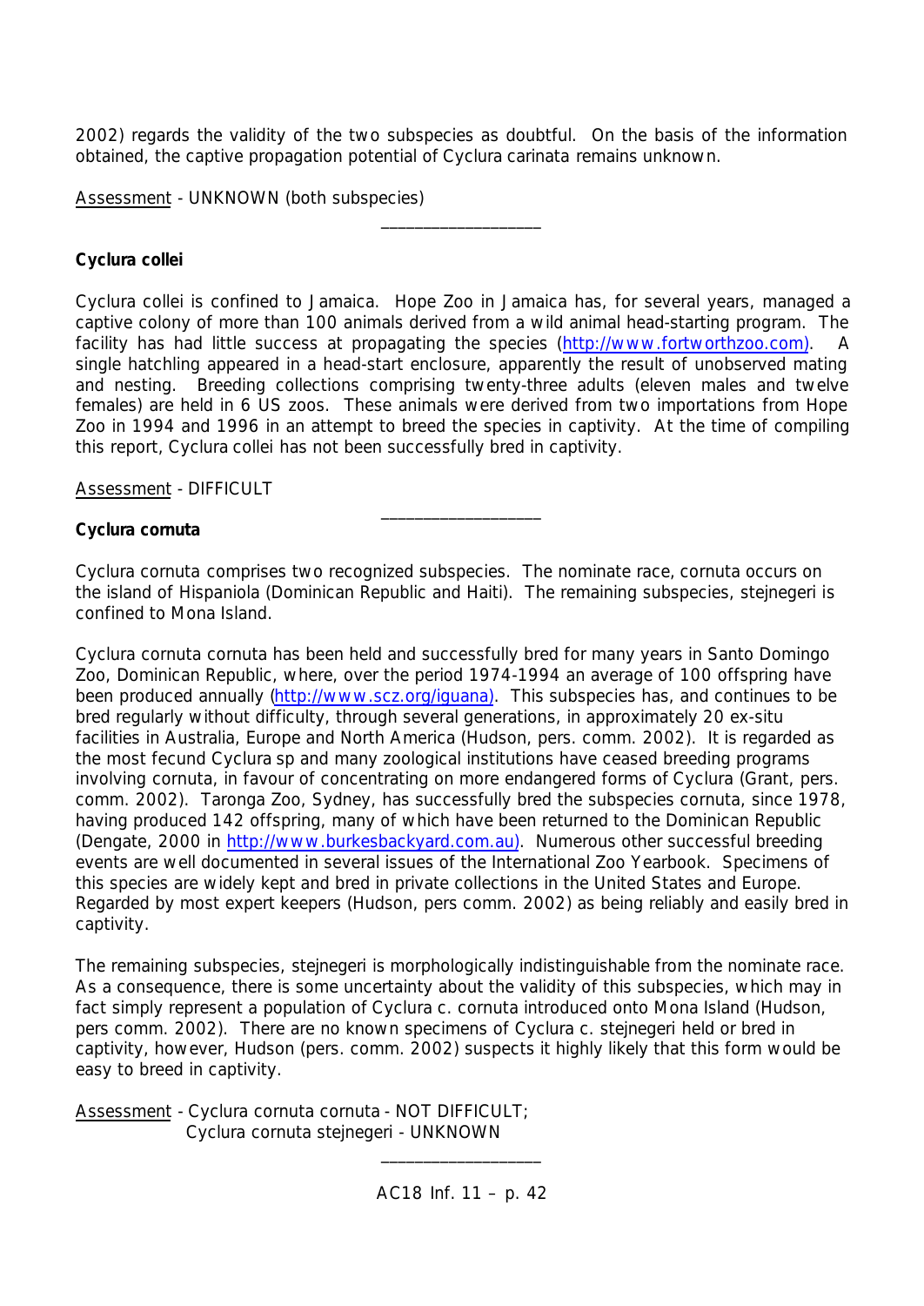2002) regards the validity of the two subspecies as doubtful. On the basis of the information obtained, the captive propagation potential of *Cyclura carinata* remains unknown.

Assessment - UNKNOWN (both subspecies)

---

**Cyclura collei**

*Cyclura collei* is confined to Jamaica. Hope Zoo in Jamaica has, for several years, managed a captive colony of more than 100 animals derived from a wild animal head-starting program. The facility has had little success at propagating the species (http://www.fortworthzoo.com). A single hatchling appeared in a head-start enclosure, apparently the result of unobserved mating and nesting. Breeding collections comprising twenty-three adults (eleven males and twelve females) are held in 6 US zoos. These animals were derived from two importations from Hope Zoo in 1994 and 1996 in an attempt to breed the species in captivity. At the time of compiling this report, *Cyclura collei* has not been successfully bred in captivity.

Assessment - DIFFICULT

---

**Cyclura cornuta**

*Cyclura cornuta* comprises two recognized subspecies. The nominate race, *cornuta* occurs on the island of Hispaniola (Dominican Republic and Haiti). The remaining subspecies, *stejnegeri* is confined to Mona Island.

*Cyclura cornuta cornuta* has been held and successfully bred for many years in Santo Domingo Zoo, Dominican Republic, where, over the period 1974-1994 an average of 100 offspring have been produced annually (http://www.scz.org/iguana). This subspecies has, and continues to be bred regularly without difficulty, through several generations, in approximately 20 ex-situ facilities in Australia, Europe and North America (Hudson, pers. comm. 2002). It is regarded as the most fecund *Cyclura* sp and many zoological institutions have ceased breeding programs involving *cornuta*, in favour of concentrating on more endangered forms of *Cyclura* (Grant, pers. comm. 2002). Taronga Zoo, Sydney, has successfully bred the subspecies *cornuta*, since 1978, having produced 142 offspring, many of which have been returned to the Dominican Republic (Dengate, 2000 in http://www.burkesbackyard.com.au). Numerous other successful breeding events are well documented in several issues of the International Zoo Yearbook. Specimens of this species are widely kept and bred in private collections in the United States and Europe. Regarded by most expert keepers (Hudson, pers comm. 2002) as being reliably and easily bred in captivity.

The remaining subspecies, *stejnegeri* is morphologically indistinguishable from the nominate race. As a consequence, there is some uncertainty about the validity of this subspecies, which may in fact simply represent a population of *Cyclura c. cornuta* introduced onto Mona Island (Hudson, pers comm. 2002). There are no known specimens of *Cyclura c. stejnegeri* held or bred in captivity, however, Hudson (pers. comm. 2002) suspects it highly likely that this form would be easy to breed in captivity.

Assessment - *Cyclura cornuta cornuta* - NOT DIFFICULT;
*Cyclura cornuta stejnegeri* - UNKNOWN

---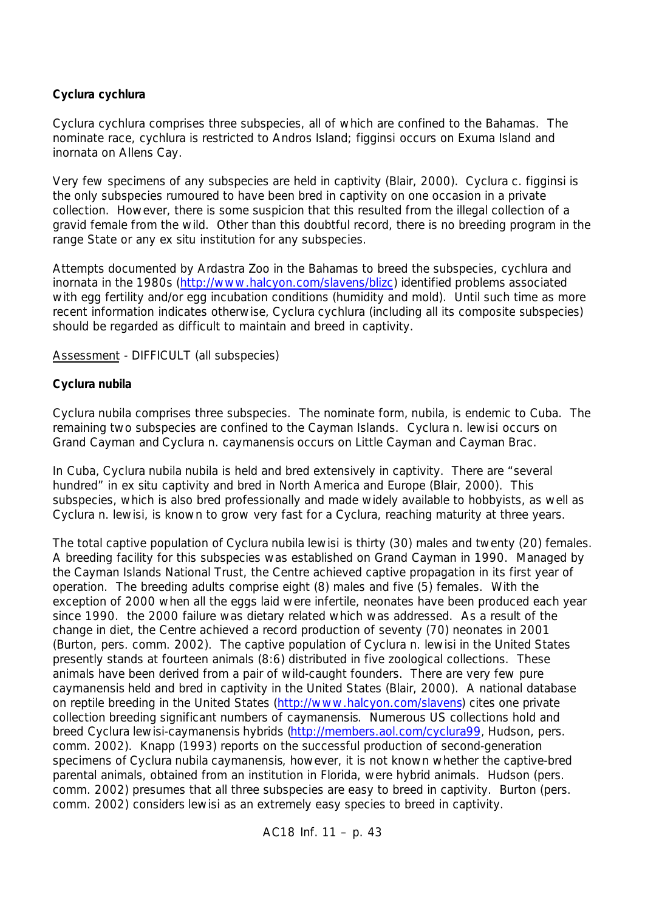**Cyclura cychlura**

Cyclura cychlura comprises three subspecies, all of which are confined to the Bahamas. The nominate race, cychlura is restricted to Andros Island; figginsi occurs on Exuma Island and inornata on Allens Cay.

Very few specimens of any subspecies are held in captivity (Blair, 2000). Cyclura c. figginsi is the only subspecies rumoured to have been bred in captivity on one occasion in a private collection. However, there is some suspicion that this resulted from the illegal collection of a gravid female from the wild. Other than this doubtful record, there is no breeding program in the range State or any ex situ institution for any subspecies.

Attempts documented by Ardastra Zoo in the Bahamas to breed the subspecies, cychlura and inornata in the 1980s (http://www.halcyon.com/slavens/blizc) identified problems associated with egg fertility and/or egg incubation conditions (humidity and mold). Until such time as more recent information indicates otherwise, Cyclura cychlura (including all its composite subspecies) should be regarded as difficult to maintain and breed in captivity.

Assessment - DIFFICULT (all subspecies)

**Cyclura nubila**

Cyclura nubila comprises three subspecies. The nominate form, nubila, is endemic to Cuba. The remaining two subspecies are confined to the Cayman Islands. Cyclura n. lewisi occurs on Grand Cayman and Cyclura n. caymanensis occurs on Little Cayman and Cayman Brac.

In Cuba, Cyclura nubila nubila is held and bred extensively in captivity. There are "several hundred" in ex situ captivity and bred in North America and Europe (Blair, 2000). This subspecies, which is also bred professionally and made widely available to hobbyists, as well as Cyclura n. lewisi, is known to grow very fast for a Cyclura, reaching maturity at three years.

The total captive population of Cyclura nubila lewisi is thirty (30) males and twenty (20) females. A breeding facility for this subspecies was established on Grand Cayman in 1990. Managed by the Cayman Islands National Trust, the Centre achieved captive propagation in its first year of operation. The breeding adults comprise eight (8) males and five (5) females. With the exception of 2000 when all the eggs laid were infertile, neonates have been produced each year since 1990. the 2000 failure was dietary related which was addressed. As a result of the change in diet, the Centre achieved a record production of seventy (70) neonates in 2001 (Burton, pers. comm. 2002). The captive population of Cyclura n. lewisi in the United States presently stands at fourteen animals (8:6) distributed in five zoological collections. These animals have been derived from a pair of wild-caught founders. There are very few pure caymanensis held and bred in captivity in the United States (Blair, 2000). A national database on reptile breeding in the United States (http://www.halcyon.com/slavens) cites one private collection breeding significant numbers of caymanensis. Numerous US collections hold and breed Cyclura lewisi-caymanensis hybrids (http://members.aol.com/cyclura99, Hudson, pers. comm. 2002). Knapp (1993) reports on the successful production of second-generation specimens of Cyclura nubila caymanensis, however, it is not known whether the captive-bred parental animals, obtained from an institution in Florida, were hybrid animals. Hudson (pers. comm. 2002) presumes that all three subspecies are easy to breed in captivity. Burton (pers. comm. 2002) considers lewisi as an extremely easy species to breed in captivity.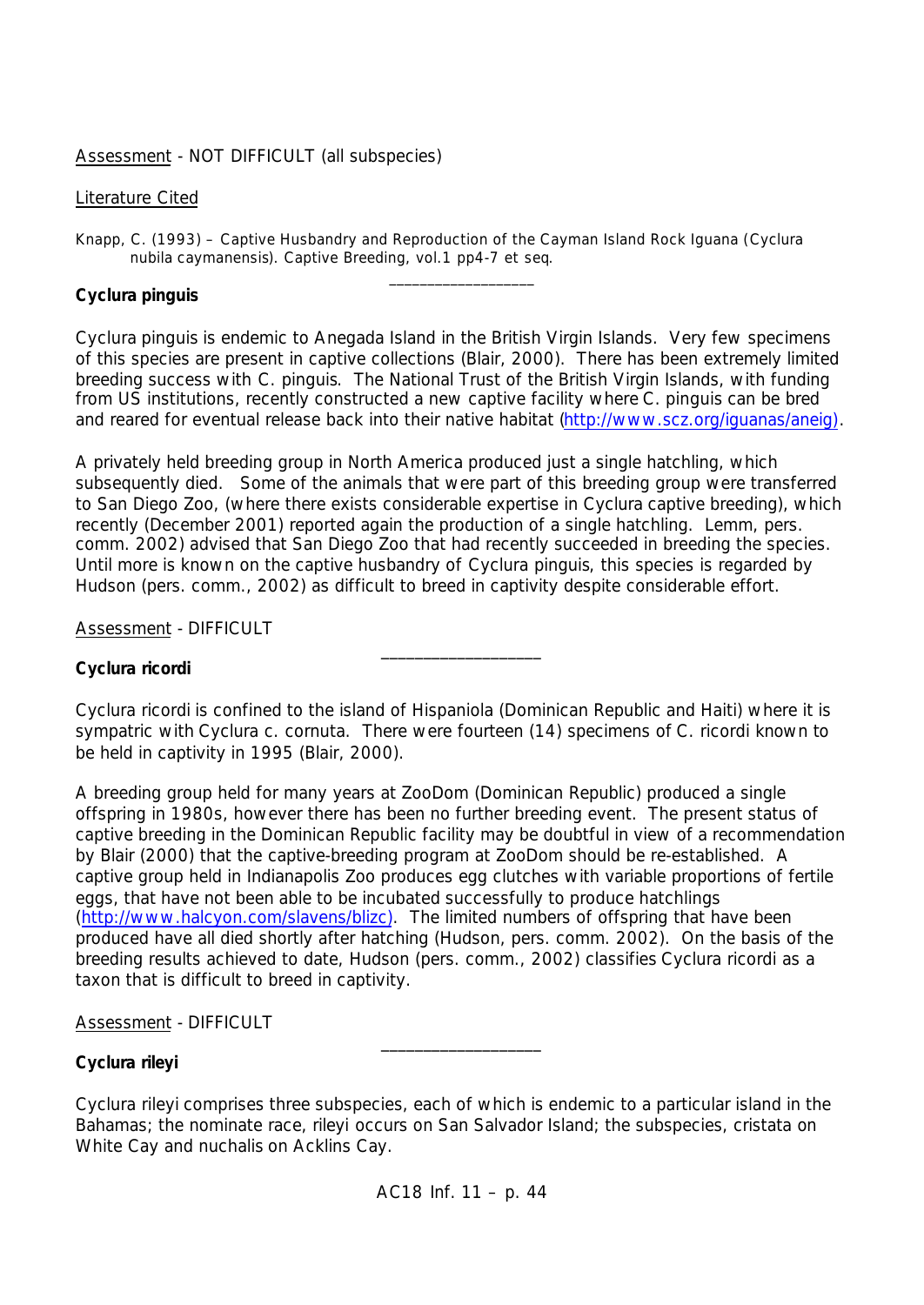<u>Assessment</u> - NOT DIFFICULT (all subspecies)

<u>Literature Cited</u>

Knapp, C. (1993) – Captive Husbandry and Reproduction of the Cayman Island Rock Iguana (*Cyclura nubila caymanensis*). *Captive Breeding*, vol.1 pp4-7 *et seq*.

___________________

**Cyclura pinguis**

Cyclura pinguis is endemic to Anegada Island in the British Virgin Islands. Very few specimens of this species are present in captive collections (Blair, 2000). There has been extremely limited breeding success with C. pinguis. The National Trust of the British Virgin Islands, with funding from US institutions, recently constructed a new captive facility where C. pinguis can be bred and reared for eventual release back into their native habitat (http://www.scz.org/iguanas/aneig).

A privately held breeding group in North America produced just a single hatchling, which subsequently died. Some of the animals that were part of this breeding group were transferred to San Diego Zoo, (where there exists considerable expertise in Cyclura captive breeding), which recently (December 2001) reported again the production of a single hatchling. Lemm, pers. comm. 2002) advised that San Diego Zoo that had recently succeeded in breeding the species. Until more is known on the captive husbandry of Cyclura pinguis, this species is regarded by Hudson (pers. comm., 2002) as difficult to breed in captivity despite considerable effort.

<u>Assessment</u> - DIFFICULT

___________________

**Cyclura ricordi**

Cyclura ricordi is confined to the island of Hispaniola (Dominican Republic and Haiti) where it is sympatric with Cyclura c. cornuta. There were fourteen (14) specimens of C. ricordi known to be held in captivity in 1995 (Blair, 2000).

A breeding group held for many years at ZooDom (Dominican Republic) produced a single offspring in 1980s, however there has been no further breeding event. The present status of captive breeding in the Dominican Republic facility may be doubtful in view of a recommendation by Blair (2000) that the captive-breeding program at ZooDom should be re-established. A captive group held in Indianapolis Zoo produces egg clutches with variable proportions of fertile eggs, that have not been able to be incubated successfully to produce hatchlings (http://www.halcyon.com/slavens/blizc). The limited numbers of offspring that have been produced have all died shortly after hatching (Hudson, pers. comm. 2002). On the basis of the breeding results achieved to date, Hudson (pers. comm., 2002) classifies Cyclura ricordi as a taxon that is difficult to breed in captivity.

<u>Assessment</u> - DIFFICULT

___________________

**Cyclura rileyi**

Cyclura rileyi comprises three subspecies, each of which is endemic to a particular island in the Bahamas; the nominate race, rileyi occurs on San Salvador Island; the subspecies, cristata on White Cay and nuchalis on Acklins Cay.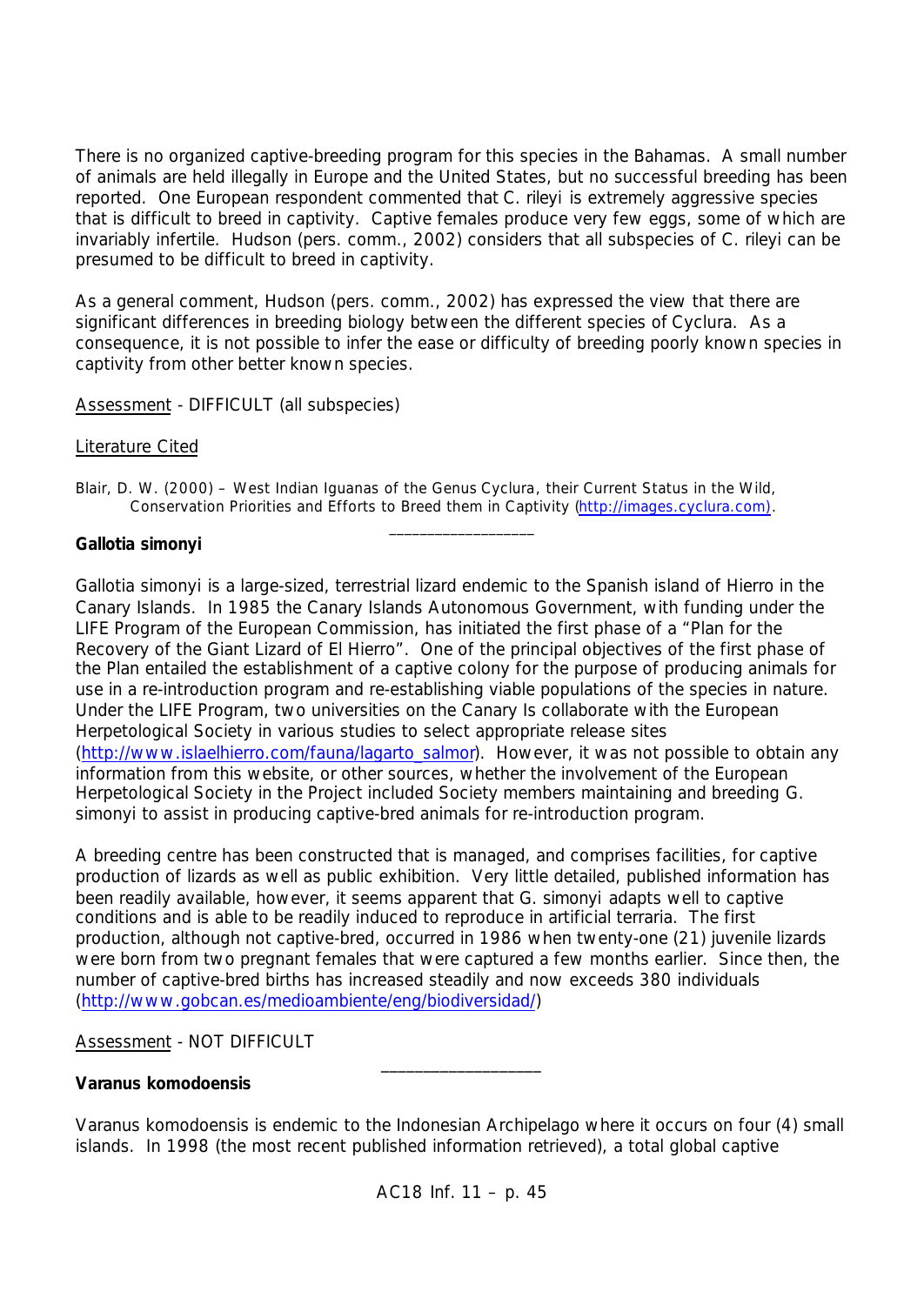There is no organized captive-breeding program for this species in the Bahamas. A small number of animals are held illegally in Europe and the United States, but no successful breeding has been reported. One European respondent commented that C. rileyi is extremely aggressive species that is difficult to breed in captivity. Captive females produce very few eggs, some of which are invariably infertile. Hudson (pers. comm., 2002) considers that all subspecies of C. rileyi can be presumed to be difficult to breed in captivity.

As a general comment, Hudson (pers. comm., 2002) has expressed the view that there are significant differences in breeding biology between the different species of Cyclura. As a consequence, it is not possible to infer the ease or difficulty of breeding poorly known species in captivity from other better known species.

Assessment - DIFFICULT (all subspecies)

Literature Cited

Blair, D. W. (2000) – West Indian Iguanas of the Genus Cyclura, their Current Status in the Wild, Conservation Priorities and Efforts to Breed them in Captivity (http://images.cyclura.com).

_________________

**Gallotia simonyi**

Gallotia simonyi is a large-sized, terrestrial lizard endemic to the Spanish island of Hierro in the Canary Islands. In 1985 the Canary Islands Autonomous Government, with funding under the LIFE Program of the European Commission, has initiated the first phase of a "Plan for the Recovery of the Giant Lizard of El Hierro". One of the principal objectives of the first phase of the Plan entailed the establishment of a captive colony for the purpose of producing animals for use in a re-introduction program and re-establishing viable populations of the species in nature. Under the LIFE Program, two universities on the Canary Is collaborate with the European Herpetological Society in various studies to select appropriate release sites (http://www.islaelhierro.com/fauna/lagarto_salmor). However, it was not possible to obtain any information from this website, or other sources, whether the involvement of the European Herpetological Society in the Project included Society members maintaining and breeding G. simonyi to assist in producing captive-bred animals for re-introduction program.

A breeding centre has been constructed that is managed, and comprises facilities, for captive production of lizards as well as public exhibition. Very little detailed, published information has been readily available, however, it seems apparent that G. simonyi adapts well to captive conditions and is able to be readily induced to reproduce in artificial terraria. The first production, although not captive-bred, occurred in 1986 when twenty-one (21) juvenile lizards were born from two pregnant females that were captured a few months earlier. Since then, the number of captive-bred births has increased steadily and now exceeds 380 individuals (http://www.gobcan.es/medioambiente/eng/biodiversidad/)

Assessment - NOT DIFFICULT

_________________

**Varanus komodoensis**

Varanus komodoensis is endemic to the Indonesian Archipelago where it occurs on four (4) small islands. In 1998 (the most recent published information retrieved), a total global captive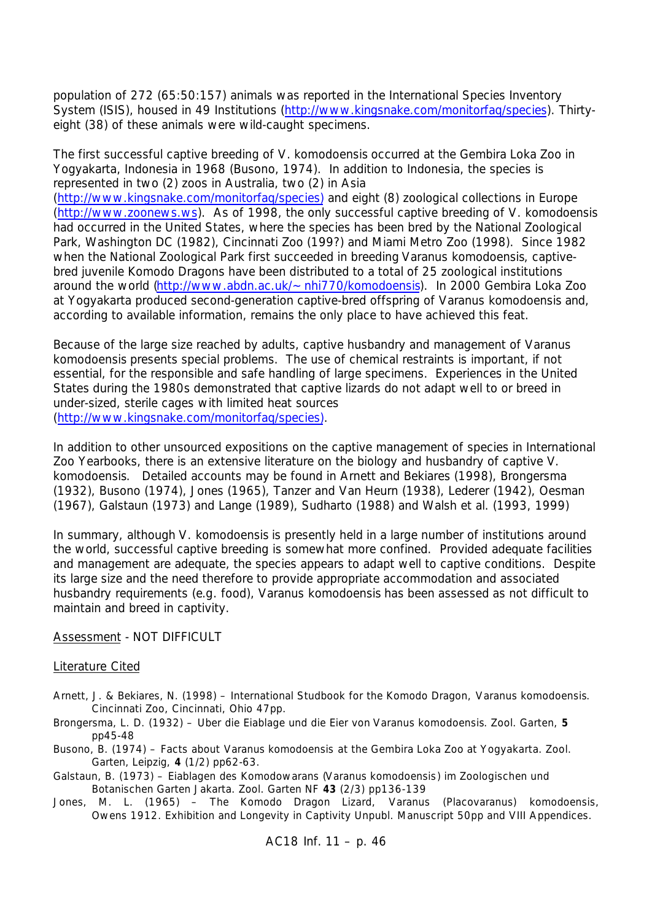population of 272 (65:50:157) animals was reported in the International Species Inventory System (ISIS), housed in 49 Institutions (http://www.kingsnake.com/monitorfaq/species). Thirty-eight (38) of these animals were wild-caught specimens.

The first successful captive breeding of *V. komodoensis* occurred at the Gembira Loka Zoo in Yogyakarta, Indonesia in 1968 (Busono, 1974). In addition to Indonesia, the species is represented in two (2) zoos in Australia, two (2) in Asia (http://www.kingsnake.com/monitorfaq/species) and eight (8) zoological collections in Europe (http://www.zoonews.ws). As of 1998, the only successful captive breeding of *V. komodoensis* had occurred in the United States, where the species has been bred by the National Zoological Park, Washington DC (1982), Cincinnati Zoo (199?) and Miami Metro Zoo (1998). Since 1982 when the National Zoological Park first succeeded in breeding *Varanus komodoensis*, captive-bred juvenile Komodo Dragons have been distributed to a total of 25 zoological institutions around the world (http://www.abdn.ac.uk/~nhi770/komodoensis). In 2000 Gembira Loka Zoo at Yogyakarta produced second-generation captive-bred offspring of *Varanus komodoensis* and, according to available information, remains the only place to have achieved this feat.

Because of the large size reached by adults, captive husbandry and management of *Varanus komodoensis* presents special problems. The use of chemical restraints is important, if not essential, for the responsible and safe handling of large specimens. Experiences in the United States during the 1980s demonstrated that captive lizards do not adapt well to or breed in under-sized, sterile cages with limited heat sources (http://www.kingsnake.com/monitorfaq/species).

In addition to other unsourced expositions on the captive management of species in International Zoo Yearbooks, there is an extensive literature on the biology and husbandry of captive *V. komodoensis*. Detailed accounts may be found in Arnett and Bekiares (1998), Brongersma (1932), Busono (1974), Jones (1965), Tanzer and Van Heurn (1938), Lederer (1942), Oesman (1967), Galstaun (1973) and Lange (1989), Sudharto (1988) and Walsh et al. (1993, 1999)

In summary, although *V. komodoensis* is presently held in a large number of institutions around the world, successful captive breeding is somewhat more confined. Provided adequate facilities and management are adequate, the species appears to adapt well to captive conditions. Despite its large size and the need therefore to provide appropriate accommodation and associated husbandry requirements (e.g. food), *Varanus komodoensis* has been assessed as not difficult to maintain and breed in captivity.

Assessment - NOT DIFFICULT

Literature Cited

Arnett, J. & Bekiares, N. (1998) – International Studbook for the Komodo Dragon, *Varanus komodoensis*. Cincinnati Zoo, Cincinnati, Ohio 47pp.

Brongersma, L. D. (1932) – Uber die Eiablage und die Eier von *Varanus komodoensis*. Zool. Garten, **5** pp45-48

Busono, B. (1974) – Facts about *Varanus komodoensis* at the Gembira Loka Zoo at Yogyakarta. Zool. Garten, Leipzig, **4** (1/2) pp62-63.

Galstaun, B. (1973) – Eiablagen des Komodowarans (*Varanus komodoensis*) im Zoologischen und Botanischen Garten Jakarta. Zool. Garten NF **43** (2/3) pp136-139

Jones, M. L. (1965) – The Komodo Dragon Lizard, *Varanus* (*Placovaranus*) *komodoensis*, Owens 1912. Exhibition and Longevity in Captivity Unpubl. Manuscript 50pp and VIII Appendices.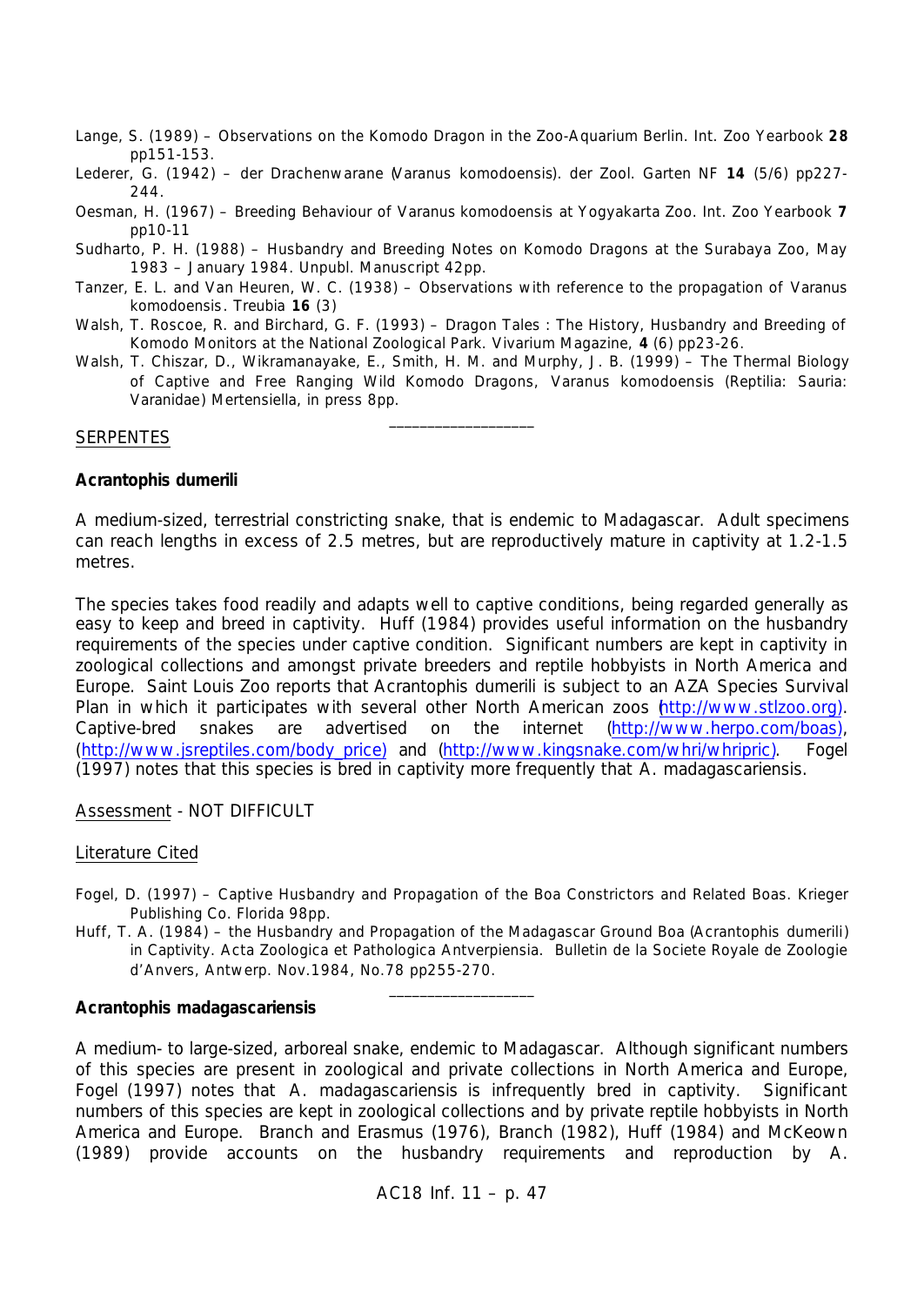Lange, S. (1989) – Observations on the Komodo Dragon in the Zoo-Aquarium Berlin. Int. Zoo Yearbook **28** pp151-153.

Lederer, G. (1942) – der Drachenwarane (*Varanus komodoensis*). der Zool. Garten NF **14** (5/6) pp227-244.

Oesman, H. (1967) – Breeding Behaviour of Varanus komodoensis at Yogyakarta Zoo. Int. Zoo Yearbook **7** pp10-11

Sudharto, P. H. (1988) – Husbandry and Breeding Notes on Komodo Dragons at the Surabaya Zoo, May 1983 – January 1984. Unpubl. Manuscript 42pp.

Tanzer, E. L. and Van Heuren, W. C. (1938) – Observations with reference to the propagation of Varanus komodoensis. Treubia **16** (3)

Walsh, T. Roscoe, R. and Birchard, G. F. (1993) – Dragon Tales : The History, Husbandry and Breeding of Komodo Monitors at the National Zoological Park. Vivarium Magazine, **4** (6) pp23-26.

Walsh, T. Chiszar, D., Wikramanayake, E., Smith, H. M. and Murphy, J. B. (1999) – The Thermal Biology of Captive and Free Ranging Wild Komodo Dragons, Varanus komodoensis (Reptilia: Sauria: Varanidae) Mertensiella, in press 8pp.

\_\_\_\_\_\_\_\_\_\_\_\_\_\_\_\_\_\_

## SERPENTES

### Acrantophis dumerili

A medium-sized, terrestrial constricting snake, that is endemic to Madagascar. Adult specimens can reach lengths in excess of 2.5 metres, but are reproductively mature in captivity at 1.2-1.5 metres.

The species takes food readily and adapts well to captive conditions, being regarded generally as easy to keep and breed in captivity. Huff (1984) provides useful information on the husbandry requirements of the species under captive condition. Significant numbers are kept in captivity in zoological collections and amongst private breeders and reptile hobbyists in North America and Europe. Saint Louis Zoo reports that Acrantophis dumerili is subject to an AZA Species Survival Plan in which it participates with several other North American zoos (http://www.stlzoo.org). Captive-bred snakes are advertised on the internet (http://www.herpo.com/boas), (http://www.jsreptiles.com/body_price) and (http://www.kingsnake.com/whri/whripric). Fogel (1997) notes that this species is bred in captivity more frequently that A. madagascariensis.

Assessment - NOT DIFFICULT

Literature Cited

Fogel, D. (1997) – Captive Husbandry and Propagation of the Boa Constrictors and Related Boas. Krieger Publishing Co. Florida 98pp.

Huff, T. A. (1984) – the Husbandry and Propagation of the Madagascar Ground Boa (*Acrantophis dumerili*) in Captivity. Acta Zoologica et Pathologica Antverpiensia. Bulletin de la Societe Royale de Zoologie d'Anvers, Antwerp. Nov.1984, No.78 pp255-270.

\_\_\_\_\_\_\_\_\_\_\_\_\_\_\_\_\_\_

### Acrantophis madagascariensis

A medium- to large-sized, arboreal snake, endemic to Madagascar. Although significant numbers of this species are present in zoological and private collections in North America and Europe, Fogel (1997) notes that A. madagascariensis is infrequently bred in captivity. Significant numbers of this species are kept in zoological collections and by private reptile hobbyists in North America and Europe. Branch and Erasmus (1976), Branch (1982), Huff (1984) and McKeown (1989) provide accounts on the husbandry requirements and reproduction by A.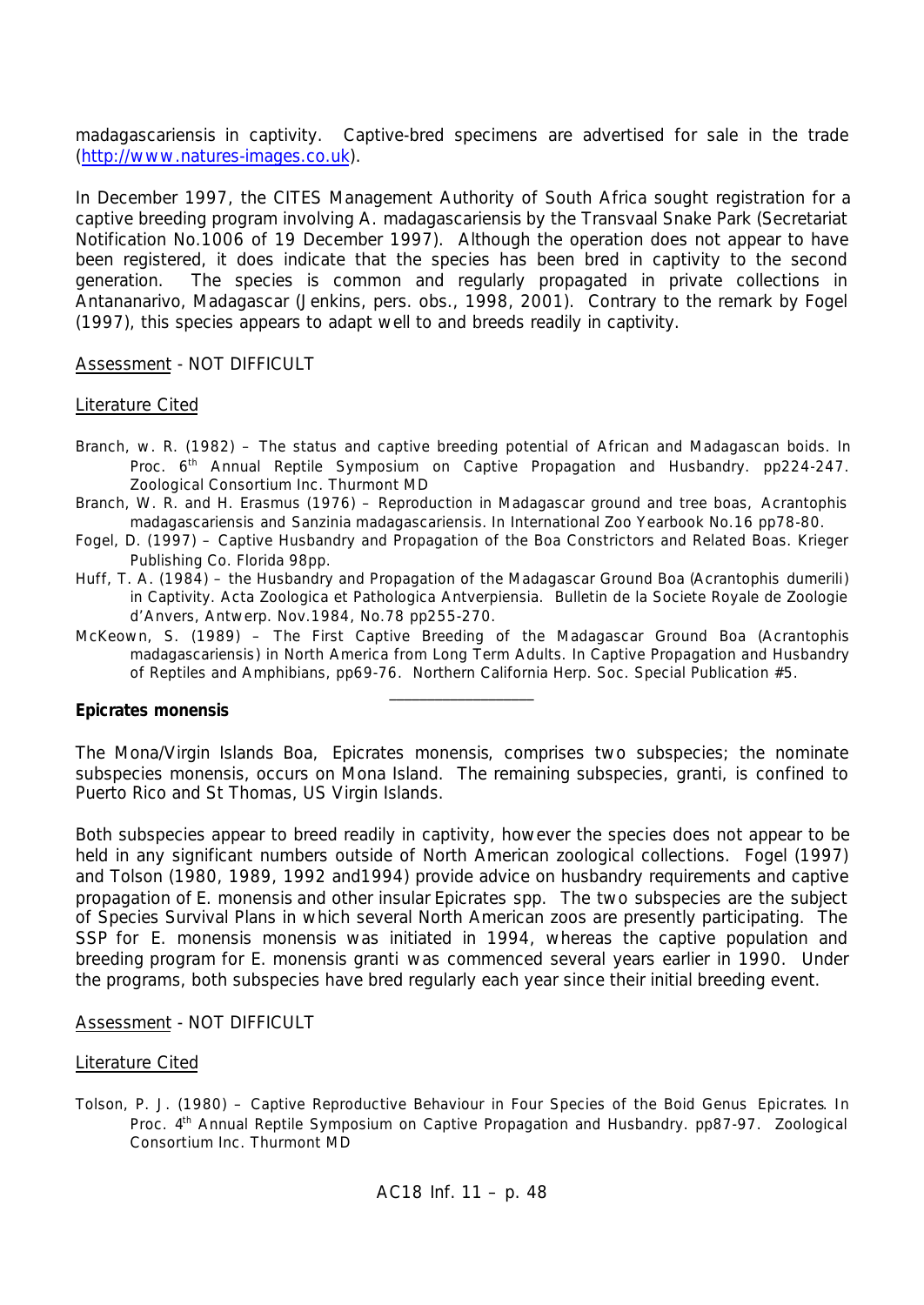madagascariensis in captivity. Captive-bred specimens are advertised for sale in the trade (http://www.natures-images.co.uk).

In December 1997, the CITES Management Authority of South Africa sought registration for a captive breeding program involving *A. madagascariensis* by the Transvaal Snake Park (Secretariat Notification No.1006 of 19 December 1997). Although the operation does not appear to have been registered, it does indicate that the species has been bred in captivity to the second generation. The species is common and regularly propagated in private collections in Antananarivo, Madagascar (Jenkins, pers. obs., 1998, 2001). Contrary to the remark by Fogel (1997), this species appears to adapt well to and breeds readily in captivity.

Assessment - NOT DIFFICULT

Literature Cited

Branch, w. R. (1982) – The status and captive breeding potential of African and Madagascan boids. In Proc. 6th Annual Reptile Symposium on Captive Propagation and Husbandry. pp224-247. Zoological Consortium Inc. Thurmont MD

Branch, W. R. and H. Erasmus (1976) – Reproduction in Madagascar ground and tree boas, *Acrantophis madagascariensis* and *Sanzinia madagascariensis*. In International Zoo Yearbook No.16 pp78-80.

Fogel, D. (1997) – Captive Husbandry and Propagation of the Boa Constrictors and Related Boas. Krieger Publishing Co. Florida 98pp.

Huff, T. A. (1984) – the Husbandry and Propagation of the Madagascar Ground Boa (*Acrantophis dumerili*) in Captivity. Acta Zoologica et Pathologica Antverpiensia. Bulletin de la Societe Royale de Zoologie d'Anvers, Antwerp. Nov.1984, No.78 pp255-270.

McKeown, S. (1989) – The First Captive Breeding of the Madagascar Ground Boa (*Acrantophis madagascariensis*) in North America from Long Term Adults. In Captive Propagation and Husbandry of Reptiles and Amphibians, pp69-76. Northern California Herp. Soc. Special Publication #5.

---

**Epicrates monensis**

The Mona/Virgin Islands Boa, *Epicrates monensis*, comprises two subspecies; the nominate subspecies *monensis*, occurs on Mona Island. The remaining subspecies, *granti*, is confined to Puerto Rico and St Thomas, US Virgin Islands.

Both subspecies appear to breed readily in captivity, however the species does not appear to be held in any significant numbers outside of North American zoological collections. Fogel (1997) and Tolson (1980, 1989, 1992 and1994) provide advice on husbandry requirements and captive propagation of *E. monensis* and other insular *Epicrates* spp. The two subspecies are the subject of Species Survival Plans in which several North American zoos are presently participating. The SSP for *E. monensis monensis* was initiated in 1994, whereas the captive population and breeding program for *E. monensis granti* was commenced several years earlier in 1990. Under the programs, both subspecies have bred regularly each year since their initial breeding event.

Assessment - NOT DIFFICULT

Literature Cited

Tolson, P. J. (1980) – Captive Reproductive Behaviour in Four Species of the Boid Genus *Epicrates*. In Proc. 4th Annual Reptile Symposium on Captive Propagation and Husbandry. pp87-97. Zoological Consortium Inc. Thurmont MD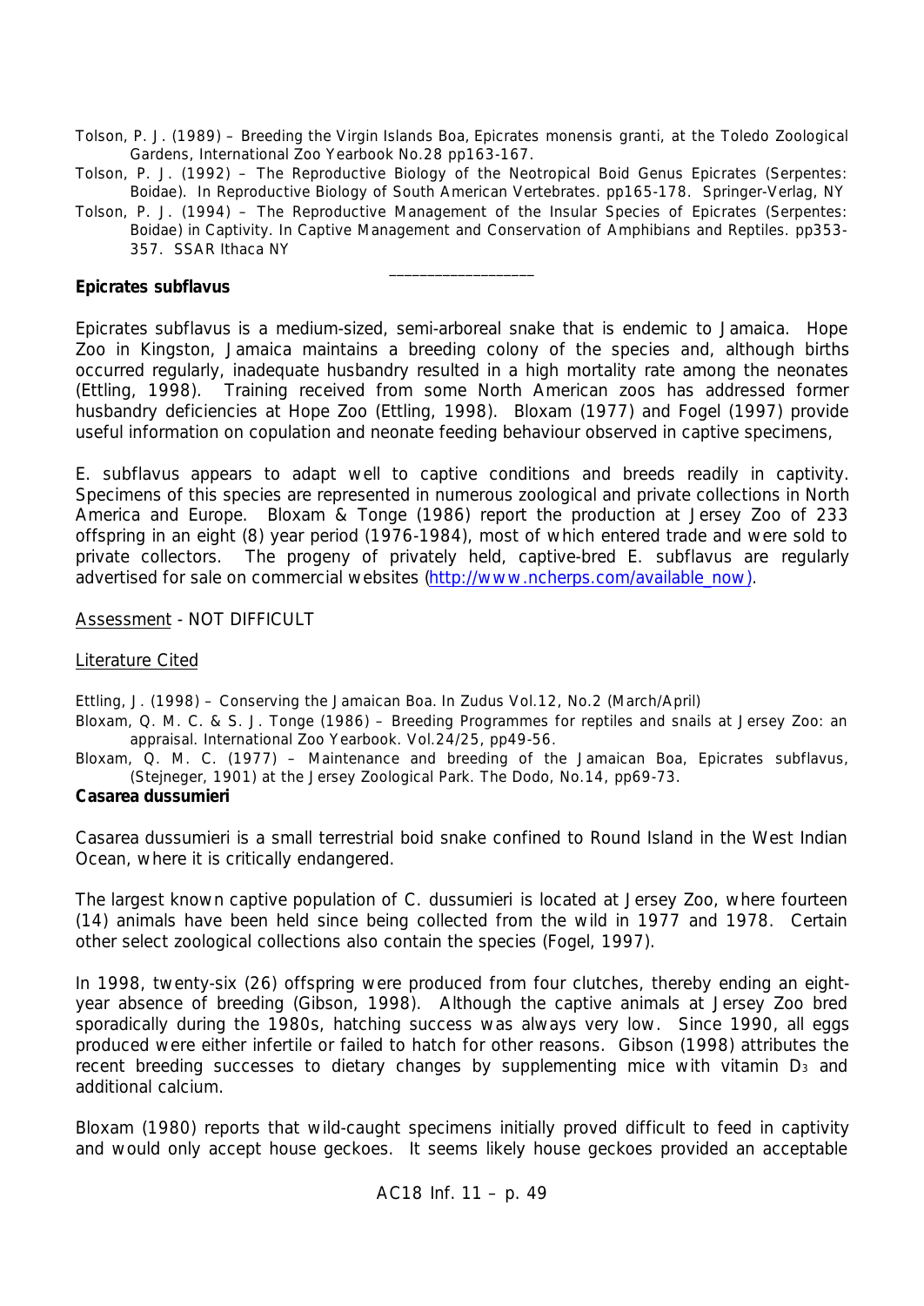Tolson, P. J. (1989) – Breeding the Virgin Islands Boa, Epicrates monensis granti, at the Toledo Zoological Gardens, International Zoo Yearbook No.28 pp163-167.

Tolson, P. J. (1992) – The Reproductive Biology of the Neotropical Boid Genus Epicrates (Serpentes: Boidae). In Reproductive Biology of South American Vertebrates. pp165-178. Springer-Verlag, NY

Tolson, P. J. (1994) – The Reproductive Management of the Insular Species of Epicrates (Serpentes: Boidae) in Captivity. In Captive Management and Conservation of Amphibians and Reptiles. pp353-357. SSAR Ithaca NY

\_\_\_\_\_\_\_\_\_\_\_\_\_\_\_\_\_\_

**Epicrates subflavus**

Epicrates subflavus is a medium-sized, semi-arboreal snake that is endemic to Jamaica. Hope Zoo in Kingston, Jamaica maintains a breeding colony of the species and, although births occurred regularly, inadequate husbandry resulted in a high mortality rate among the neonates (Ettling, 1998). Training received from some North American zoos has addressed former husbandry deficiencies at Hope Zoo (Ettling, 1998). Bloxam (1977) and Fogel (1997) provide useful information on copulation and neonate feeding behaviour observed in captive specimens,

E. subflavus appears to adapt well to captive conditions and breeds readily in captivity. Specimens of this species are represented in numerous zoological and private collections in North America and Europe. Bloxam & Tonge (1986) report the production at Jersey Zoo of 233 offspring in an eight (8) year period (1976-1984), most of which entered trade and were sold to private collectors. The progeny of privately held, captive-bred E. subflavus are regularly advertised for sale on commercial websites (http://www.ncherps.com/available_now).

Assessment - NOT DIFFICULT

Literature Cited

Ettling, J. (1998) – Conserving the Jamaican Boa. In Zudus Vol.12, No.2 (March/April)

Bloxam, Q. M. C. & S. J. Tonge (1986) – Breeding Programmes for reptiles and snails at Jersey Zoo: an appraisal. International Zoo Yearbook. Vol.24/25, pp49-56.

Bloxam, Q. M. C. (1977) – Maintenance and breeding of the Jamaican Boa, Epicrates subflavus, (Stejneger, 1901) at the Jersey Zoological Park. The Dodo, No.14, pp69-73.

**Casarea dussumieri**

Casarea dussumieri is a small terrestrial boid snake confined to Round Island in the West Indian Ocean, where it is critically endangered.

The largest known captive population of C. dussumieri is located at Jersey Zoo, where fourteen (14) animals have been held since being collected from the wild in 1977 and 1978. Certain other select zoological collections also contain the species (Fogel, 1997).

In 1998, twenty-six (26) offspring were produced from four clutches, thereby ending an eight-year absence of breeding (Gibson, 1998). Although the captive animals at Jersey Zoo bred sporadically during the 1980s, hatching success was always very low. Since 1990, all eggs produced were either infertile or failed to hatch for other reasons. Gibson (1998) attributes the recent breeding successes to dietary changes by supplementing mice with vitamin $D_3$ and additional calcium.

Bloxam (1980) reports that wild-caught specimens initially proved difficult to feed in captivity and would only accept house geckoes. It seems likely house geckoes provided an acceptable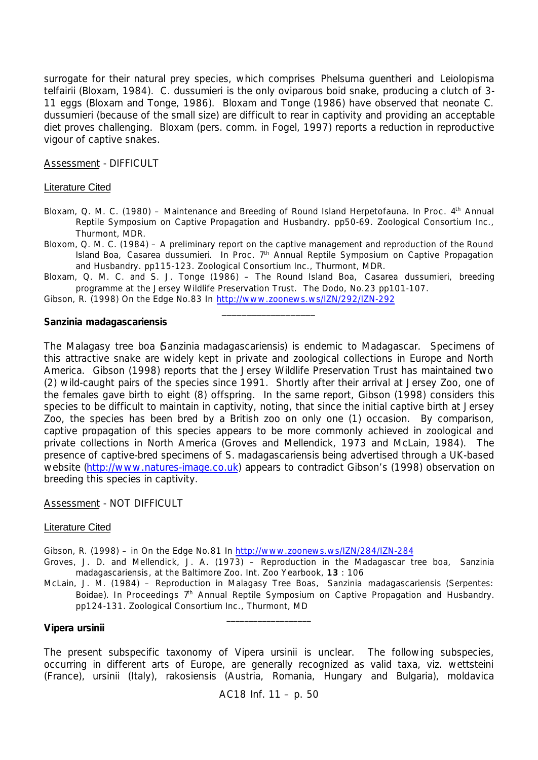surrogate for their natural prey species, which comprises *Phelsuma guentheri* and *Leiolopisma telfairii* (Bloxam, 1984). *C. dussumieri* is the only oviparous boid snake, producing a clutch of 3-11 eggs (Bloxam and Tonge, 1986). Bloxam and Tonge (1986) have observed that neonate *C. dussumieri* (because of the small size) are difficult to rear in captivity and providing an acceptable diet proves challenging. Bloxam (pers. comm. in Fogel, 1997) reports a reduction in reproductive vigour of captive snakes.

Assessment - DIFFICULT

Literature Cited

Bloxam, Q. M. C. (1980) – Maintenance and Breeding of Round Island Herpetofauna. In Proc. 4th Annual Reptile Symposium on Captive Propagation and Husbandry. pp50-69. Zoological Consortium Inc., Thurmont, MDR.

Bloxom, Q. M. C. (1984) – A preliminary report on the captive management and reproduction of the Round Island Boa, *Casarea dussumieri*. In Proc. 7th Annual Reptile Symposium on Captive Propagation and Husbandry. pp115-123. Zoological Consortium Inc., Thurmont, MDR.

Bloxam, Q. M. C. and S. J. Tonge (1986) – The Round Island Boa, *Casarea dussumieri*, breeding programme at the Jersey Wildlife Preservation Trust. The Dodo, No.23 pp101-107.

Gibson, R. (1998) On the Edge No.83 In http://www.zoonews.ws/IZN/292/IZN-292

---

**Sanzinia madagascariensis**

The Malagasy tree boa (*Sanzinia madagascariensis*) is endemic to Madagascar. Specimens of this attractive snake are widely kept in private and zoological collections in Europe and North America. Gibson (1998) reports that the Jersey Wildlife Preservation Trust has maintained two (2) wild-caught pairs of the species since 1991. Shortly after their arrival at Jersey Zoo, one of the females gave birth to eight (8) offspring. In the same report, Gibson (1998) considers this species to be difficult to maintain in captivity, noting, that since the initial captive birth at Jersey Zoo, the species has been bred by a British zoo on only one (1) occasion. By comparison, captive propagation of this species appears to be more commonly achieved in zoological and private collections in North America (Groves and Mellendick, 1973 and McLain, 1984). The presence of captive-bred specimens of *S. madagascariensis* being advertised through a UK-based website (http://www.natures-image.co.uk) appears to contradict Gibson's (1998) observation on breeding this species in captivity.

Assessment - NOT DIFFICULT

Literature Cited

Gibson, R. (1998) – in On the Edge No.81 In http://www.zoonews.ws/IZN/284/IZN-284

Groves, J. D. and Mellendick, J. A. (1973) – Reproduction in the Madagascar tree boa, *Sanzinia madagascariensis*, at the Baltimore Zoo. Int. Zoo Yearbook, **13** : 106

McLain, J. M. (1984) – Reproduction in Malagasy Tree Boas, *Sanzinia madagascariensis* (Serpentes: Boidae). In Proceedings 7th Annual Reptile Symposium on Captive Propagation and Husbandry. pp124-131. Zoological Consortium Inc., Thurmont, MD

---

**Vipera ursinii**

The present subspecific taxonomy of *Vipera ursinii* is unclear. The following subspecies, occurring in different arts of Europe, are generally recognized as valid taxa, viz. *wettsteini* (France), *ursinii* (Italy), *rakosiensis* (Austria, Romania, Hungary and Bulgaria), *moldavica*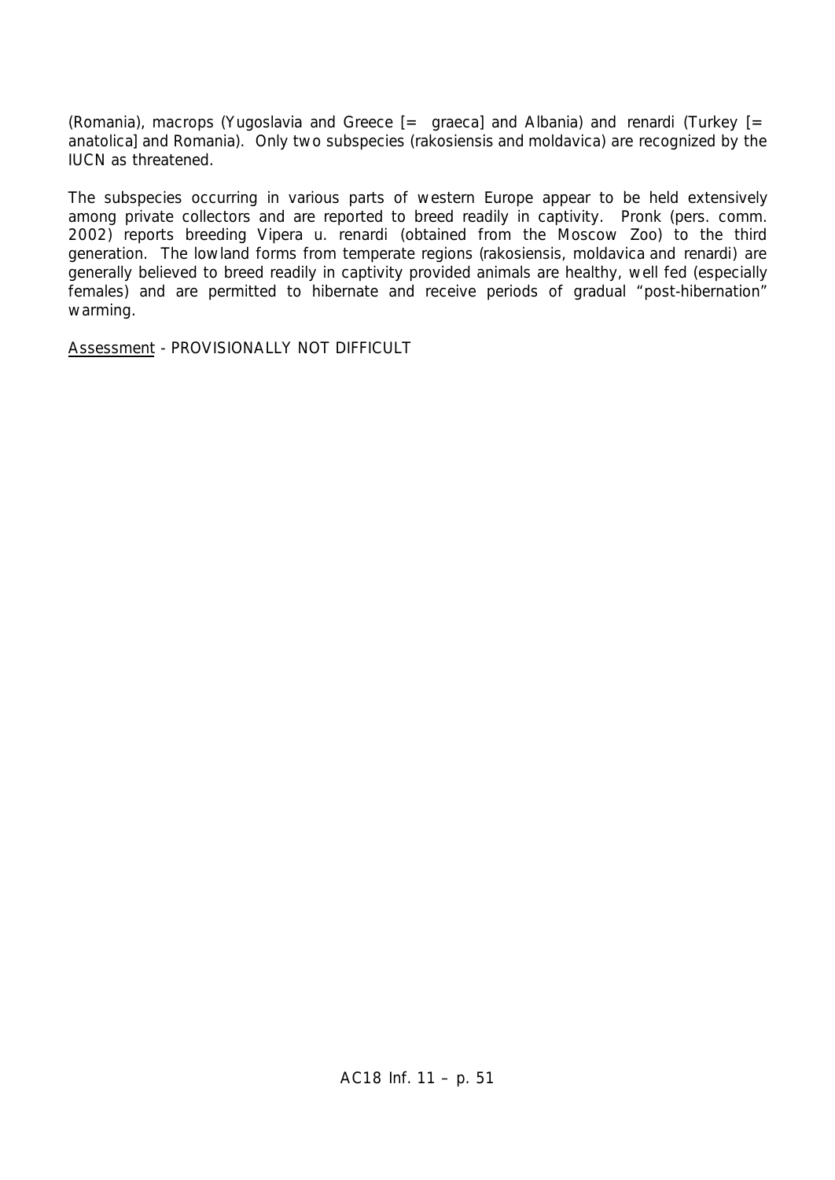(Romania), macrops (Yugoslavia and Greece [= graeca] and Albania) and renardi (Turkey [= anatolica] and Romania). Only two subspecies (rakosiensis and moldavica) are recognized by the IUCN as threatened.

The subspecies occurring in various parts of western Europe appear to be held extensively among private collectors and are reported to breed readily in captivity. Pronk (pers. comm. 2002) reports breeding Vipera u. renardi (obtained from the Moscow Zoo) to the third generation. The lowland forms from temperate regions (rakosiensis, moldavica and renardi) are generally believed to breed readily in captivity provided animals are healthy, well fed (especially females) and are permitted to hibernate and receive periods of gradual "post-hibernation" warming.

Assessment - PROVISIONALLY NOT DIFFICULT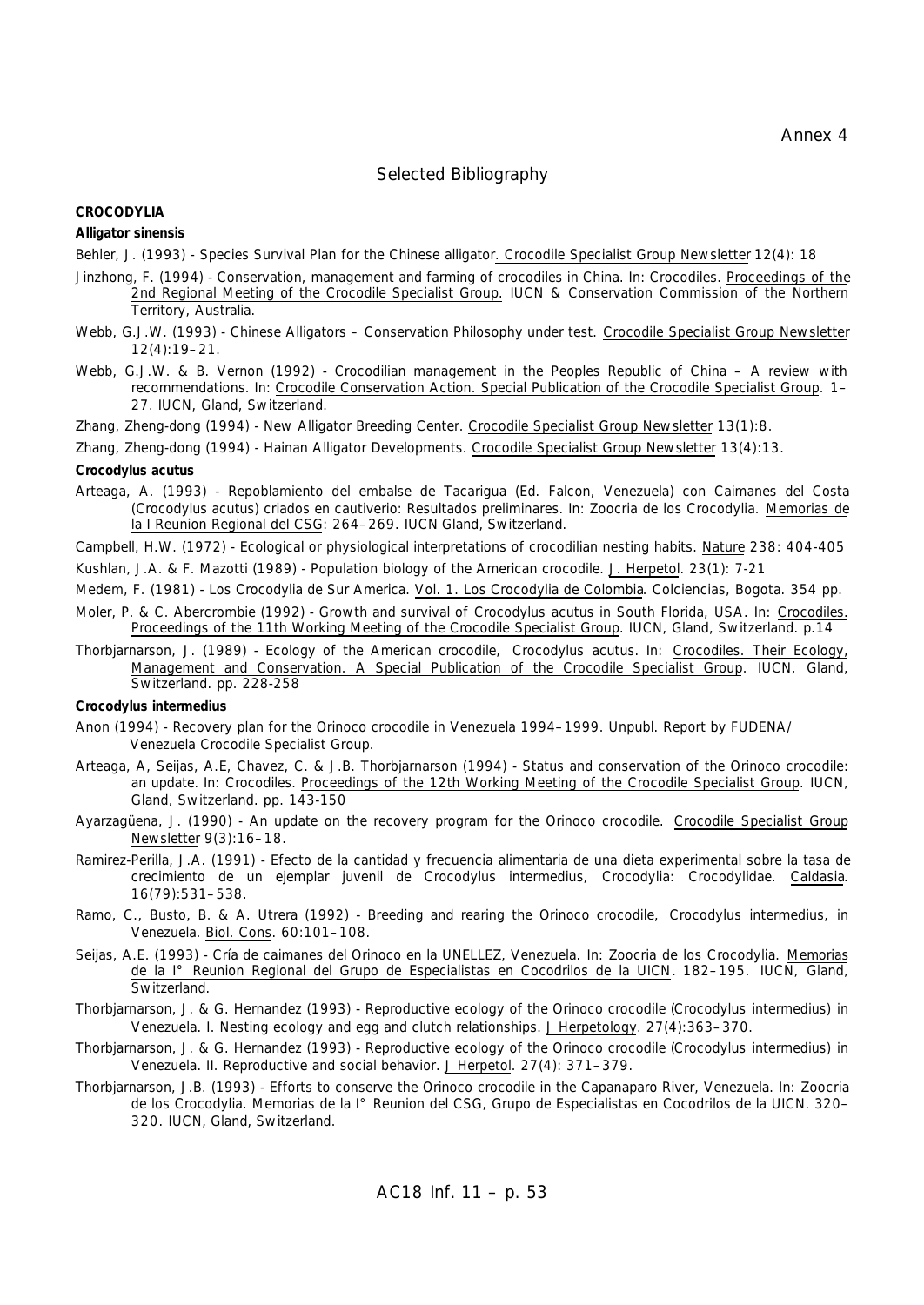Annex 4

## Selected Bibliography

**CROCODYLIA**

**Alligator sinensis**

Behler, J. (1993) - Species Survival Plan for the Chinese alligator. Crocodile Specialist Group Newsletter 12(4): 18

Jinzhong, F. (1994) - Conservation, management and farming of crocodiles in China. In: Crocodiles. Proceedings of the 2nd Regional Meeting of the Crocodile Specialist Group. IUCN & Conservation Commission of the Northern Territory, Australia.

Webb, G.J.W. (1993) - Chinese Alligators – Conservation Philosophy under test. Crocodile Specialist Group Newsletter 12(4):19–21.

Webb, G.J.W. & B. Vernon (1992) - Crocodilian management in the Peoples Republic of China – A review with recommendations. In: Crocodile Conservation Action. Special Publication of the Crocodile Specialist Group. 1–27. IUCN, Gland, Switzerland.

Zhang, Zheng-dong (1994) - New Alligator Breeding Center. Crocodile Specialist Group Newsletter 13(1):8.

Zhang, Zheng-dong (1994) - Hainan Alligator Developments. Crocodile Specialist Group Newsletter 13(4):13.

**Crocodylus acutus**

Arteaga, A. (1993) - Repoblamiento del embalse de Tacarigua (Ed. Falcon, Venezuela) con Caimanes del Costa (Crocodylus acutus) criados en cautiverio: Resultados preliminares. In: Zoocria de los Crocodylia. Memorias de la I Reunion Regional del CSG: 264–269. IUCN Gland, Switzerland.

Campbell, H.W. (1972) - Ecological or physiological interpretations of crocodilian nesting habits. Nature 238: 404-405

Kushlan, J.A. & F. Mazotti (1989) - Population biology of the American crocodile. J. Herpetol. 23(1): 7-21

Medem, F. (1981) - Los Crocodylia de Sur America. Vol. 1. Los Crocodylia de Colombia. Colciencias, Bogota. 354 pp.

Moler, P. & C. Abercrombie (1992) - Growth and survival of Crocodylus acutus in South Florida, USA. In: Crocodiles. Proceedings of the 11th Working Meeting of the Crocodile Specialist Group. IUCN, Gland, Switzerland. p.14

Thorbjarnarson, J. (1989) - Ecology of the American crocodile, Crocodylus acutus. In: Crocodiles. Their Ecology, Management and Conservation. A Special Publication of the Crocodile Specialist Group. IUCN, Gland, Switzerland. pp. 228-258

**Crocodylus intermedius**

Anon (1994) - Recovery plan for the Orinoco crocodile in Venezuela 1994–1999. Unpubl. Report by FUDENA/ Venezuela Crocodile Specialist Group.

Arteaga, A, Seijas, A.E, Chavez, C. & J.B. Thorbjarnarson (1994) - Status and conservation of the Orinoco crocodile: an update. In: Crocodiles. Proceedings of the 12th Working Meeting of the Crocodile Specialist Group. IUCN, Gland, Switzerland. pp. 143-150

Ayarzagüena, J. (1990) - An update on the recovery program for the Orinoco crocodile. Crocodile Specialist Group Newsletter 9(3):16–18.

Ramirez-Perilla, J.A. (1991) - Efecto de la cantidad y frecuencia alimentaria de una dieta experimental sobre la tasa de crecimiento de un ejemplar juvenil de Crocodylus intermedius, Crocodylia: Crocodylidae. Caldasia. 16(79):531–538.

Ramo, C., Busto, B. & A. Utrera (1992) - Breeding and rearing the Orinoco crocodile, Crocodylus intermedius, in Venezuela. Biol. Cons. 60:101–108.

Seijas, A.E. (1993) - Cría de caimanes del Orinoco en la UNELLEZ, Venezuela. In: Zoocria de los Crocodylia. Memorias de la I° Reunion Regional del Grupo de Especialistas en Cocodrilos de la UICN. 182–195. IUCN, Gland, Switzerland.

Thorbjarnarson, J. & G. Hernandez (1993) - Reproductive ecology of the Orinoco crocodile (Crocodylus intermedius) in Venezuela. I. Nesting ecology and egg and clutch relationships. J Herpetology. 27(4):363–370.

Thorbjarnarson, J. & G. Hernandez (1993) - Reproductive ecology of the Orinoco crocodile (Crocodylus intermedius) in Venezuela. II. Reproductive and social behavior. J Herpetol. 27(4): 371–379.

Thorbjarnarson, J.B. (1993) - Efforts to conserve the Orinoco crocodile in the Capanaparo River, Venezuela. In: Zoocria de los Crocodylia. Memorias de la I° Reunion del CSG, Grupo de Especialistas en Cocodrilos de la UICN. 320–320. IUCN, Gland, Switzerland.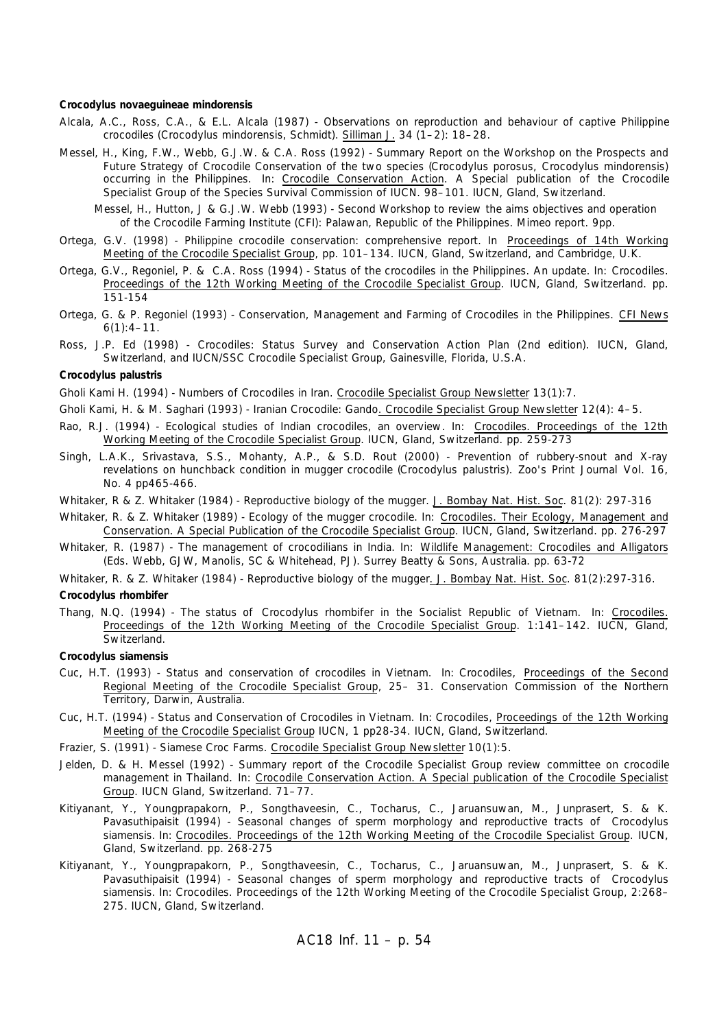**Crocodylus novaeguineae mindorensis**

Alcala, A.C., Ross, C.A., & E.L. Alcala (1987) - Observations on reproduction and behaviour of captive Philippine crocodiles (Crocodylus mindorensis, Schmidt). Silliman J. 34 (1–2): 18–28.

Messel, H., King, F.W., Webb, G.J.W. & C.A. Ross (1992) - Summary Report on the Workshop on the Prospects and Future Strategy of Crocodile Conservation of the two species (Crocodylus porosus, Crocodylus mindorensis) occurring in the Philippines. In: Crocodile Conservation Action. A Special publication of the Crocodile Specialist Group of the Species Survival Commission of IUCN. 98–101. IUCN, Gland, Switzerland.

Messel, H., Hutton, J & G.J.W. Webb (1993) - Second Workshop to review the aims objectives and operation of the Crocodile Farming Institute (CFI): Palawan, Republic of the Philippines. Mimeo report. 9pp.

Ortega, G.V. (1998) - Philippine crocodile conservation: comprehensive report. In Proceedings of 14th Working Meeting of the Crocodile Specialist Group, pp. 101–134. IUCN, Gland, Switzerland, and Cambridge, U.K.

Ortega, G.V., Regoniel, P. & C.A. Ross (1994) - Status of the crocodiles in the Philippines. An update. In: Crocodiles. Proceedings of the 12th Working Meeting of the Crocodile Specialist Group. IUCN, Gland, Switzerland. pp. 151-154

Ortega, G. & P. Regoniel (1993) - Conservation, Management and Farming of Crocodiles in the Philippines. CFI News 6(1):4–11.

Ross, J.P. Ed (1998) - Crocodiles: Status Survey and Conservation Action Plan (2nd edition). IUCN, Gland, Switzerland, and IUCN/SSC Crocodile Specialist Group, Gainesville, Florida, U.S.A.

**Crocodylus palustris**

Gholi Kami H. (1994) - Numbers of Crocodiles in Iran. Crocodile Specialist Group Newsletter 13(1):7.

Gholi Kami, H. & M. Saghari (1993) - Iranian Crocodile: Gando. Crocodile Specialist Group Newsletter 12(4): 4–5.

Rao, R.J. (1994) - Ecological studies of Indian crocodiles, an overview. In: Crocodiles. Proceedings of the 12th Working Meeting of the Crocodile Specialist Group. IUCN, Gland, Switzerland. pp. 259-273

Singh, L.A.K., Srivastava, S.S., Mohanty, A.P., & S.D. Rout (2000) - Prevention of rubbery-snout and X-ray revelations on hunchback condition in mugger crocodile (Crocodylus palustris). Zoo's Print Journal Vol. 16, No. 4 pp465-466.

Whitaker, R & Z. Whitaker (1984) - Reproductive biology of the mugger. J. Bombay Nat. Hist. Soc. 81(2): 297-316

Whitaker, R. & Z. Whitaker (1989) - Ecology of the mugger crocodile. In: Crocodiles. Their Ecology, Management and Conservation. A Special Publication of the Crocodile Specialist Group. IUCN, Gland, Switzerland. pp. 276-297

Whitaker, R. (1987) - The management of crocodilians in India. In: Wildlife Management: Crocodiles and Alligators (Eds. Webb, GJW, Manolis, SC & Whitehead, PJ). Surrey Beatty & Sons, Australia. pp. 63-72

Whitaker, R. & Z. Whitaker (1984) - Reproductive biology of the mugger. J. Bombay Nat. Hist. Soc. 81(2):297-316.

**Crocodylus rhombifer**

Thang, N.Q. (1994) - The status of Crocodylus rhombifer in the Socialist Republic of Vietnam. In: Crocodiles. Proceedings of the 12th Working Meeting of the Crocodile Specialist Group. 1:141–142. IUCN, Gland, Switzerland.

**Crocodylus siamensis**

Cuc, H.T. (1993) - Status and conservation of crocodiles in Vietnam. In: Crocodiles, Proceedings of the Second Regional Meeting of the Crocodile Specialist Group, 25– 31. Conservation Commission of the Northern Territory, Darwin, Australia.

Cuc, H.T. (1994) - Status and Conservation of Crocodiles in Vietnam. In: Crocodiles, Proceedings of the 12th Working Meeting of the Crocodile Specialist Group IUCN, 1 pp28-34. IUCN, Gland, Switzerland.

Frazier, S. (1991) - Siamese Croc Farms. Crocodile Specialist Group Newsletter 10(1):5.

Jelden, D. & H. Messel (1992) - Summary report of the Crocodile Specialist Group review committee on crocodile management in Thailand. In: Crocodile Conservation Action. A Special publication of the Crocodile Specialist Group. IUCN Gland, Switzerland. 71–77.

Kitiyanant, Y., Youngprapakorn, P., Songthaveesin, C., Tocharus, C., Jaruansuwan, M., Junprasert, S. & K. Pavasuthipaisit (1994) - Seasonal changes of sperm morphology and reproductive tracts of Crocodylus siamensis. In: Crocodiles. Proceedings of the 12th Working Meeting of the Crocodile Specialist Group. IUCN, Gland, Switzerland. pp. 268-275

Kitiyanant, Y., Youngprapakorn, P., Songthaveesin, C., Tocharus, C., Jaruansuwan, M., Junprasert, S. & K. Pavasuthipaisit (1994) - Seasonal changes of sperm morphology and reproductive tracts of Crocodylus siamensis. In: Crocodiles. Proceedings of the 12th Working Meeting of the Crocodile Specialist Group, 2:268–275. IUCN, Gland, Switzerland.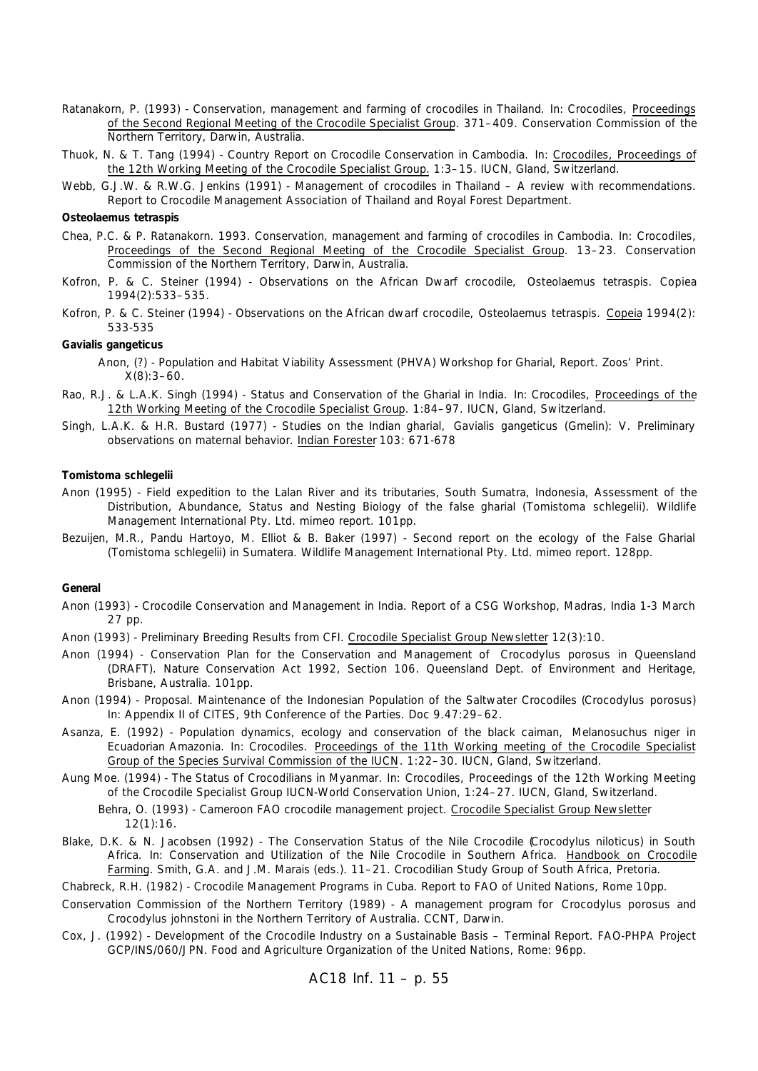Ratanakorn, P. (1993) - Conservation, management and farming of crocodiles in Thailand. In: Crocodiles, Proceedings of the Second Regional Meeting of the Crocodile Specialist Group. 371–409. Conservation Commission of the Northern Territory, Darwin, Australia.

Thuok, N. & T. Tang (1994) - Country Report on Crocodile Conservation in Cambodia. In: Crocodiles, Proceedings of the 12th Working Meeting of the Crocodile Specialist Group. 1:3–15. IUCN, Gland, Switzerland.

Webb, G.J.W. & R.W.G. Jenkins (1991) - Management of crocodiles in Thailand – A review with recommendations. Report to Crocodile Management Association of Thailand and Royal Forest Department.

**Osteolaemus tetraspis**

Chea, P.C. & P. Ratanakorn. 1993. Conservation, management and farming of crocodiles in Cambodia. In: Crocodiles, Proceedings of the Second Regional Meeting of the Crocodile Specialist Group. 13–23. Conservation Commission of the Northern Territory, Darwin, Australia.

Kofron, P. & C. Steiner (1994) - Observations on the African Dwarf crocodile, Osteolaemus tetraspis. Copiea 1994(2):533–535.

Kofron, P. & C. Steiner (1994) - Observations on the African dwarf crocodile, Osteolaemus tetraspis. Copeia 1994(2): 533-535

**Gavialis gangeticus**

Anon, (?) - Population and Habitat Viability Assessment (PHVA) Workshop for Gharial, Report. Zoos' Print. X(8):3–60.

Rao, R.J. & L.A.K. Singh (1994) - Status and Conservation of the Gharial in India. In: Crocodiles, Proceedings of the 12th Working Meeting of the Crocodile Specialist Group. 1:84–97. IUCN, Gland, Switzerland.

Singh, L.A.K. & H.R. Bustard (1977) - Studies on the Indian gharial, Gavialis gangeticus (Gmelin): V. Preliminary observations on maternal behavior. Indian Forester 103: 671-678

**Tomistoma schlegelii**

Anon (1995) - Field expedition to the Lalan River and its tributaries, South Sumatra, Indonesia, Assessment of the Distribution, Abundance, Status and Nesting Biology of the false gharial (Tomistoma schlegelii). Wildlife Management International Pty. Ltd. mimeo report. 101pp.

Bezuijen, M.R., Pandu Hartoyo, M. Elliot & B. Baker (1997) - Second report on the ecology of the False Gharial (Tomistoma schlegelii) in Sumatera. Wildlife Management International Pty. Ltd. mimeo report. 128pp.

**General**

Anon (1993) - Crocodile Conservation and Management in India. Report of a CSG Workshop, Madras, India 1-3 March 27 pp.

Anon (1993) - Preliminary Breeding Results from CFI. Crocodile Specialist Group Newsletter 12(3):10.

Anon (1994) - Conservation Plan for the Conservation and Management of Crocodylus porosus in Queensland (DRAFT). Nature Conservation Act 1992, Section 106. Queensland Dept. of Environment and Heritage, Brisbane, Australia. 101pp.

Anon (1994) - Proposal. Maintenance of the Indonesian Population of the Saltwater Crocodiles (Crocodylus porosus) In: Appendix II of CITES, 9th Conference of the Parties. Doc 9.47:29–62.

Asanza, E. (1992) - Population dynamics, ecology and conservation of the black caiman, Melanosuchus niger in Ecuadorian Amazonia. In: Crocodiles. Proceedings of the 11th Working meeting of the Crocodile Specialist Group of the Species Survival Commission of the IUCN. 1:22–30. IUCN, Gland, Switzerland.

Aung Moe. (1994) - The Status of Crocodilians in Myanmar. In: Crocodiles, Proceedings of the 12th Working Meeting of the Crocodile Specialist Group IUCN-World Conservation Union, 1:24–27. IUCN, Gland, Switzerland.

Behra, O. (1993) - Cameroon FAO crocodile management project. Crocodile Specialist Group Newsletter 12(1):16.

Blake, D.K. & N. Jacobsen (1992) - The Conservation Status of the Nile Crocodile (Crocodylus niloticus) in South Africa. In: Conservation and Utilization of the Nile Crocodile in Southern Africa. Handbook on Crocodile Farming. Smith, G.A. and J.M. Marais (eds.). 11–21. Crocodilian Study Group of South Africa, Pretoria.

Chabreck, R.H. (1982) - Crocodile Management Programs in Cuba. Report to FAO of United Nations, Rome 10pp.

Conservation Commission of the Northern Territory (1989) - A management program for Crocodylus porosus and Crocodylus johnstoni in the Northern Territory of Australia. CCNT, Darwin.

Cox, J. (1992) - Development of the Crocodile Industry on a Sustainable Basis – Terminal Report. FAO-PHPA Project GCP/INS/060/JPN. Food and Agriculture Organization of the United Nations, Rome: 96pp.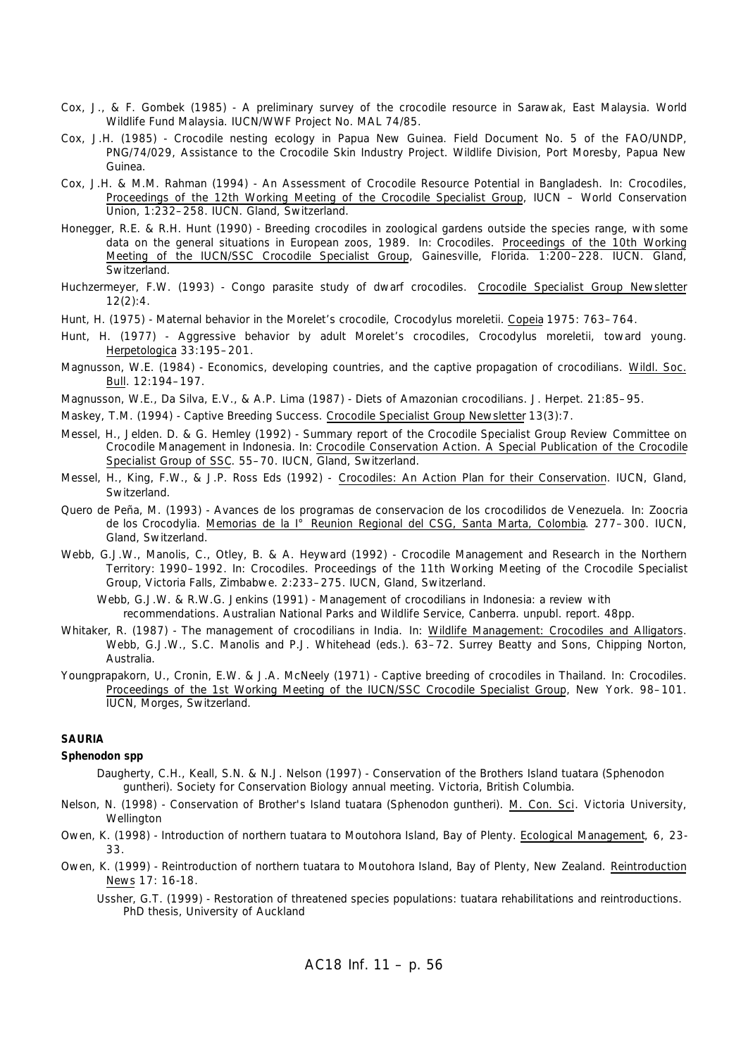Cox, J., & F. Gombek (1985) - A preliminary survey of the crocodile resource in Sarawak, East Malaysia. World Wildlife Fund Malaysia. IUCN/WWF Project No. MAL 74/85.

Cox, J.H. (1985) - Crocodile nesting ecology in Papua New Guinea. Field Document No. 5 of the FAO/UNDP, PNG/74/029, Assistance to the Crocodile Skin Industry Project. Wildlife Division, Port Moresby, Papua New Guinea.

Cox, J.H. & M.M. Rahman (1994) - An Assessment of Crocodile Resource Potential in Bangladesh. In: Crocodiles, Proceedings of the 12th Working Meeting of the Crocodile Specialist Group, IUCN – World Conservation Union, 1:232–258. IUCN. Gland, Switzerland.

Honegger, R.E. & R.H. Hunt (1990) - Breeding crocodiles in zoological gardens outside the species range, with some data on the general situations in European zoos, 1989. In: Crocodiles. Proceedings of the 10th Working Meeting of the IUCN/SSC Crocodile Specialist Group, Gainesville, Florida. 1:200–228. IUCN. Gland, Switzerland.

Huchzermeyer, F.W. (1993) - Congo parasite study of dwarf crocodiles. Crocodile Specialist Group Newsletter 12(2):4.

Hunt, H. (1975) - Maternal behavior in the Morelet's crocodile, *Crocodylus moreletii*. Copeia 1975: 763–764.

Hunt, H. (1977) - Aggressive behavior by adult Morelet's crocodiles, *Crocodylus moreletii*, toward young. Herpetologica 33:195–201.

Magnusson, W.E. (1984) - Economics, developing countries, and the captive propagation of crocodilians. Wildl. Soc. Bull. 12:194–197.

Magnusson, W.E., Da Silva, E.V., & A.P. Lima (1987) - Diets of Amazonian crocodilians. J. Herpet. 21:85–95.

Maskey, T.M. (1994) - Captive Breeding Success. Crocodile Specialist Group Newsletter 13(3):7.

Messel, H., Jelden. D. & G. Hemley (1992) - Summary report of the Crocodile Specialist Group Review Committee on Crocodile Management in Indonesia. In: Crocodile Conservation Action. A Special Publication of the Crocodile Specialist Group of SSC. 55–70. IUCN, Gland, Switzerland.

Messel, H., King, F.W., & J.P. Ross Eds (1992) - Crocodiles: An Action Plan for their Conservation. IUCN, Gland, Switzerland.

Quero de Peña, M. (1993) - Avances de los programas de conservacion de los crocodilidos de Venezuela. In: Zoocria de los Crocodylia. Memorias de la I° Reunion Regional del CSG, Santa Marta, Colombia. 277–300. IUCN, Gland, Switzerland.

Webb, G.J.W., Manolis, C., Otley, B. & A. Heyward (1992) - Crocodile Management and Research in the Northern Territory: 1990–1992. In: Crocodiles. Proceedings of the 11th Working Meeting of the Crocodile Specialist Group, Victoria Falls, Zimbabwe. 2:233–275. IUCN, Gland, Switzerland.

Webb, G.J.W. & R.W.G. Jenkins (1991) - Management of crocodilians in Indonesia: a review with recommendations. Australian National Parks and Wildlife Service, Canberra. unpubl. report. 48pp.

Whitaker, R. (1987) - The management of crocodilians in India. In: Wildlife Management: Crocodiles and Alligators. Webb, G.J.W., S.C. Manolis and P.J. Whitehead (eds.). 63–72. Surrey Beatty and Sons, Chipping Norton, Australia.

Youngprapakorn, U., Cronin, E.W. & J.A. McNeely (1971) - Captive breeding of crocodiles in Thailand. In: Crocodiles. Proceedings of the 1st Working Meeting of the IUCN/SSC Crocodile Specialist Group, New York. 98–101. IUCN, Morges, Switzerland.

**SAURIA**

**Sphenodon spp**

Daugherty, C.H., Keall, S.N. & N.J. Nelson (1997) - Conservation of the Brothers Island tuatara (*Sphenodon guntheri*). Society for Conservation Biology annual meeting. Victoria, British Columbia.

Nelson, N. (1998) - Conservation of Brother's Island tuatara (*Sphenodon guntheri*). M. Con. Sci. Victoria University, Wellington

Owen, K. (1998) - Introduction of northern tuatara to Moutohora Island, Bay of Plenty. Ecological Management, 6, 23-33.

Owen, K. (1999) - Reintroduction of northern tuatara to Moutohora Island, Bay of Plenty, New Zealand. Reintroduction News 17: 16-18.

Ussher, G.T. (1999) - Restoration of threatened species populations: tuatara rehabilitations and reintroductions. PhD thesis, University of Auckland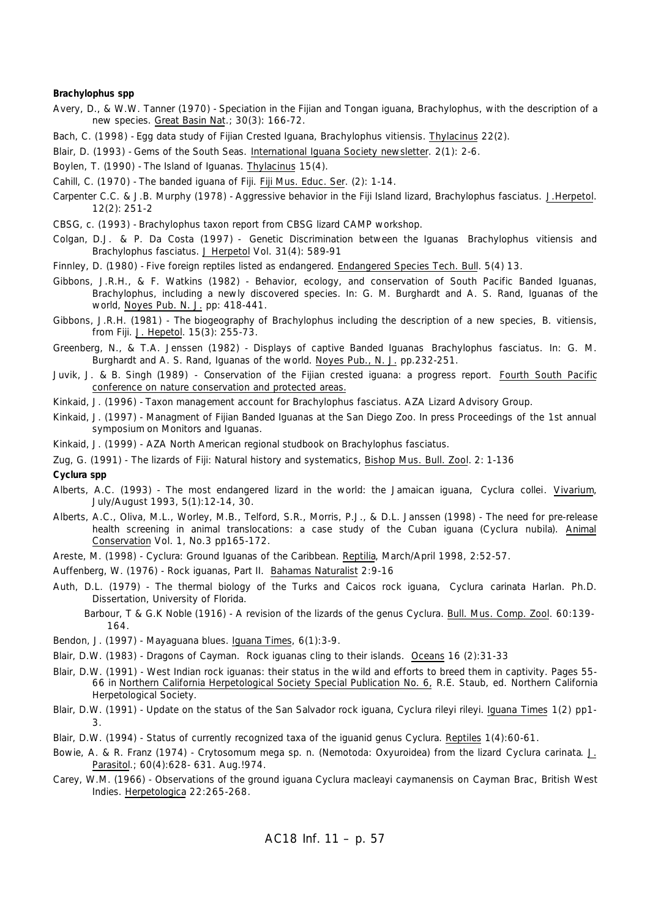**Brachylophus spp**

Avery, D., & W.W. Tanner (1970) - Speciation in the Fijian and Tongan iguana, Brachylophus, with the description of a new species. Great Basin Nat.; 30(3): 166-72.

Bach, C. (1998) - Egg data study of Fijian Crested Iguana, Brachylophus vitiensis. Thylacinus 22(2).

Blair, D. (1993) - Gems of the South Seas. International Iguana Society newsletter. 2(1): 2-6.

Boylen, T. (1990) - The Island of Iguanas. Thylacinus 15(4).

Cahill, C. (1970) - The banded iguana of Fiji. Fiji Mus. Educ. Ser. (2): 1-14.

Carpenter C.C. & J.B. Murphy (1978) - Aggressive behavior in the Fiji Island lizard, Brachylophus fasciatus. J.Herpetol. 12(2): 251-2

CBSG, c. (1993) - Brachylophus taxon report from CBSG lizard CAMP workshop.

Colgan, D.J. & P. Da Costa (1997) - Genetic Discrimination between the Iguanas Brachylophus vitiensis and Brachylophus fasciatus. J Herpetol Vol. 31(4): 589-91

Finnley, D. (1980) - Five foreign reptiles listed as endangered. Endangered Species Tech. Bull. 5(4) 13.

Gibbons, J.R.H., & F. Watkins (1982) - Behavior, ecology, and conservation of South Pacific Banded Iguanas, Brachylophus, including a newly discovered species. In: G. M. Burghardt and A. S. Rand, Iguanas of the world, Noyes Pub. N. J. pp: 418-441.

Gibbons, J.R.H. (1981) - The biogeography of Brachylophus including the description of a new species, B. vitiensis, from Fiji. J. Hepetol. 15(3): 255-73.

Greenberg, N., & T.A. Jenssen (1982) - Displays of captive Banded Iguanas Brachylophus fasciatus. In: G. M. Burghardt and A. S. Rand, Iguanas of the world. Noyes Pub., N. J. pp.232-251.

Juvik, J. & B. Singh (1989) - Conservation of the Fijian crested iguana: a progress report. Fourth South Pacific conference on nature conservation and protected areas.

Kinkaid, J. (1996) - Taxon management account for Brachylophus fasciatus. AZA Lizard Advisory Group.

Kinkaid, J. (1997) - Managment of Fijian Banded Iguanas at the San Diego Zoo. In press Proceedings of the 1st annual symposium on Monitors and Iguanas.

Kinkaid, J. (1999) - AZA North American regional studbook on Brachylophus fasciatus.

Zug, G. (1991) - The lizards of Fiji: Natural history and systematics, Bishop Mus. Bull. Zool. 2: 1-136

**Cyclura spp**

Alberts, A.C. (1993) - The most endangered lizard in the world: the Jamaican iguana, Cyclura collei. Vivarium, July/August 1993, 5(1):12-14, 30.

Alberts, A.C., Oliva, M.L., Worley, M.B., Telford, S.R., Morris, P.J., & D.L. Janssen (1998) - The need for pre-release health screening in animal translocations: a case study of the Cuban iguana (Cyclura nubila). Animal Conservation Vol. 1, No.3 pp165-172.

Areste, M. (1998) - Cyclura: Ground Iguanas of the Caribbean. Reptilia, March/April 1998, 2:52-57.

Auffenberg, W. (1976) - Rock iguanas, Part II. Bahamas Naturalist 2:9-16

Auth, D.L. (1979) - The thermal biology of the Turks and Caicos rock iguana, Cyclura carinata Harlan. Ph.D. Dissertation, University of Florida.

Barbour, T & G.K Noble (1916) - A revision of the lizards of the genus Cyclura. Bull. Mus. Comp. Zool. 60:139-164.

Bendon, J. (1997) - Mayaguana blues. Iguana Times, 6(1):3-9.

Blair, D.W. (1983) - Dragons of Cayman. Rock iguanas cling to their islands. Oceans 16 (2):31-33

Blair, D.W. (1991) - West Indian rock iguanas: their status in the wild and efforts to breed them in captivity. Pages 55-66 in Northern California Herpetological Society Special Publication No. 6, R.E. Staub, ed. Northern California Herpetological Society.

Blair, D.W. (1991) - Update on the status of the San Salvador rock iguana, Cyclura rileyi rileyi. Iguana Times 1(2) pp1-3.

Blair, D.W. (1994) - Status of currently recognized taxa of the iguanid genus Cyclura. Reptiles 1(4):60-61.

Bowie, A. & R. Franz (1974) - Crytosomum mega sp. n. (Nemotoda: Oxyuroidea) from the lizard Cyclura carinata. J. Parasitol.; 60(4):628- 631. Aug.!974.

Carey, W.M. (1966) - Observations of the ground iguana Cyclura macleayi caymanensis on Cayman Brac, British West Indies. Herpetologica 22:265-268.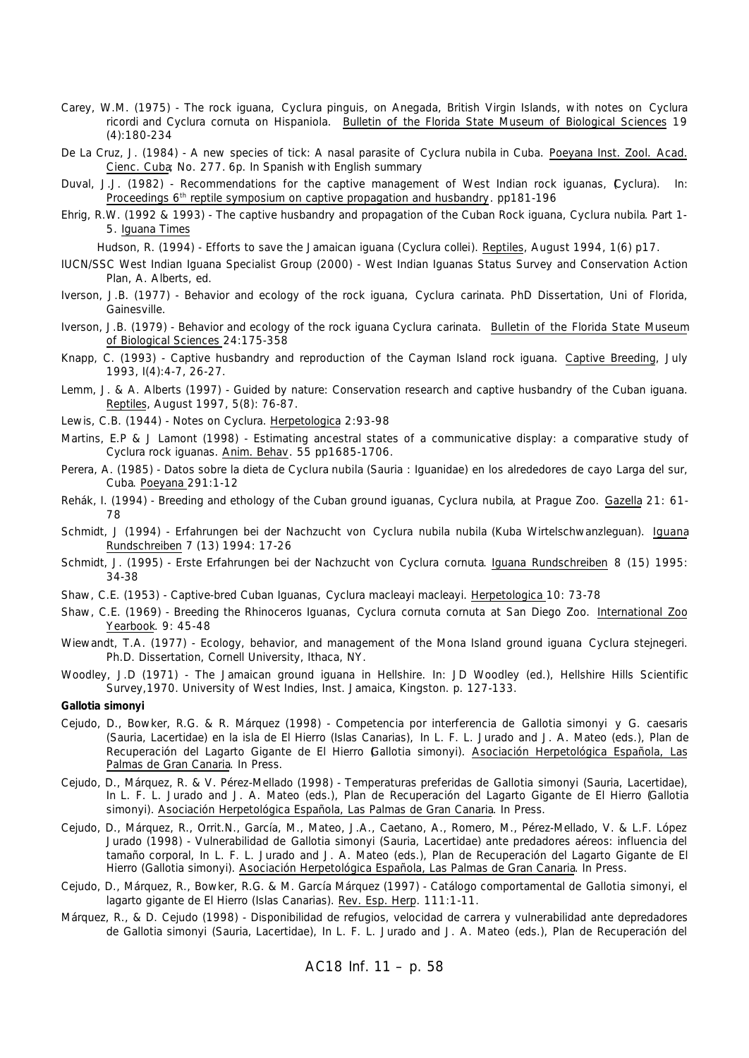Carey, W.M. (1975) - The rock iguana, *Cyclura pinguis*, on Anegada, British Virgin Islands, with notes on *Cyclura ricordi* and *Cyclura cornuta* on Hispaniola. Bulletin of the Florida State Museum of Biological Sciences 19 (4):180-234

De La Cruz, J. (1984) - A new species of tick: A nasal parasite of *Cyclura nubila* in Cuba. Poeyana Inst. Zool. Acad. Cienc. Cuba; No. 277. 6p. In Spanish with English summary

Duval, J.J. (1982) - Recommendations for the captive management of West Indian rock iguanas, (*Cyclura*). In: Proceedings 6th reptile symposium on captive propagation and husbandry. pp181-196

Ehrig, R.W. (1992 & 1993) - The captive husbandry and propagation of the Cuban Rock iguana, *Cyclura nubila*. Part 1-5. Iguana Times

Hudson, R. (1994) - Efforts to save the Jamaican iguana (*Cyclura collei*). Reptiles, August 1994, 1(6) p17.

IUCN/SSC West Indian Iguana Specialist Group (2000) - West Indian Iguanas Status Survey and Conservation Action Plan, A. Alberts, ed.

Iverson, J.B. (1977) - Behavior and ecology of the rock iguana, *Cyclura carinata*. PhD Dissertation, Uni of Florida, Gainesville.

Iverson, J.B. (1979) - Behavior and ecology of the rock iguana *Cyclura carinata*. Bulletin of the Florida State Museum of Biological Sciences 24:175-358

Knapp, C. (1993) - Captive husbandry and reproduction of the Cayman Island rock iguana. Captive Breeding, July 1993, I(4):4-7, 26-27.

Lemm, J. & A. Alberts (1997) - Guided by nature: Conservation research and captive husbandry of the Cuban iguana. Reptiles, August 1997, 5(8): 76-87.

Lewis, C.B. (1944) - Notes on Cyclura. Herpetologica 2:93-98

Martins, E.P & J Lamont (1998) - Estimating ancestral states of a communicative display: a comparative study of *Cyclura* rock iguanas. Anim. Behav. 55 pp1685-1706.

Perera, A. (1985) - Datos sobre la dieta de *Cyclura nubila* (Sauria : Iguanidae) en los alrededores de cayo Larga del sur, Cuba. Poeyana 291:1-12

Rehák, I. (1994) - Breeding and ethology of the Cuban ground iguanas, *Cyclura nubila*, at Prague Zoo. Gazella 21: 61-78

Schmidt, J (1994) - Erfahrungen bei der Nachzucht von *Cyclura nubila nubila* (Kuba Wirtelschwanzleguan). Iguana Rundschreiben 7 (13) 1994: 17-26

Schmidt, J. (1995) - Erste Erfahrungen bei der Nachzucht von *Cyclura cornuta*. Iguana Rundschreiben 8 (15) 1995: 34-38

Shaw, C.E. (1953) - Captive-bred Cuban Iguanas, *Cyclura macleayi macleayi*. Herpetologica 10: 73-78

Shaw, C.E. (1969) - Breeding the Rhinoceros Iguanas, *Cyclura cornuta cornuta* at San Diego Zoo. International Zoo Yearbook. 9: 45-48

Wiewandt, T.A. (1977) - Ecology, behavior, and management of the Mona Island ground iguana *Cyclura stejnegeri*. Ph.D. Dissertation, Cornell University, Ithaca, NY.

Woodley, J.D (1971) - The Jamaican ground iguana in Hellshire. In: JD Woodley (ed.), Hellshire Hills Scientific Survey,1970. University of West Indies, Inst. Jamaica, Kingston. p. 127-133.

**Gallotia simonyi**

Cejudo, D., Bowker, R.G. & R. Márquez (1998) - Competencia por interferencia de *Gallotia simonyi* y *G. caesaris* (Sauria, Lacertidae) en la isla de El Hierro (Islas Canarias), In L. F. L. Jurado and J. A. Mateo (eds.), Plan de Recuperación del Lagarto Gigante de El Hierro (*Gallotia simonyi*). Asociación Herpetológica Española, Las Palmas de Gran Canaria. In Press.

Cejudo, D., Márquez, R. & V. Pérez-Mellado (1998) - Temperaturas preferidas de *Gallotia simonyi* (Sauria, Lacertidae), In L. F. L. Jurado and J. A. Mateo (eds.), Plan de Recuperación del Lagarto Gigante de El Hierro (*Gallotia simonyi*). Asociación Herpetológica Española, Las Palmas de Gran Canaria. In Press.

Cejudo, D., Márquez, R., Orrit.N., García, M., Mateo, J.A., Caetano, A., Romero, M., Pérez-Mellado, V. & L.F. López Jurado (1998) - Vulnerabilidad de *Gallotia simonyi* (Sauria, Lacertidae) ante predadores aéreos: influencia del tamaño corporal, In L. F. L. Jurado and J. A. Mateo (eds.), Plan de Recuperación del Lagarto Gigante de El Hierro (*Gallotia simonyi*). Asociación Herpetológica Española, Las Palmas de Gran Canaria. In Press.

Cejudo, D., Márquez, R., Bowker, R.G. & M. García Márquez (1997) - Catálogo comportamental de *Gallotia simonyi*, el lagarto gigante de El Hierro (Islas Canarias). Rev. Esp. Herp. 111:1-11.

Márquez, R., & D. Cejudo (1998) - Disponibilidad de refugios, velocidad de carrera y vulnerabilidad ante depredadores de *Gallotia simonyi* (Sauria, Lacertidae), In L. F. L. Jurado and J. A. Mateo (eds.), Plan de Recuperación del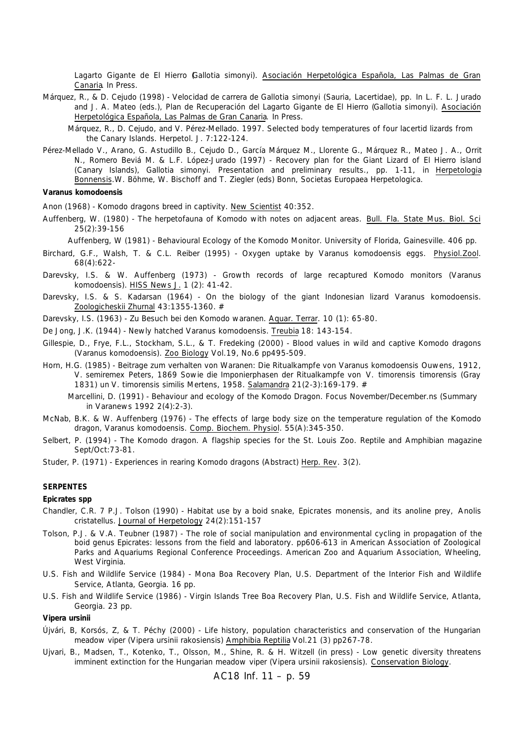Lagarto Gigante de El Hierro (Gallotia simonyi). Asociación Herpetológica Española, Las Palmas de Gran Canaria. In Press.

Márquez, R., & D. Cejudo (1998) - Velocidad de carrera de Gallotia simonyi (Sauria, Lacertidae), pp. In L. F. L. Jurado and J. A. Mateo (eds.), Plan de Recuperación del Lagarto Gigante de El Hierro (Gallotia simonyi). Asociación Herpetológica Española, Las Palmas de Gran Canaria. In Press.

Márquez, R., D. Cejudo, and V. Pérez-Mellado. 1997. Selected body temperatures of four lacertid lizards from the Canary Islands. Herpetol. J. 7:122-124.

Pérez-Mellado V., Arano, G. Astudillo B., Cejudo D., García Márquez M., Llorente G., Márquez R., Mateo J. A., Orrit N., Romero Beviá M. & L.F. López-Jurado (1997) - Recovery plan for the Giant Lizard of El Hierro island (Canary Islands), Gallotia simonyi. Presentation and preliminary results., pp. 1-11, in Herpetologia Bonnensis.W. Böhme, W. Bischoff and T. Ziegler (eds) Bonn, Societas Europaea Herpetologica.

**Varanus komodoensis**

Anon (1968) - Komodo dragons breed in captivity. New Scientist 40:352.

Auffenberg, W. (1980) - The herpetofauna of Komodo with notes on adjacent areas. Bull. Fla. State Mus. Biol. Sci 25(2):39-156

Auffenberg, W (1981) - Behavioural Ecology of the Komodo Monitor. University of Florida, Gainesville. 406 pp.

Birchard, G.F., Walsh, T. & C.L. Reiber (1995) - Oxygen uptake by Varanus komodoensis eggs. Physiol.Zool. 68(4):622-

Darevsky, I.S. & W. Auffenberg (1973) - Growth records of large recaptured Komodo monitors (Varanus komodoensis). HISS News J. 1 (2): 41-42.

Darevsky, I.S. & S. Kadarsan (1964) - On the biology of the giant Indonesian lizard Varanus komodoensis. Zoologicheskii Zhurnal 43:1355-1360. #

Darevsky, I.S. (1963) - Zu Besuch bei den Komodo waranen. Aquar. Terrar. 10 (1): 65-80.

De Jong, J.K. (1944) - Newly hatched Varanus komodoensis. Treubia 18: 143-154.

Gillespie, D., Frye, F.L., Stockham, S.L., & T. Fredeking (2000) - Blood values in wild and captive Komodo dragons (Varanus komodoensis). Zoo Biology Vol.19, No.6 pp495-509.

Horn, H.G. (1985) - Beitrage zum verhalten von Waranen: Die Ritualkampfe von Varanus komodoensis Ouwens, 1912, V. semiremex Peters, 1869 Sowie die Imponierphasen der Ritualkampfe von V. timorensis timorensis (Gray 1831) un V. timorensis similis Mertens, 1958. Salamandra 21(2-3):169-179. #

Marcellini, D. (1991) - Behaviour and ecology of the Komodo Dragon. Focus November/December.ns (Summary in Varanews 1992 2(4):2-3).

McNab, B.K. & W. Auffenberg (1976) - The effects of large body size on the temperature regulation of the Komodo dragon, Varanus komodoensis. Comp. Biochem. Physiol. 55(A):345-350.

Selbert, P. (1994) - The Komodo dragon. A flagship species for the St. Louis Zoo. Reptile and Amphibian magazine Sept/Oct:73-81.

Studer, P. (1971) - Experiences in rearing Komodo dragons (Abstract) Herp. Rev. 3(2).

**SERPENTES**

**Epicrates spp**

Chandler, C.R. 7 P.J. Tolson (1990) - Habitat use by a boid snake, Epicrates monensis, and its anoline prey, Anolis cristatellus. Journal of Herpetology 24(2):151-157

Tolson, P.J. & V.A. Teubner (1987) - The role of social manipulation and environmental cycling in propagation of the boid genus Epicrates: lessons from the field and laboratory. pp606-613 in American Association of Zoological Parks and Aquariums Regional Conference Proceedings. American Zoo and Aquarium Association, Wheeling, West Virginia.

U.S. Fish and Wildlife Service (1984) - Mona Boa Recovery Plan, U.S. Department of the Interior Fish and Wildlife Service, Atlanta, Georgia. 16 pp.

U.S. Fish and Wildlife Service (1986) - Virgin Islands Tree Boa Recovery Plan, U.S. Fish and Wildlife Service, Atlanta, Georgia. 23 pp.

**Vipera ursinii**

Újvári, B, Korsós, Z, & T. Péchy (2000) - Life history, population characteristics and conservation of the Hungarian meadow viper (Vipera ursinii rakosiensis) Amphibia Reptilia Vol.21 (3) pp267-78.

Ujvari, B., Madsen, T., Kotenko, T., Olsson, M., Shine, R. & H. Witzell (in press) - Low genetic diversity threatens imminent extinction for the Hungarian meadow viper (Vipera ursinii rakosiensis). Conservation Biology.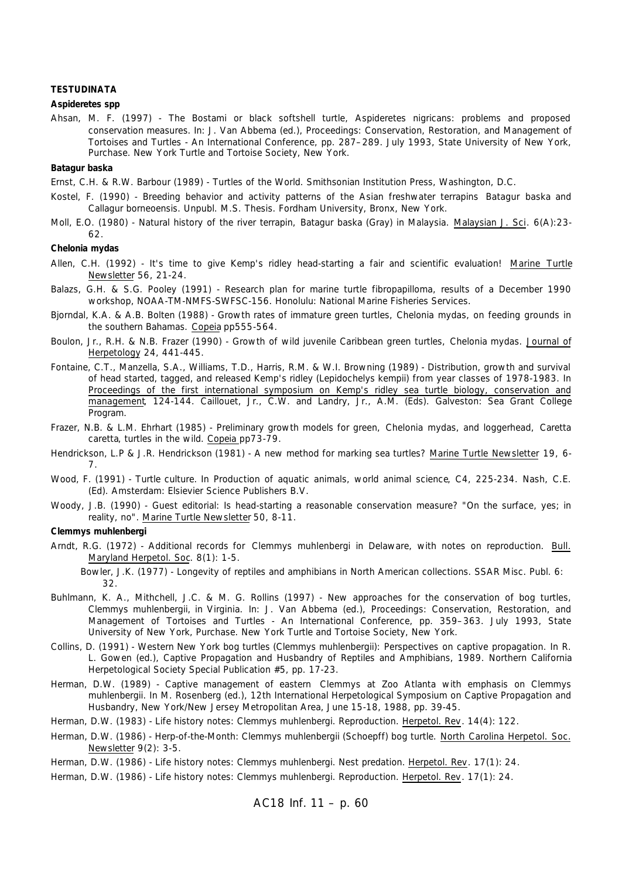**TESTUDINATA**

**Aspideretes spp**

Ahsan, M. F. (1997) - The Bostami or black softshell turtle, Aspideretes nigricans: problems and proposed conservation measures. In: J. Van Abbema (ed.), Proceedings: Conservation, Restoration, and Management of Tortoises and Turtles - An International Conference, pp. 287–289. July 1993, State University of New York, Purchase. New York Turtle and Tortoise Society, New York.

**Batagur baska**

Ernst, C.H. & R.W. Barbour (1989) - Turtles of the World. Smithsonian Institution Press, Washington, D.C.

Kostel, F. (1990) - Breeding behavior and activity patterns of the Asian freshwater terrapins Batagur baska and Callagur borneoensis. Unpubl. M.S. Thesis. Fordham University, Bronx, New York.

Moll, E.O. (1980) - Natural history of the river terrapin, Batagur baska (Gray) in Malaysia. Malaysian J. Sci. 6(A):23-62.

**Chelonia mydas**

Allen, C.H. (1992) - It's time to give Kemp's ridley head-starting a fair and scientific evaluation! Marine Turtle Newsletter 56, 21-24.

Balazs, G.H. & S.G. Pooley (1991) - Research plan for marine turtle fibropapilloma, results of a December 1990 workshop, NOAA-TM-NMFS-SWFSC-156. Honolulu: National Marine Fisheries Services.

Bjorndal, K.A. & A.B. Bolten (1988) - Growth rates of immature green turtles, Chelonia mydas, on feeding grounds in the southern Bahamas. Copeia pp555-564.

Boulon, Jr., R.H. & N.B. Frazer (1990) - Growth of wild juvenile Caribbean green turtles, Chelonia mydas. Journal of Herpetology 24, 441-445.

Fontaine, C.T., Manzella, S.A., Williams, T.D., Harris, R.M. & W.I. Browning (1989) - Distribution, growth and survival of head started, tagged, and released Kemp's ridley (Lepidochelys kempii) from year classes of 1978-1983. In Proceedings of the first international symposium on Kemp's ridley sea turtle biology, conservation and management, 124-144. Caillouet, Jr., C.W. and Landry, Jr., A.M. (Eds). Galveston: Sea Grant College Program.

Frazer, N.B. & L.M. Ehrhart (1985) - Preliminary growth models for green, Chelonia mydas, and loggerhead, Caretta caretta, turtles in the wild. Copeia pp73-79.

Hendrickson, L.P & J.R. Hendrickson (1981) - A new method for marking sea turtles? Marine Turtle Newsletter 19, 6-7.

Wood, F. (1991) - Turtle culture. In Production of aquatic animals, world animal science, C4, 225-234. Nash, C.E. (Ed). Amsterdam: Elsievier Science Publishers B.V.

Woody, J.B. (1990) - Guest editorial: Is head-starting a reasonable conservation measure? "On the surface, yes; in reality, no". Marine Turtle Newsletter 50, 8-11.

**Clemmys muhlenbergi**

Arndt, R.G. (1972) - Additional records for Clemmys muhlenbergi in Delaware, with notes on reproduction. Bull. Maryland Herpetol. Soc. 8(1): 1-5.

Bowler, J.K. (1977) - Longevity of reptiles and amphibians in North American collections. SSAR Misc. Publ. 6: 32.

Buhlmann, K. A., Mithchell, J.C. & M. G. Rollins (1997) - New approaches for the conservation of bog turtles, Clemmys muhlenbergii, in Virginia. In: J. Van Abbema (ed.), Proceedings: Conservation, Restoration, and Management of Tortoises and Turtles - An International Conference, pp. 359–363. July 1993, State University of New York, Purchase. New York Turtle and Tortoise Society, New York.

Collins, D. (1991) - Western New York bog turtles (Clemmys muhlenbergii): Perspectives on captive propagation. In R. L. Gowen (ed.), Captive Propagation and Husbandry of Reptiles and Amphibians, 1989. Northern California Herpetological Society Special Publication #5, pp. 17-23.

Herman, D.W. (1989) - Captive management of eastern Clemmys at Zoo Atlanta with emphasis on Clemmys muhlenbergii. In M. Rosenberg (ed.), 12th International Herpetological Symposium on Captive Propagation and Husbandry, New York/New Jersey Metropolitan Area, June 15-18, 1988, pp. 39-45.

Herman, D.W. (1983) - Life history notes: Clemmys muhlenbergi. Reproduction. Herpetol. Rev. 14(4): 122.

Herman, D.W. (1986) - Herp-of-the-Month: Clemmys muhlenbergii (Schoepff) bog turtle. North Carolina Herpetol. Soc. Newsletter 9(2): 3-5.

Herman, D.W. (1986) - Life history notes: Clemmys muhlenbergi. Nest predation. Herpetol. Rev. 17(1): 24.

Herman, D.W. (1986) - Life history notes: Clemmys muhlenbergi. Reproduction. Herpetol. Rev. 17(1): 24.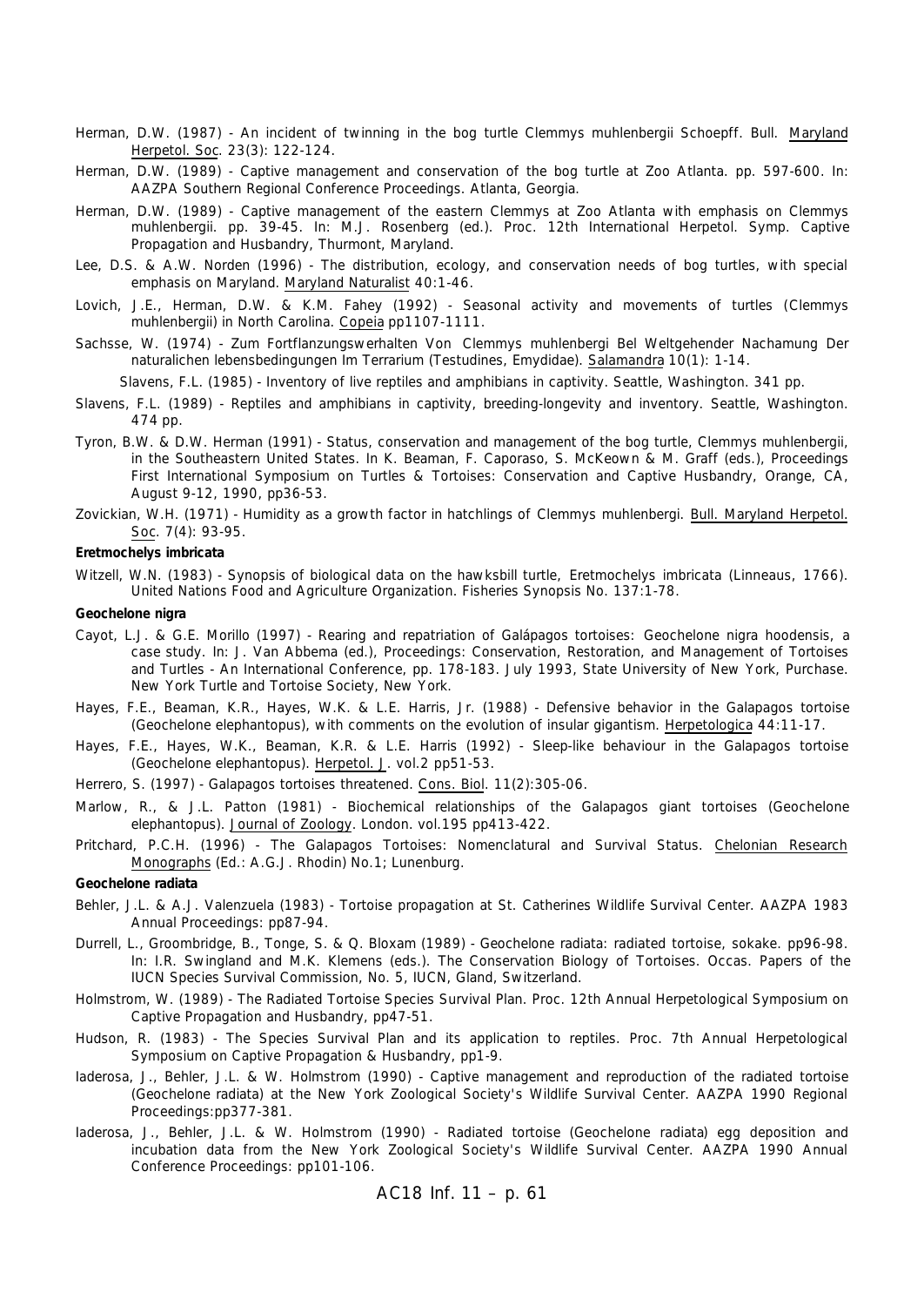Herman, D.W. (1987) - An incident of twinning in the bog turtle Clemmys muhlenbergii Schoepff. Bull. Maryland Herpetol. Soc. 23(3): 122-124.

Herman, D.W. (1989) - Captive management and conservation of the bog turtle at Zoo Atlanta. pp. 597-600. In: AAZPA Southern Regional Conference Proceedings. Atlanta, Georgia.

Herman, D.W. (1989) - Captive management of the eastern Clemmys at Zoo Atlanta with emphasis on Clemmys muhlenbergii. pp. 39-45. In: M.J. Rosenberg (ed.). Proc. 12th International Herpetol. Symp. Captive Propagation and Husbandry, Thurmont, Maryland.

Lee, D.S. & A.W. Norden (1996) - The distribution, ecology, and conservation needs of bog turtles, with special emphasis on Maryland. Maryland Naturalist 40:1-46.

Lovich, J.E., Herman, D.W. & K.M. Fahey (1992) - Seasonal activity and movements of turtles (Clemmys muhlenbergii) in North Carolina. Copeia pp1107-1111.

Sachsse, W. (1974) - Zum Fortflanzungswerhalten Von Clemmys muhlenbergi Bel Weltgehender Nachamung Der naturalichen lebensbedingungen Im Terrarium (Testudines, Emydidae). Salamandra 10(1): 1-14.

Slavens, F.L. (1985) - Inventory of live reptiles and amphibians in captivity. Seattle, Washington. 341 pp.

Slavens, F.L. (1989) - Reptiles and amphibians in captivity, breeding-longevity and inventory. Seattle, Washington. 474 pp.

Tyron, B.W. & D.W. Herman (1991) - Status, conservation and management of the bog turtle, Clemmys muhlenbergii, in the Southeastern United States. In K. Beaman, F. Caporaso, S. McKeown & M. Graff (eds.), Proceedings First International Symposium on Turtles & Tortoises: Conservation and Captive Husbandry, Orange, CA, August 9-12, 1990, pp36-53.

Zovickian, W.H. (1971) - Humidity as a growth factor in hatchlings of Clemmys muhlenbergi. Bull. Maryland Herpetol. Soc. 7(4): 93-95.

**Eretmochelys imbricata**

Witzell, W.N. (1983) - Synopsis of biological data on the hawksbill turtle, Eretmochelys imbricata (Linneaus, 1766). United Nations Food and Agriculture Organization. Fisheries Synopsis No. 137:1-78.

**Geochelone nigra**

Cayot, L.J. & G.E. Morillo (1997) - Rearing and repatriation of Galápagos tortoises: Geochelone nigra hoodensis, a case study. In: J. Van Abbema (ed.), Proceedings: Conservation, Restoration, and Management of Tortoises and Turtles - An International Conference, pp. 178-183. July 1993, State University of New York, Purchase. New York Turtle and Tortoise Society, New York.

Hayes, F.E., Beaman, K.R., Hayes, W.K. & L.E. Harris, Jr. (1988) - Defensive behavior in the Galapagos tortoise (Geochelone elephantopus), with comments on the evolution of insular gigantism. Herpetologica 44:11-17.

Hayes, F.E., Hayes, W.K., Beaman, K.R. & L.E. Harris (1992) - Sleep-like behaviour in the Galapagos tortoise (Geochelone elephantopus). Herpetol. J. vol.2 pp51-53.

Herrero, S. (1997) - Galapagos tortoises threatened. Cons. Biol. 11(2):305-06.

Marlow, R., & J.L. Patton (1981) - Biochemical relationships of the Galapagos giant tortoises (Geochelone elephantopus). Journal of Zoology. London. vol.195 pp413-422.

Pritchard, P.C.H. (1996) - The Galapagos Tortoises: Nomenclatural and Survival Status. Chelonian Research Monographs (Ed.: A.G.J. Rhodin) No.1; Lunenburg.

**Geochelone radiata**

Behler, J.L. & A.J. Valenzuela (1983) - Tortoise propagation at St. Catherines Wildlife Survival Center. AAZPA 1983 Annual Proceedings: pp87-94.

Durrell, L., Groombridge, B., Tonge, S. & Q. Bloxam (1989) - Geochelone radiata: radiated tortoise, sokake. pp96-98. In: I.R. Swingland and M.K. Klemens (eds.). The Conservation Biology of Tortoises. Occas. Papers of the IUCN Species Survival Commission, No. 5, IUCN, Gland, Switzerland.

Holmstrom, W. (1989) - The Radiated Tortoise Species Survival Plan. Proc. 12th Annual Herpetological Symposium on Captive Propagation and Husbandry, pp47-51.

Hudson, R. (1983) - The Species Survival Plan and its application to reptiles. Proc. 7th Annual Herpetological Symposium on Captive Propagation & Husbandry, pp1-9.

Iaderosa, J., Behler, J.L. & W. Holmstrom (1990) - Captive management and reproduction of the radiated tortoise (Geochelone radiata) at the New York Zoological Society's Wildlife Survival Center. AAZPA 1990 Regional Proceedings:pp377-381.

Iaderosa, J., Behler, J.L. & W. Holmstrom (1990) - Radiated tortoise (Geochelone radiata) egg deposition and incubation data from the New York Zoological Society's Wildlife Survival Center. AAZPA 1990 Annual Conference Proceedings: pp101-106.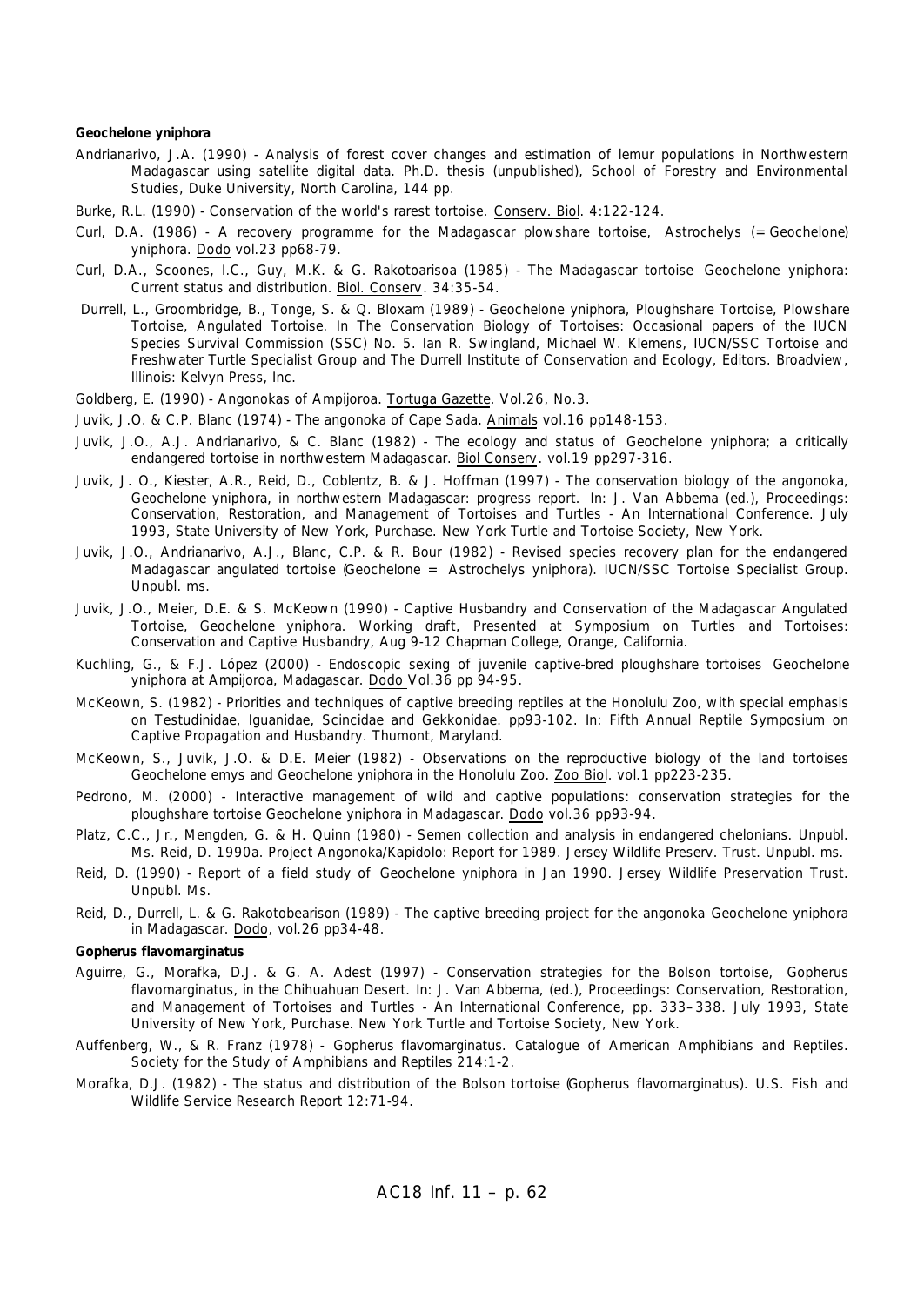**Geochelone yniphora**

Andrianarivo, J.A. (1990) - Analysis of forest cover changes and estimation of lemur populations in Northwestern Madagascar using satellite digital data. Ph.D. thesis (unpublished), School of Forestry and Environmental Studies, Duke University, North Carolina, 144 pp.

Burke, R.L. (1990) - Conservation of the world's rarest tortoise. Conserv. Biol. 4:122-124.

Curl, D.A. (1986) - A recovery programme for the Madagascar plowshare tortoise, *Astrochelys (= Geochelone) yniphora*. Dodo vol.23 pp68-79.

Curl, D.A., Scoones, I.C., Guy, M.K. & G. Rakotoarisoa (1985) - The Madagascar tortoise *Geochelone yniphora*: Current status and distribution. Biol. Conserv. 34:35-54.

Durrell, L., Groombridge, B., Tonge, S. & Q. Bloxam (1989) - Geochelone yniphora, Ploughshare Tortoise, Plowshare Tortoise, Angulated Tortoise. In The Conservation Biology of Tortoises: Occasional papers of the IUCN Species Survival Commission (SSC) No. 5. Ian R. Swingland, Michael W. Klemens, IUCN/SSC Tortoise and Freshwater Turtle Specialist Group and The Durrell Institute of Conservation and Ecology, Editors. Broadview, Illinois: Kelvyn Press, Inc.

Goldberg, E. (1990) - Angonokas of Ampijoroa. Tortuga Gazette. Vol.26, No.3.

Juvik, J.O. & C.P. Blanc (1974) - The angonoka of Cape Sada. Animals vol.16 pp148-153.

Juvik, J.O., A.J. Andrianarivo, & C. Blanc (1982) - The ecology and status of *Geochelone yniphora*; a critically endangered tortoise in northwestern Madagascar. Biol Conserv. vol.19 pp297-316.

Juvik, J. O., Kiester, A.R., Reid, D., Coblentz, B. & J. Hoffman (1997) - The conservation biology of the angonoka, *Geochelone yniphora*, in northwestern Madagascar: progress report. In: J. Van Abbema (ed.), Proceedings: Conservation, Restoration, and Management of Tortoises and Turtles - An International Conference. July 1993, State University of New York, Purchase. New York Turtle and Tortoise Society, New York.

Juvik, J.O., Andrianarivo, A.J., Blanc, C.P. & R. Bour (1982) - Revised species recovery plan for the endangered Madagascar angulated tortoise (*Geochelone = Astrochelys yniphora*). IUCN/SSC Tortoise Specialist Group. Unpubl. ms.

Juvik, J.O., Meier, D.E. & S. McKeown (1990) - Captive Husbandry and Conservation of the Madagascar Angulated Tortoise, *Geochelone yniphora*. Working draft, Presented at Symposium on Turtles and Tortoises: Conservation and Captive Husbandry, Aug 9-12 Chapman College, Orange, California.

Kuchling, G., & F.J. López (2000) - Endoscopic sexing of juvenile captive-bred ploughshare tortoises *Geochelone yniphora* at Ampijoroa, Madagascar. Dodo Vol.36 pp 94-95.

McKeown, S. (1982) - Priorities and techniques of captive breeding reptiles at the Honolulu Zoo, with special emphasis on Testudinidae, Iguanidae, Scincidae and Gekkonidae. pp93-102. In: Fifth Annual Reptile Symposium on Captive Propagation and Husbandry. Thumont, Maryland.

McKeown, S., Juvik, J.O. & D.E. Meier (1982) - Observations on the reproductive biology of the land tortoises *Geochelone emys* and *Geochelone yniphora* in the Honolulu Zoo. Zoo Biol. vol.1 pp223-235.

Pedrono, M. (2000) - Interactive management of wild and captive populations: conservation strategies for the ploughshare tortoise *Geochelone yniphora* in Madagascar. Dodo vol.36 pp93-94.

Platz, C.C., Jr., Mengden, G. & H. Quinn (1980) - Semen collection and analysis in endangered chelonians. Unpubl. Ms. Reid, D. 1990a. Project Angonoka/Kapidolo: Report for 1989. Jersey Wildlife Preserv. Trust. Unpubl. ms.

Reid, D. (1990) - Report of a field study of *Geochelone yniphora* in Jan 1990. Jersey Wildlife Preservation Trust. Unpubl. Ms.

Reid, D., Durrell, L. & G. Rakotobearison (1989) - The captive breeding project for the angonoka *Geochelone yniphora* in Madagascar. Dodo, vol.26 pp34-48.

**Gopherus flavomarginatus**

Aguirre, G., Morafka, D.J. & G. A. Adest (1997) - Conservation strategies for the Bolson tortoise, *Gopherus flavomarginatus*, in the Chihuahuan Desert. In: J. Van Abbema, (ed.), Proceedings: Conservation, Restoration, and Management of Tortoises and Turtles - An International Conference, pp. 333–338. July 1993, State University of New York, Purchase. New York Turtle and Tortoise Society, New York.

Auffenberg, W., & R. Franz (1978) - *Gopherus flavomarginatus*. Catalogue of American Amphibians and Reptiles. Society for the Study of Amphibians and Reptiles 214:1-2.

Morafka, D.J. (1982) - The status and distribution of the Bolson tortoise (*Gopherus flavomarginatus*). U.S. Fish and Wildlife Service Research Report 12:71-94.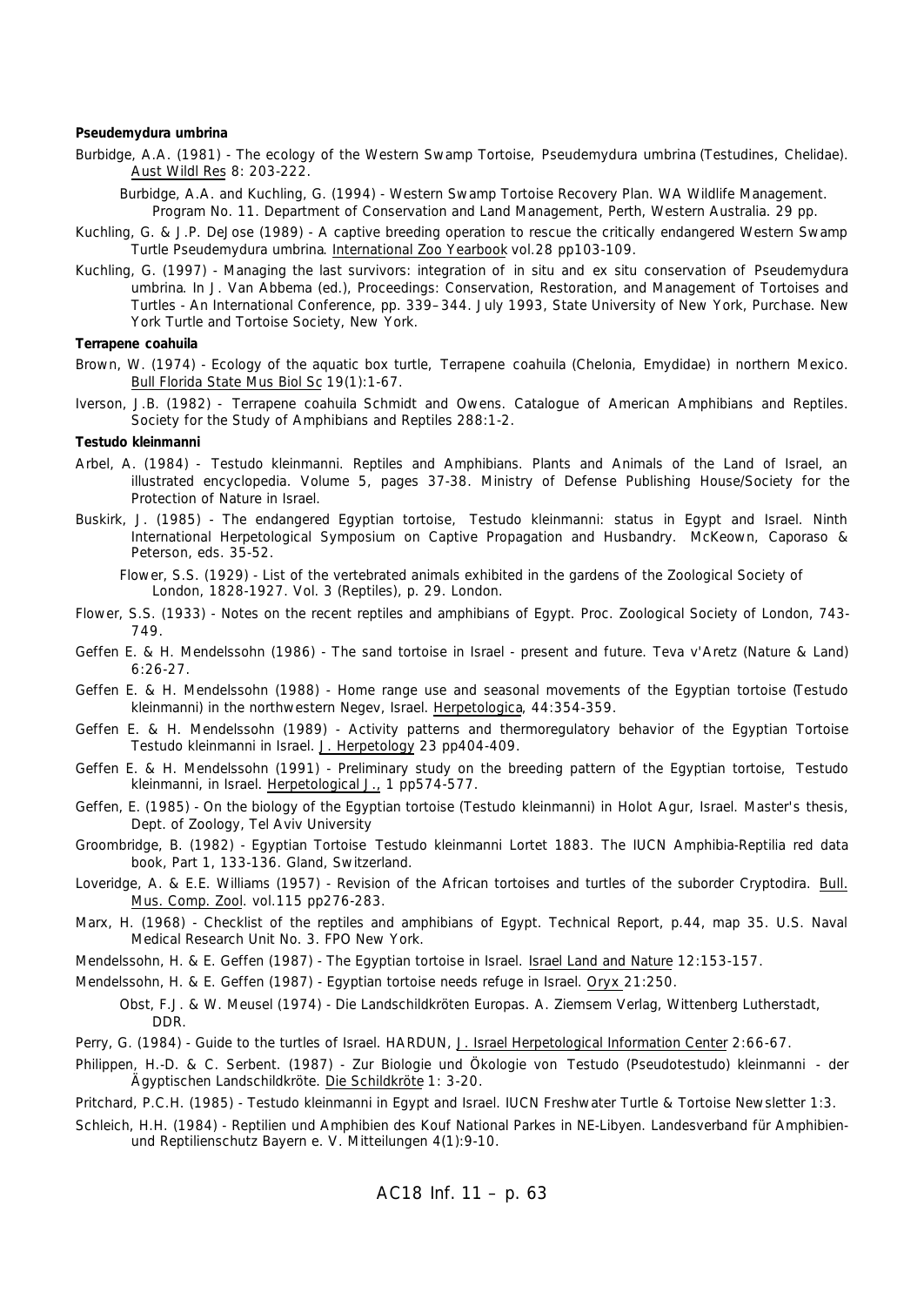**Pseudemydura umbrina**

Burbidge, A.A. (1981) - The ecology of the Western Swamp Tortoise, *Pseudemydura umbrina* (Testudines, Chelidae). Aust Wildl Res 8: 203-222.

Burbidge, A.A. and Kuchling, G. (1994) - Western Swamp Tortoise Recovery Plan. WA Wildlife Management. Program No. 11. Department of Conservation and Land Management, Perth, Western Australia. 29 pp.

Kuchling, G. & J.P. DeJose (1989) - A captive breeding operation to rescue the critically endangered Western Swamp Turtle *Pseudemydura umbrina*. International Zoo Yearbook vol.28 pp103-109.

Kuchling, G. (1997) - Managing the last survivors: integration of in situ and ex situ conservation of *Pseudemydura umbrina*. In J. Van Abbema (ed.), Proceedings: Conservation, Restoration, and Management of Tortoises and Turtles - An International Conference, pp. 339–344. July 1993, State University of New York, Purchase. New York Turtle and Tortoise Society, New York.

**Terrapene coahuila**

Brown, W. (1974) - Ecology of the aquatic box turtle, *Terrapene coahuila* (Chelonia, Emydidae) in northern Mexico. Bull Florida State Mus Biol Sc 19(1):1-67.

Iverson, J.B. (1982) - *Terrapene coahuila* Schmidt and Owens. Catalogue of American Amphibians and Reptiles. Society for the Study of Amphibians and Reptiles 288:1-2.

**Testudo kleinmanni**

Arbel, A. (1984) - *Testudo kleinmanni*. Reptiles and Amphibians. Plants and Animals of the Land of Israel, an illustrated encyclopedia. Volume 5, pages 37-38. Ministry of Defense Publishing House/Society for the Protection of Nature in Israel.

Buskirk, J. (1985) - The endangered Egyptian tortoise, *Testudo kleinmanni*: status in Egypt and Israel. Ninth International Herpetological Symposium on Captive Propagation and Husbandry. McKeown, Caporaso & Peterson, eds. 35-52.

Flower, S.S. (1929) - List of the vertebrated animals exhibited in the gardens of the Zoological Society of London, 1828-1927. Vol. 3 (Reptiles), p. 29. London.

Flower, S.S. (1933) - Notes on the recent reptiles and amphibians of Egypt. Proc. Zoological Society of London, 743-749.

Geffen E. & H. Mendelssohn (1986) - The sand tortoise in Israel - present and future. Teva v'Aretz (Nature & Land) 6:26-27.

Geffen E. & H. Mendelssohn (1988) - Home range use and seasonal movements of the Egyptian tortoise (*Testudo kleinmanni*) in the northwestern Negev, Israel. Herpetologica, 44:354-359.

Geffen E. & H. Mendelssohn (1989) - Activity patterns and thermoregulatory behavior of the Egyptian Tortoise *Testudo kleinmanni* in Israel. J. Herpetology 23 pp404-409.

Geffen E. & H. Mendelssohn (1991) - Preliminary study on the breeding pattern of the Egyptian tortoise, *Testudo kleinmanni*, in Israel. Herpetological J., 1 pp574-577.

Geffen, E. (1985) - On the biology of the Egyptian tortoise (*Testudo kleinmanni*) in Holot Agur, Israel. Master's thesis, Dept. of Zoology, Tel Aviv University

Groombridge, B. (1982) - Egyptian Tortoise *Testudo kleinmanni* Lortet 1883. The IUCN Amphibia-Reptilia red data book, Part 1, 133-136. Gland, Switzerland.

Loveridge, A. & E.E. Williams (1957) - Revision of the African tortoises and turtles of the suborder Cryptodira. Bull. Mus. Comp. Zool. vol.115 pp276-283.

Marx, H. (1968) - Checklist of the reptiles and amphibians of Egypt. Technical Report, p.44, map 35. U.S. Naval Medical Research Unit No. 3. FPO New York.

Mendelssohn, H. & E. Geffen (1987) - The Egyptian tortoise in Israel. Israel Land and Nature 12:153-157.

Mendelssohn, H. & E. Geffen (1987) - Egyptian tortoise needs refuge in Israel. Oryx 21:250.

Obst, F.J. & W. Meusel (1974) - Die Landschildkröten Europas. A. Ziemsem Verlag, Wittenberg Lutherstadt, DDR.

Perry, G. (1984) - Guide to the turtles of Israel. HARDUN, J. Israel Herpetological Information Center 2:66-67.

Philippen, H.-D. & C. Serbent. (1987) - Zur Biologie und Ökologie von *Testudo (Pseudotestudo) kleinmanni* - der Ägyptischen Landschildkröte. Die Schildkröte 1: 3-20.

Pritchard, P.C.H. (1985) - *Testudo kleinmanni* in Egypt and Israel. IUCN Freshwater Turtle & Tortoise Newsletter 1:3.

Schleich, H.H. (1984) - Reptilien und Amphibien des Kouf National Parkes in NE-Libyen. Landesverband für Amphibien- und Reptilienschutz Bayern e. V. Mitteilungen 4(1):9-10.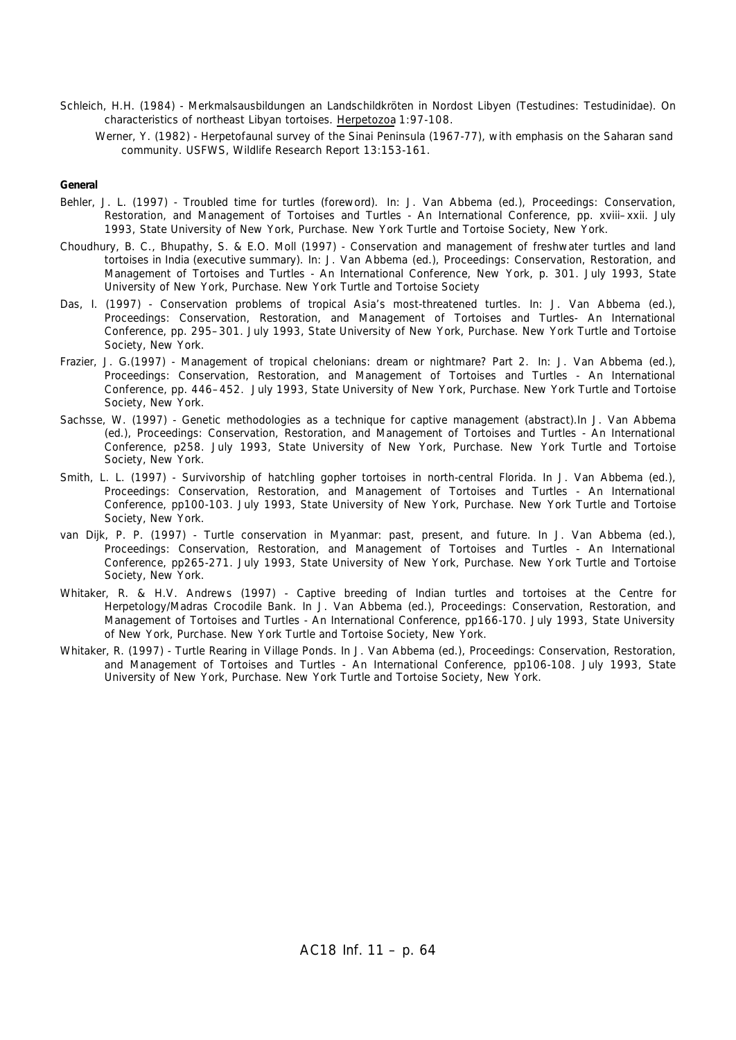Schleich, H.H. (1984) - Merkmalsausbildungen an Landschildkröten in Nordost Libyen (Testudines: Testudinidae). On characteristics of northeast Libyan tortoises. Herpetozoa 1:97-108.

Werner, Y. (1982) - Herpetofaunal survey of the Sinai Peninsula (1967-77), with emphasis on the Saharan sand community. USFWS, Wildlife Research Report 13:153-161.

**General**

Behler, J. L. (1997) - Troubled time for turtles (foreword). In: J. Van Abbema (ed.), Proceedings: Conservation, Restoration, and Management of Tortoises and Turtles - An International Conference, pp. xviii–xxii. July 1993, State University of New York, Purchase. New York Turtle and Tortoise Society, New York.

Choudhury, B. C., Bhupathy, S. & E.O. Moll (1997) - Conservation and management of freshwater turtles and land tortoises in India (executive summary). In: J. Van Abbema (ed.), Proceedings: Conservation, Restoration, and Management of Tortoises and Turtles - An International Conference, New York, p. 301. July 1993, State University of New York, Purchase. New York Turtle and Tortoise Society

Das, I. (1997) - Conservation problems of tropical Asia's most-threatened turtles. In: J. Van Abbema (ed.), Proceedings: Conservation, Restoration, and Management of Tortoises and Turtles- An International Conference, pp. 295–301. July 1993, State University of New York, Purchase. New York Turtle and Tortoise Society, New York.

Frazier, J. G.(1997) - Management of tropical chelonians: dream or nightmare? Part 2. In: J. Van Abbema (ed.), Proceedings: Conservation, Restoration, and Management of Tortoises and Turtles - An International Conference, pp. 446–452. July 1993, State University of New York, Purchase. New York Turtle and Tortoise Society, New York.

Sachsse, W. (1997) - Genetic methodologies as a technique for captive management (abstract).In J. Van Abbema (ed.), Proceedings: Conservation, Restoration, and Management of Tortoises and Turtles - An International Conference, p258. July 1993, State University of New York, Purchase. New York Turtle and Tortoise Society, New York.

Smith, L. L. (1997) - Survivorship of hatchling gopher tortoises in north-central Florida. In J. Van Abbema (ed.), Proceedings: Conservation, Restoration, and Management of Tortoises and Turtles - An International Conference, pp100-103. July 1993, State University of New York, Purchase. New York Turtle and Tortoise Society, New York.

van Dijk, P. P. (1997) - Turtle conservation in Myanmar: past, present, and future. In J. Van Abbema (ed.), Proceedings: Conservation, Restoration, and Management of Tortoises and Turtles - An International Conference, pp265-271. July 1993, State University of New York, Purchase. New York Turtle and Tortoise Society, New York.

Whitaker, R. & H.V. Andrews (1997) - Captive breeding of Indian turtles and tortoises at the Centre for Herpetology/Madras Crocodile Bank. In J. Van Abbema (ed.), Proceedings: Conservation, Restoration, and Management of Tortoises and Turtles - An International Conference, pp166-170. July 1993, State University of New York, Purchase. New York Turtle and Tortoise Society, New York.

Whitaker, R. (1997) - Turtle Rearing in Village Ponds. In J. Van Abbema (ed.), Proceedings: Conservation, Restoration, and Management of Tortoises and Turtles - An International Conference, pp106-108. July 1993, State University of New York, Purchase. New York Turtle and Tortoise Society, New York.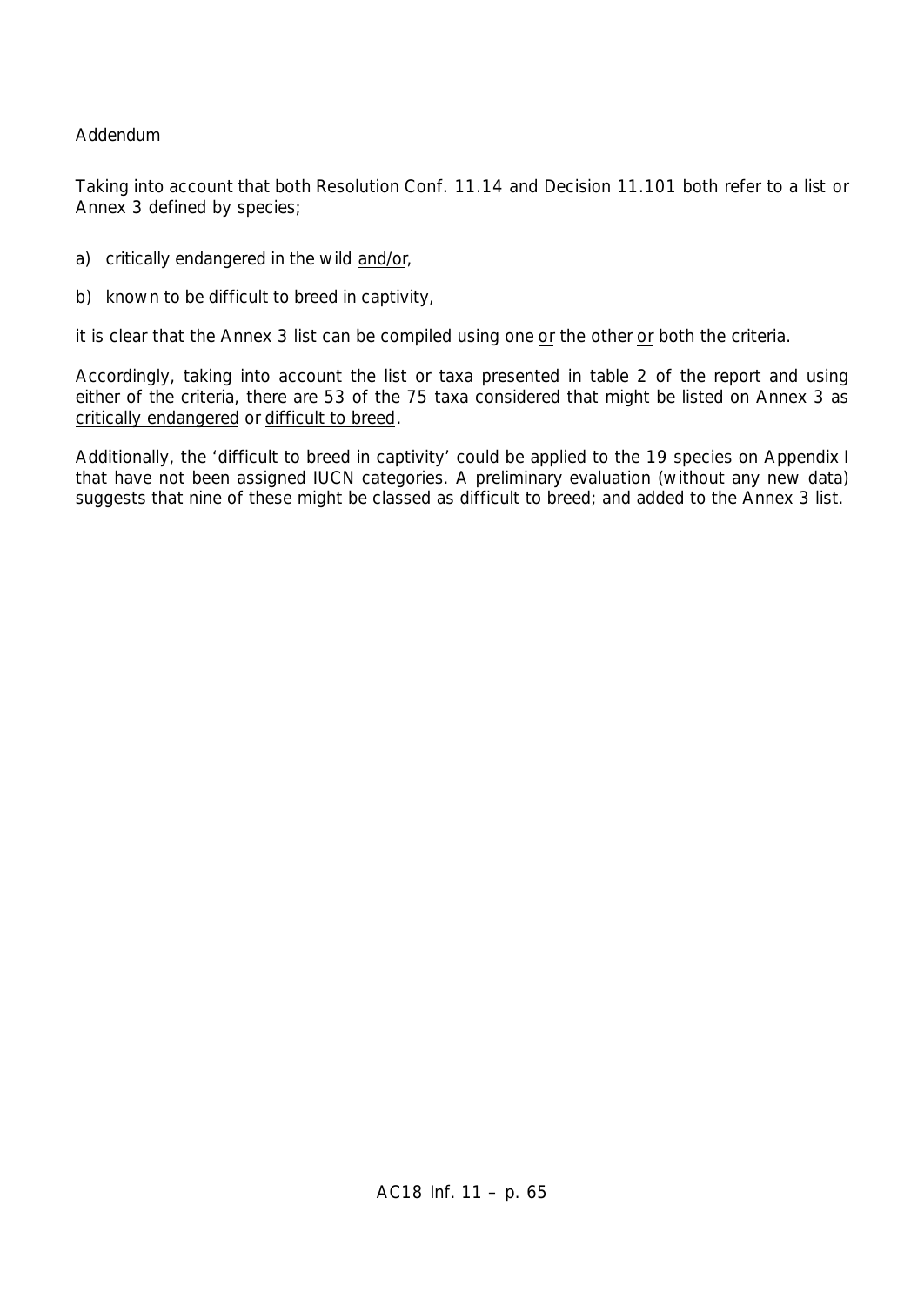Addendum

Taking into account that both Resolution Conf. 11.14 and Decision 11.101 both refer to a list or Annex 3 defined by species;

a) critically endangered in the wild <u>and/or</u>,

b) known to be difficult to breed in captivity,

it is clear that the Annex 3 list can be compiled using one <u>or</u> the other <u>or</u> both the criteria.

Accordingly, taking into account the list or taxa presented in table 2 of the report and using either of the criteria, there are 53 of the 75 taxa considered that might be listed on Annex 3 as <u>critically endangered</u> or <u>difficult to breed</u>.

Additionally, the 'difficult to breed in captivity' could be applied to the 19 species on Appendix I that have not been assigned IUCN categories. A preliminary evaluation (without any new data) suggests that nine of these might be classed as difficult to breed; and added to the Annex 3 list.